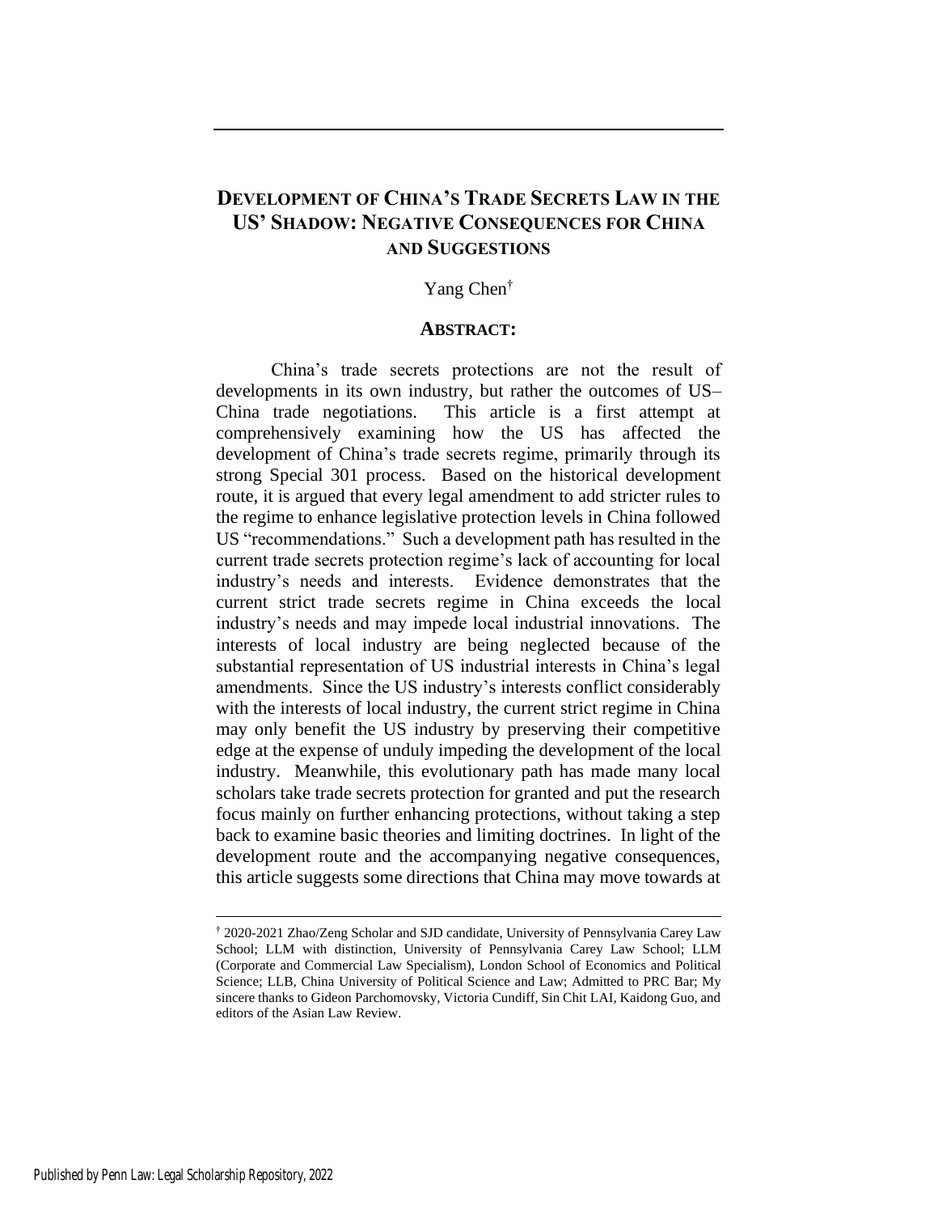# DEVELOPMENT OF CHINA'S TRADE SECRETS LAW IN THE US' SHADOW: NEGATIVE CONSEQUENCES FOR CHINA AND SUGGESTIONS

Yang Chen[†]

## ABSTRACT:

China's trade secrets protections are not the result of developments in its own industry, but rather the outcomes of US–China trade negotiations. This article is a first attempt at comprehensively examining how the US has affected the development of China's trade secrets regime, primarily through its strong Special 301 process. Based on the historical development route, it is argued that every legal amendment to add stricter rules to the regime to enhance legislative protection levels in China followed US "recommendations." Such a development path has resulted in the current trade secrets protection regime's lack of accounting for local industry's needs and interests. Evidence demonstrates that the current strict trade secrets regime in China exceeds the local industry's needs and may impede local industrial innovations. The interests of local industry are being neglected because of the substantial representation of US industrial interests in China's legal amendments. Since the US industry's interests conflict considerably with the interests of local industry, the current strict regime in China may only benefit the US industry by preserving their competitive edge at the expense of unduly impeding the development of the local industry. Meanwhile, this evolutionary path has made many local scholars take trade secrets protection for granted and put the research focus mainly on further enhancing protections, without taking a step back to examine basic theories and limiting doctrines. In light of the development route and the accompanying negative consequences, this article suggests some directions that China may move towards at

[†] 2020-2021 Zhao/Zeng Scholar and SJD candidate, University of Pennsylvania Carey Law School; LLM with distinction, University of Pennsylvania Carey Law School; LLM (Corporate and Commercial Law Specialism), London School of Economics and Political Science; LLB, China University of Political Science and Law; Admitted to PRC Bar; My sincere thanks to Gideon Parchomovsky, Victoria Cundiff, Sin Chit LAI, Kaidong Guo, and editors of the Asian Law Review.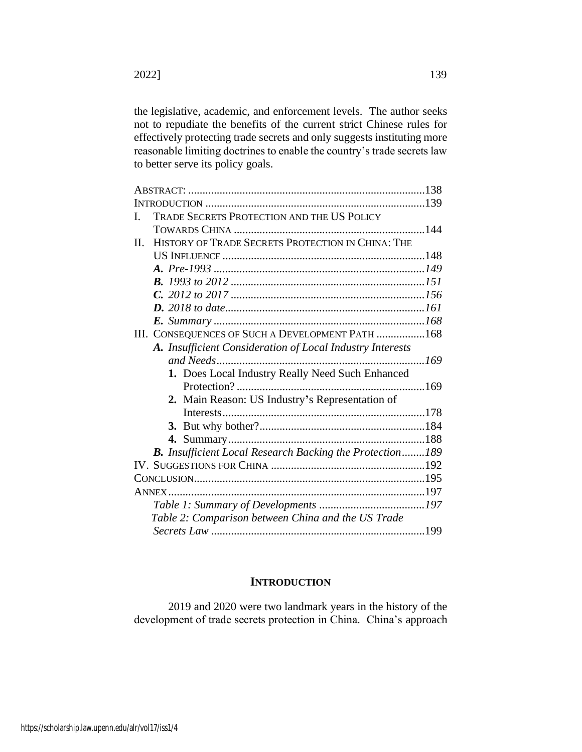the legislative, academic, and enforcement levels. The author seeks not to repudiate the benefits of the current strict Chinese rules for effectively protecting trade secrets and only suggests instituting more reasonable limiting doctrines to enable the country's trade secrets law to better serve its policy goals.

ABSTRACT: ....................................................................................138
INTRODUCTION ..............................................................................139
I. TRADE SECRETS PROTECTION AND THE US POLICY TOWARDS CHINA ....................................................................144
II. HISTORY OF TRADE SECRETS PROTECTION IN CHINA: THE US INFLUENCE ........................................................................148
*A. Pre-1993* ..................................................................................*149*
*B. 1993 to 2012* ............................................................................*151*
*C. 2012 to 2017* ............................................................................*156*
*D. 2018 to date* .............................................................................*161*
*E. Summary* .................................................................................*168*
III. CONSEQUENCES OF SUCH A DEVELOPMENT PATH .................168
*A. Insufficient Consideration of Local Industry Interests and Needs* ............................................................................*169*
**1.** Does Local Industry Really Need Such Enhanced Protection? ..................................................................169
**2.** Main Reason: US Industry's Representation of Interests ......................................................................178
**3.** But why bother? ...........................................................184
**4.** Summary .....................................................................188
*B. Insufficient Local Research Backing the Protection* ........*189*
IV. SUGGESTIONS FOR CHINA ......................................................192
CONCLUSION .................................................................................195
ANNEX ...........................................................................................197
*Table 1: Summary of Developments* .....................................*197*
*Table 2: Comparison between China and the US Trade Secrets Law* ...........................................................................199

## INTRODUCTION

2019 and 2020 were two landmark years in the history of the development of trade secrets protection in China. China's approach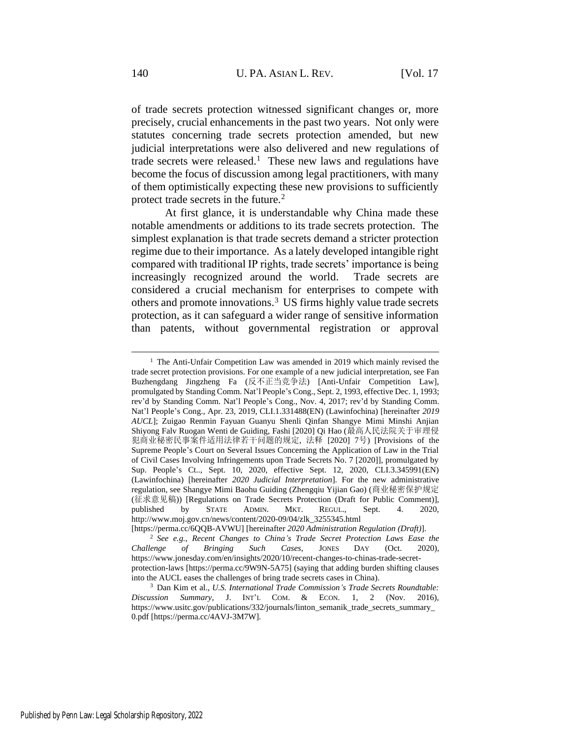of trade secrets protection witnessed significant changes or, more precisely, crucial enhancements in the past two years. Not only were statutes concerning trade secrets protection amended, but new judicial interpretations were also delivered and new regulations of trade secrets were released.[1] These new laws and regulations have become the focus of discussion among legal practitioners, with many of them optimistically expecting these new provisions to sufficiently protect trade secrets in the future.[2]

At first glance, it is understandable why China made these notable amendments or additions to its trade secrets protection. The simplest explanation is that trade secrets demand a stricter protection regime due to their importance. As a lately developed intangible right compared with traditional IP rights, trade secrets' importance is being increasingly recognized around the world. Trade secrets are considered a crucial mechanism for enterprises to compete with others and promote innovations.[3] US firms highly value trade secrets protection, as it can safeguard a wider range of sensitive information than patents, without governmental registration or approval

---

[1] The Anti-Unfair Competition Law was amended in 2019 which mainly revised the trade secret protection provisions. For one example of a new judicial interpretation, see Fan Buzhengdang Jingzheng Fa (反不正当竞争法) [Anti-Unfair Competition Law], promulgated by Standing Comm. Nat'l People's Cong., Sept. 2, 1993, effective Dec. 1, 1993; rev'd by Standing Comm. Nat'l People's Cong., Nov. 4, 2017; rev'd by Standing Comm. Nat'l People's Cong., Apr. 23, 2019, CLI.1.331488(EN) (Lawinfochina) [hereinafter *2019 AUCL*]; Zuigao Renmin Fayuan Guanyu Shenli Qinfan Shangye Mimi Minshi Anjian Shiyong Falv Ruogan Wenti de Guiding, Fashi [2020] Qi Hao (最高人民法院关于审理侵犯商业秘密民事案件适用法律若干问题的规定，法释 [2020] 7号) [Provisions of the Supreme People's Court on Several Issues Concerning the Application of Law in the Trial of Civil Cases Involving Infringements upon Trade Secrets No. 7 [2020]], promulgated by Sup. People's Ct.., Sept. 10, 2020, effective Sept. 12, 2020, CLI.3.345991(EN) (Lawinfochina) [hereinafter *2020 Judicial Interpretation*]. For the new administrative regulation, see Shangye Mimi Baohu Guiding (Zhengqiu Yijian Gao) (商业秘密保护规定(征求意见稿)) [Regulations on Trade Secrets Protection (Draft for Public Comment)], published by STATE ADMIN. MKT. REGUL., Sept. 4. 2020, http://www.moj.gov.cn/news/content/2020-09/04/zlk_3255345.html [https://perma.cc/6QQB-AVWU] [hereinafter *2020 Administration Regulation (Draft)*].

[2] *See e.g.*, *Recent Changes to China's Trade Secret Protection Laws Ease the Challenge of Bringing Such Cases*, JONES DAY (Oct. 2020), https://www.jonesday.com/en/insights/2020/10/recent-changes-to-chinas-trade-secret-protection-laws [https://perma.cc/9W9N-5A75] (saying that adding burden shifting clauses into the AUCL eases the challenges of bring trade secrets cases in China).

[3] Dan Kim et al., *U.S. International Trade Commission's Trade Secrets Roundtable: Discussion Summary*, J. INT'L COM. & ECON. 1, 2 (Nov. 2016), https://www.usitc.gov/publications/332/journals/linton_semanik_trade_secrets_summary_0.pdf [https://perma.cc/4AVJ-3M7W].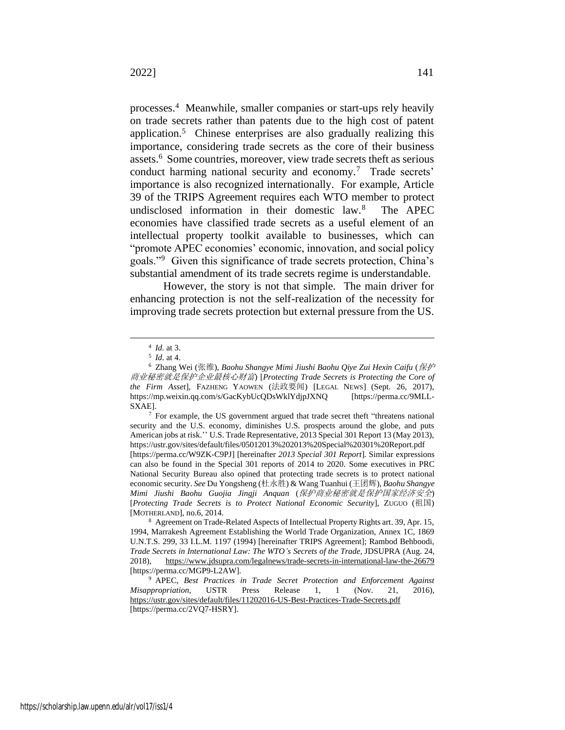processes.[4] Meanwhile, smaller companies or start-ups rely heavily on trade secrets rather than patents due to the high cost of patent application.[5] Chinese enterprises are also gradually realizing this importance, considering trade secrets as the core of their business assets.[6] Some countries, moreover, view trade secrets theft as serious conduct harming national security and economy.[7] Trade secrets' importance is also recognized internationally. For example, Article 39 of the TRIPS Agreement requires each WTO member to protect undisclosed information in their domestic law.[8] The APEC economies have classified trade secrets as a useful element of an intellectual property toolkit available to businesses, which can "promote APEC economies' economic, innovation, and social policy goals."[9] Given this significance of trade secrets protection, China's substantial amendment of its trade secrets regime is understandable.

However, the story is not that simple. The main driver for enhancing protection is not the self-realization of the necessity for improving trade secrets protection but external pressure from the US.

---

[4] *Id.* at 3.

[5] *Id.* at 4.

[6] Zhang Wei (张维), *Baohu Shangye Mimi Jiushi Baohu Qiye Zui Hexin Caifu* (*保护商业秘密就是保护企业最核心财富*) [*Protecting Trade Secrets is Protecting the Core of the Firm Asset*], FAZHENG YAOWEN (法政要闻) [LEGAL NEWS] (Sept. 26, 2017), https://mp.weixin.qq.com/s/GacKybUcQDsWklYdjpJXNQ [https://perma.cc/9MLL-SXAE].

[7] For example, the US government argued that trade secret theft "threatens national security and the U.S. economy, diminishes U.S. prospects around the globe, and puts American jobs at risk.'' U.S. Trade Representative, 2013 Special 301 Report 13 (May 2013), https://ustr.gov/sites/default/files/05012013%202013%20Special%20301%20Report.pdf [https://perma.cc/W9ZK-C9PJ] [hereinafter *2013 Special 301 Report*]. Similar expressions can also be found in the Special 301 reports of 2014 to 2020. Some executives in PRC National Security Bureau also opined that protecting trade secrets is to protect national economic security. *See* Du Yongsheng (杜永胜) & Wang Tuanhui (王团辉), *Baohu Shangye Mimi Jiushi Baohu Guojia Jingji Anquan* (*保护商业秘密就是保护国家经济安全*) [*Protecting Trade Secrets is to Protect National Economic Security*], ZUGUO (祖国) [MOTHERLAND], no.6, 2014.

[8] Agreement on Trade-Related Aspects of Intellectual Property Rights art. 39, Apr. 15, 1994, Marrakesh Agreement Establishing the World Trade Organization, Annex 1C, 1869 U.N.T.S. 299, 33 I.L.M. 1197 (1994) [hereinafter TRIPS Agreement]; Rambod Behboodi, *Trade Secrets in International Law: The WTO's Secrets of the Trade*, JDSUPRA (Aug. 24, 2018), https://www.jdsupra.com/legalnews/trade-secrets-in-international-law-the-26679 [https://perma.cc/MGP9-L2AW].

[9] APEC, *Best Practices in Trade Secret Protection and Enforcement Against Misappropriation*, USTR Press Release 1, 1 (Nov. 21, 2016), https://ustr.gov/sites/default/files/11202016-US-Best-Practices-Trade-Secrets.pdf [https://perma.cc/2VQ7-HSRY].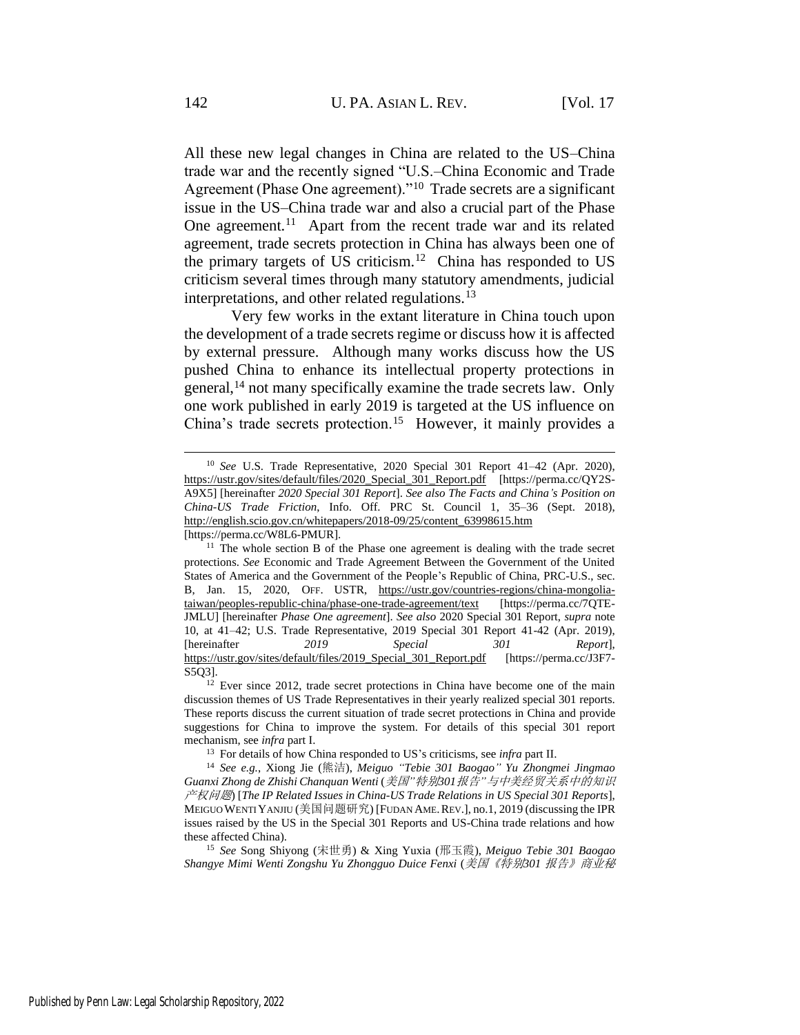All these new legal changes in China are related to the US–China trade war and the recently signed "U.S.–China Economic and Trade Agreement (Phase One agreement)."[10] Trade secrets are a significant issue in the US–China trade war and also a crucial part of the Phase One agreement.[11] Apart from the recent trade war and its related agreement, trade secrets protection in China has always been one of the primary targets of US criticism.[12] China has responded to US criticism several times through many statutory amendments, judicial interpretations, and other related regulations.[13]

Very few works in the extant literature in China touch upon the development of a trade secrets regime or discuss how it is affected by external pressure. Although many works discuss how the US pushed China to enhance its intellectual property protections in general,[14] not many specifically examine the trade secrets law. Only one work published in early 2019 is targeted at the US influence on China's trade secrets protection.[15] However, it mainly provides a

---

[10] *See* U.S. Trade Representative, 2020 Special 301 Report 41–42 (Apr. 2020), https://ustr.gov/sites/default/files/2020_Special_301_Report.pdf [https://perma.cc/QY2S-A9X5] [hereinafter *2020 Special 301 Report*]. *See also The Facts and China's Position on China-US Trade Friction*, Info. Off. PRC St. Council 1, 35–36 (Sept. 2018), http://english.scio.gov.cn/whitepapers/2018-09/25/content_63998615.htm [https://perma.cc/W8L6-PMUR].

[11] The whole section B of the Phase one agreement is dealing with the trade secret protections. *See* Economic and Trade Agreement Between the Government of the United States of America and the Government of the People's Republic of China, PRC-U.S., sec. B, Jan. 15, 2020, OFF. USTR, https://ustr.gov/countries-regions/china-mongolia-taiwan/peoples-republic-china/phase-one-trade-agreement/text [https://perma.cc/7QTE-JMLU] [hereinafter *Phase One agreement*]. *See also* 2020 Special 301 Report, *supra* note 10, at 41–42; U.S. Trade Representative, 2019 Special 301 Report 41-42 (Apr. 2019), [hereinafter *2019 Special 301 Report*], https://ustr.gov/sites/default/files/2019_Special_301_Report.pdf [https://perma.cc/J3F7-S5Q3].

[12] Ever since 2012, trade secret protections in China have become one of the main discussion themes of US Trade Representatives in their yearly realized special 301 reports. These reports discuss the current situation of trade secret protections in China and provide suggestions for China to improve the system. For details of this special 301 report mechanism, see *infra* part I.

[13] For details of how China responded to US's criticisms, see *infra* part II.

[14] *See e.g.*, Xiong Jie (熊洁), *Meiguo "Tebie 301 Baogao" Yu Zhongmei Jingmao Guanxi Zhong de Zhishi Chanquan Wenti* (*美国"特别301报告"与中美经贸关系中的知识产权问题*) [*The IP Related Issues in China-US Trade Relations in US Special 301 Reports*], MEIGUO WENTI YANJIU (美国问题研究) [FUDAN AME. REV.], no.1, 2019 (discussing the IPR issues raised by the US in the Special 301 Reports and US-China trade relations and how these affected China).

[15] *See* Song Shiyong (宋世勇) & Xing Yuxia (邢玉霞), *Meiguo Tebie 301 Baogao Shangye Mimi Wenti Zongshu Yu Zhongguo Duice Fenxi* (*美国《特别301 报告》商业秘*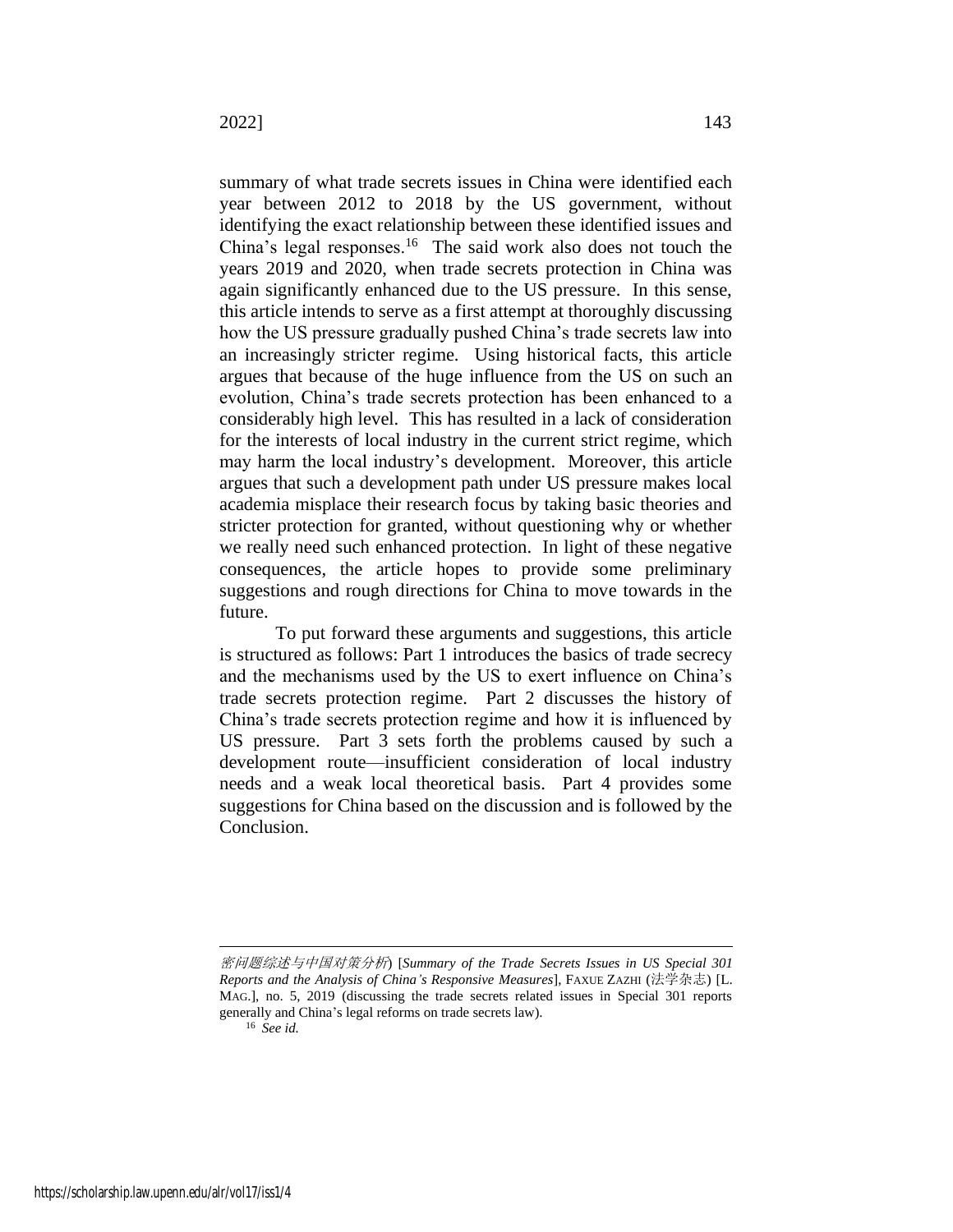summary of what trade secrets issues in China were identified each year between 2012 to 2018 by the US government, without identifying the exact relationship between these identified issues and China's legal responses.[16] The said work also does not touch the years 2019 and 2020, when trade secrets protection in China was again significantly enhanced due to the US pressure. In this sense, this article intends to serve as a first attempt at thoroughly discussing how the US pressure gradually pushed China's trade secrets law into an increasingly stricter regime. Using historical facts, this article argues that because of the huge influence from the US on such an evolution, China's trade secrets protection has been enhanced to a considerably high level. This has resulted in a lack of consideration for the interests of local industry in the current strict regime, which may harm the local industry's development. Moreover, this article argues that such a development path under US pressure makes local academia misplace their research focus by taking basic theories and stricter protection for granted, without questioning why or whether we really need such enhanced protection. In light of these negative consequences, the article hopes to provide some preliminary suggestions and rough directions for China to move towards in the future.

To put forward these arguments and suggestions, this article is structured as follows: Part 1 introduces the basics of trade secrecy and the mechanisms used by the US to exert influence on China's trade secrets protection regime. Part 2 discusses the history of China's trade secrets protection regime and how it is influenced by US pressure. Part 3 sets forth the problems caused by such a development route—insufficient consideration of local industry needs and a weak local theoretical basis. Part 4 provides some suggestions for China based on the discussion and is followed by the Conclusion.

---

*密问题综述与中国对策分析*) [*Summary of the Trade Secrets Issues in US Special 301 Reports and the Analysis of China's Responsive Measures*], FAXUE ZAZHI (法学杂志) [L. MAG.], no. 5, 2019 (discussing the trade secrets related issues in Special 301 reports generally and China's legal reforms on trade secrets law).

[16] *See id.*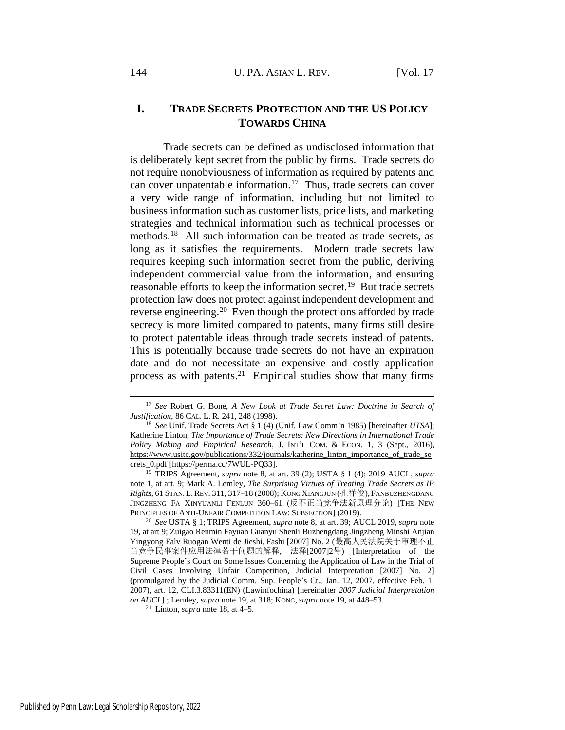## I. TRADE SECRETS PROTECTION AND THE US POLICY TOWARDS CHINA

Trade secrets can be defined as undisclosed information that is deliberately kept secret from the public by firms. Trade secrets do not require nonobviousness of information as required by patents and can cover unpatentable information.[17] Thus, trade secrets can cover a very wide range of information, including but not limited to business information such as customer lists, price lists, and marketing strategies and technical information such as technical processes or methods.[18] All such information can be treated as trade secrets, as long as it satisfies the requirements. Modern trade secrets law requires keeping such information secret from the public, deriving independent commercial value from the information, and ensuring reasonable efforts to keep the information secret.[19] But trade secrets protection law does not protect against independent development and reverse engineering.[20] Even though the protections afforded by trade secrecy is more limited compared to patents, many firms still desire to protect patentable ideas through trade secrets instead of patents. This is potentially because trade secrets do not have an expiration date and do not necessitate an expensive and costly application process as with patents.[21] Empirical studies show that many firms

---

[17] *See* Robert G. Bone, *A New Look at Trade Secret Law: Doctrine in Search of Justification*, 86 CAL. L. R. 241, 248 (1998).

[18] *See* Unif. Trade Secrets Act § 1 (4) (Unif. Law Comm'n 1985) [hereinafter *UTSA*]; Katherine Linton, *The Importance of Trade Secrets: New Directions in International Trade Policy Making and Empirical Research*, J. INT'L COM. & ECON. 1, 3 (Sept., 2016), https://www.usitc.gov/publications/332/journals/katherine_linton_importance_of_trade_secrets_0.pdf [https://perma.cc/7WUL-PQ33].

[19] TRIPS Agreement, *supra* note 8, at art. 39 (2); USTA § 1 (4); 2019 AUCL, *supra* note 1, at art. 9; Mark A. Lemley, *The Surprising Virtues of Treating Trade Secrets as IP Rights*, 61 STAN. L. REV. 311, 317–18 (2008); KONG XIANGJUN (孔祥俊), FANBUZHENGDANG JINGZHENG FA XINYUANLI FENLUN 360–61 (反不正当竞争法新原理分论) [THE NEW PRINCIPLES OF ANTI-UNFAIR COMPETITION LAW: SUBSECTION] (2019).

[20] *See* USTA § 1; TRIPS Agreement, *supra* note 8, at art. 39; AUCL 2019, *supra* note 19, at art 9; Zuigao Renmin Fayuan Guanyu Shenli Buzhengdang Jingzheng Minshi Anjian Yingyong Falv Ruogan Wenti de Jieshi, Fashi [2007] No. 2 (最高人民法院关于审理不正当竞争民事案件应用法律若干问题的解释, 法释[2007]2号) [Interpretation of the Supreme People's Court on Some Issues Concerning the Application of Law in the Trial of Civil Cases Involving Unfair Competition, Judicial Interpretation [2007] No. 2] (promulgated by the Judicial Comm. Sup. People's Ct., Jan. 12, 2007, effective Feb. 1, 2007), art. 12, CLI.3.83311(EN) (Lawinfochina) [hereinafter *2007 Judicial Interpretation on AUCL*] ; Lemley, *supra* note 19, at 318; KONG, *supra* note 19, at 448–53.

[21] Linton, *supra* note 18, at 4–5.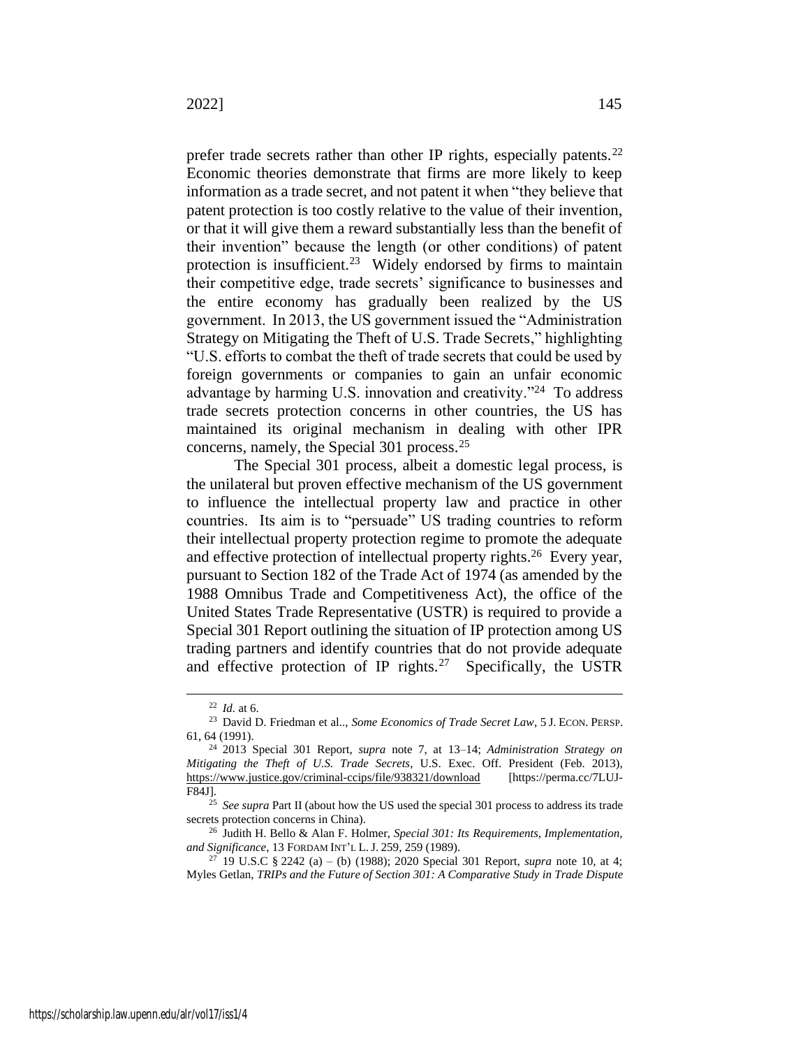prefer trade secrets rather than other IP rights, especially patents.[22] Economic theories demonstrate that firms are more likely to keep information as a trade secret, and not patent it when "they believe that patent protection is too costly relative to the value of their invention, or that it will give them a reward substantially less than the benefit of their invention" because the length (or other conditions) of patent protection is insufficient.[23] Widely endorsed by firms to maintain their competitive edge, trade secrets' significance to businesses and the entire economy has gradually been realized by the US government. In 2013, the US government issued the "Administration Strategy on Mitigating the Theft of U.S. Trade Secrets," highlighting "U.S. efforts to combat the theft of trade secrets that could be used by foreign governments or companies to gain an unfair economic advantage by harming U.S. innovation and creativity."[24] To address trade secrets protection concerns in other countries, the US has maintained its original mechanism in dealing with other IPR concerns, namely, the Special 301 process.[25]

The Special 301 process, albeit a domestic legal process, is the unilateral but proven effective mechanism of the US government to influence the intellectual property law and practice in other countries. Its aim is to "persuade" US trading countries to reform their intellectual property protection regime to promote the adequate and effective protection of intellectual property rights.[26] Every year, pursuant to Section 182 of the Trade Act of 1974 (as amended by the 1988 Omnibus Trade and Competitiveness Act), the office of the United States Trade Representative (USTR) is required to provide a Special 301 Report outlining the situation of IP protection among US trading partners and identify countries that do not provide adequate and effective protection of IP rights.[27] Specifically, the USTR

---

[22] *Id.* at 6.

[23] David D. Friedman et al.., *Some Economics of Trade Secret Law*, 5 J. ECON. PERSP. 61, 64 (1991).

[24] 2013 Special 301 Report, *supra* note 7, at 13–14; *Administration Strategy on Mitigating the Theft of U.S. Trade Secrets*, U.S. Exec. Off. President (Feb. 2013), https://www.justice.gov/criminal-ccips/file/938321/download [https://perma.cc/7LUJ-F84J].

[25] *See supra* Part II (about how the US used the special 301 process to address its trade secrets protection concerns in China).

[26] Judith H. Bello & Alan F. Holmer, *Special 301: Its Requirements, Implementation, and Significance*, 13 FORDAM INT'L L. J. 259, 259 (1989).

[27] 19 U.S.C § 2242 (a) – (b) (1988); 2020 Special 301 Report, *supra* note 10, at 4; Myles Getlan, *TRIPs and the Future of Section 301: A Comparative Study in Trade Dispute*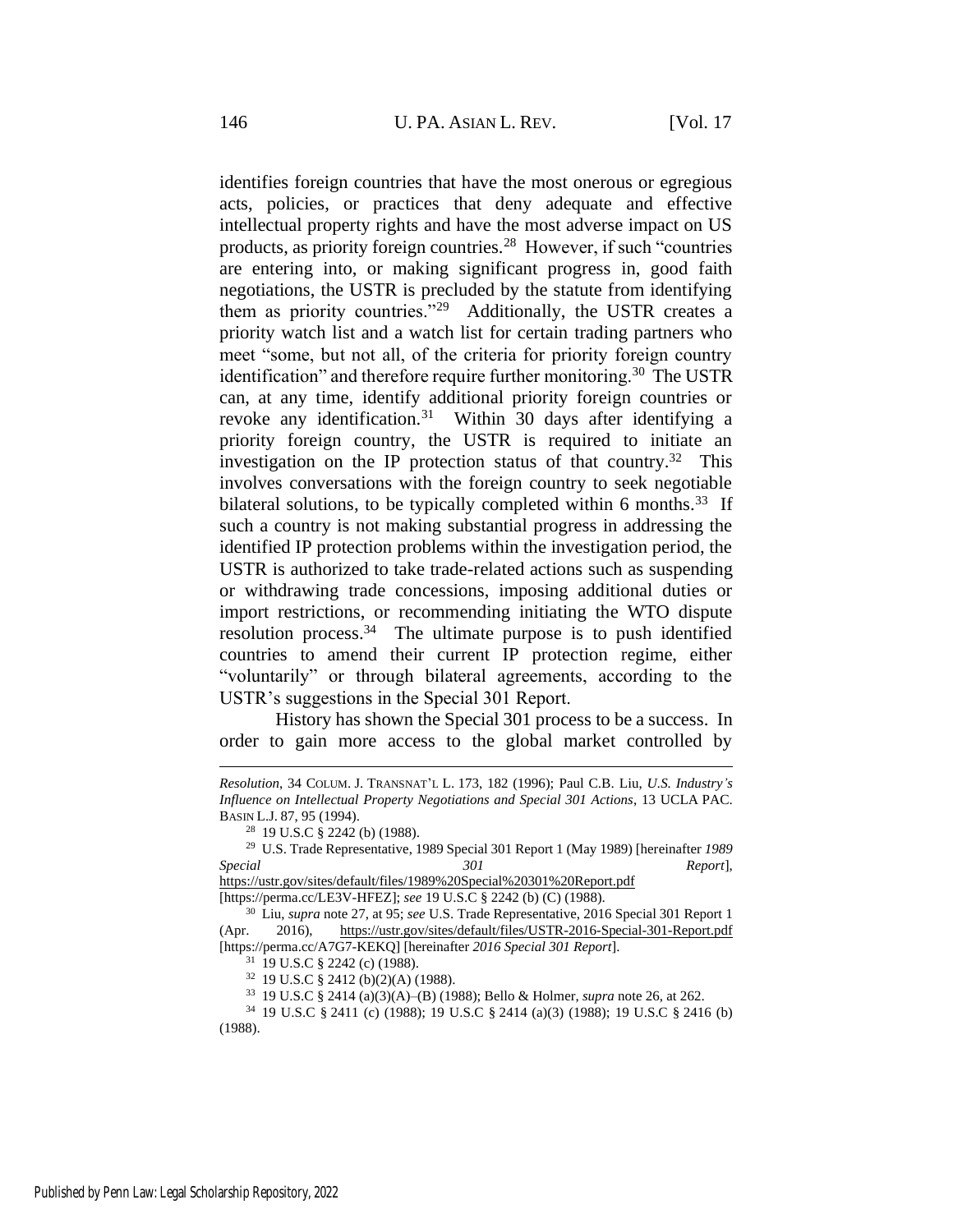identifies foreign countries that have the most onerous or egregious acts, policies, or practices that deny adequate and effective intellectual property rights and have the most adverse impact on US products, as priority foreign countries.[28] However, if such "countries are entering into, or making significant progress in, good faith negotiations, the USTR is precluded by the statute from identifying them as priority countries."[29] Additionally, the USTR creates a priority watch list and a watch list for certain trading partners who meet "some, but not all, of the criteria for priority foreign country identification" and therefore require further monitoring.[30] The USTR can, at any time, identify additional priority foreign countries or revoke any identification.[31] Within 30 days after identifying a priority foreign country, the USTR is required to initiate an investigation on the IP protection status of that country.[32] This involves conversations with the foreign country to seek negotiable bilateral solutions, to be typically completed within 6 months.[33] If such a country is not making substantial progress in addressing the identified IP protection problems within the investigation period, the USTR is authorized to take trade-related actions such as suspending or withdrawing trade concessions, imposing additional duties or import restrictions, or recommending initiating the WTO dispute resolution process.[34] The ultimate purpose is to push identified countries to amend their current IP protection regime, either "voluntarily" or through bilateral agreements, according to the USTR's suggestions in the Special 301 Report.

History has shown the Special 301 process to be a success. In order to gain more access to the global market controlled by

---

*Resolution*, 34 COLUM. J. TRANSNAT'L L. 173, 182 (1996); Paul C.B. Liu, *U.S. Industry's Influence on Intellectual Property Negotiations and Special 301 Actions*, 13 UCLA PAC. BASIN L.J. 87, 95 (1994).

[28] 19 U.S.C § 2242 (b) (1988).

[29] U.S. Trade Representative, 1989 Special 301 Report 1 (May 1989) [hereinafter *1989 Special 301 Report*], https://ustr.gov/sites/default/files/1989%20Special%20301%20Report.pdf [https://perma.cc/LE3V-HFEZ]; *see* 19 U.S.C § 2242 (b) (C) (1988).

[30] Liu, *supra* note 27, at 95; *see* U.S. Trade Representative, 2016 Special 301 Report 1 (Apr. 2016), https://ustr.gov/sites/default/files/USTR-2016-Special-301-Report.pdf [https://perma.cc/A7G7-KEKQ] [hereinafter *2016 Special 301 Report*].

[31] 19 U.S.C § 2242 (c) (1988).

[32] 19 U.S.C § 2412 (b)(2)(A) (1988).

[33] 19 U.S.C § 2414 (a)(3)(A)–(B) (1988); Bello & Holmer, *supra* note 26, at 262.

[34] 19 U.S.C § 2411 (c) (1988); 19 U.S.C § 2414 (a)(3) (1988); 19 U.S.C § 2416 (b) (1988).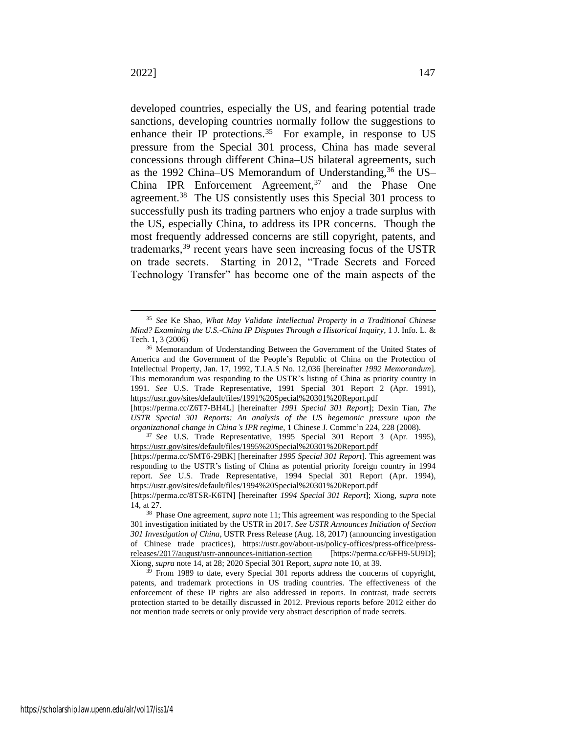developed countries, especially the US, and fearing potential trade sanctions, developing countries normally follow the suggestions to enhance their IP protections.[35] For example, in response to US pressure from the Special 301 process, China has made several concessions through different China–US bilateral agreements, such as the 1992 China–US Memorandum of Understanding,[36] the US–China IPR Enforcement Agreement,[37] and the Phase One agreement.[38] The US consistently uses this Special 301 process to successfully push its trading partners who enjoy a trade surplus with the US, especially China, to address its IPR concerns. Though the most frequently addressed concerns are still copyright, patents, and trademarks,[39] recent years have seen increasing focus of the USTR on trade secrets. Starting in 2012, "Trade Secrets and Forced Technology Transfer" has become one of the main aspects of the

---

[35] *See* Ke Shao, *What May Validate Intellectual Property in a Traditional Chinese Mind? Examining the U.S.-China IP Disputes Through a Historical Inquiry*, 1 J. Info. L. & Tech. 1, 3 (2006)

[36] Memorandum of Understanding Between the Government of the United States of America and the Government of the People's Republic of China on the Protection of Intellectual Property, Jan. 17, 1992, T.I.A.S No. 12,036 [hereinafter *1992 Memorandum*]. This memorandum was responding to the USTR's listing of China as priority country in 1991. *See* U.S. Trade Representative, 1991 Special 301 Report 2 (Apr. 1991), https://ustr.gov/sites/default/files/1991%20Special%20301%20Report.pdf [https://perma.cc/Z6T7-BH4L] [hereinafter *1991 Special 301 Report*]; Dexin Tian, *The USTR Special 301 Reports: An analysis of the US hegemonic pressure upon the organizational change in China's IPR regime*, 1 Chinese J. Commc'n 224, 228 (2008).

[37] *See* U.S. Trade Representative, 1995 Special 301 Report 3 (Apr. 1995), https://ustr.gov/sites/default/files/1995%20Special%20301%20Report.pdf [https://perma.cc/SMT6-29BK] [hereinafter *1995 Special 301 Report*]. This agreement was responding to the USTR's listing of China as potential priority foreign country in 1994 report. *See* U.S. Trade Representative, 1994 Special 301 Report (Apr. 1994), https://ustr.gov/sites/default/files/1994%20Special%20301%20Report.pdf [https://perma.cc/8TSR-K6TN] [hereinafter *1994 Special 301 Report*]; Xiong, *supra* note 14, at 27.

[38] Phase One agreement, *supra* note 11; This agreement was responding to the Special 301 investigation initiated by the USTR in 2017. *See USTR Announces Initiation of Section 301 Investigation of China*, USTR Press Release (Aug. 18, 2017) (announcing investigation of Chinese trade practices), https://ustr.gov/about-us/policy-offices/press-office/press-releases/2017/august/ustr-announces-initiation-section [https://perma.cc/6FH9-5U9D]; Xiong, *supra* note 14, at 28; 2020 Special 301 Report, *supra* note 10, at 39.

[39] From 1989 to date, every Special 301 reports address the concerns of copyright, patents, and trademark protections in US trading countries. The effectiveness of the enforcement of these IP rights are also addressed in reports. In contrast, trade secrets protection started to be detailly discussed in 2012. Previous reports before 2012 either do not mention trade secrets or only provide very abstract description of trade secrets.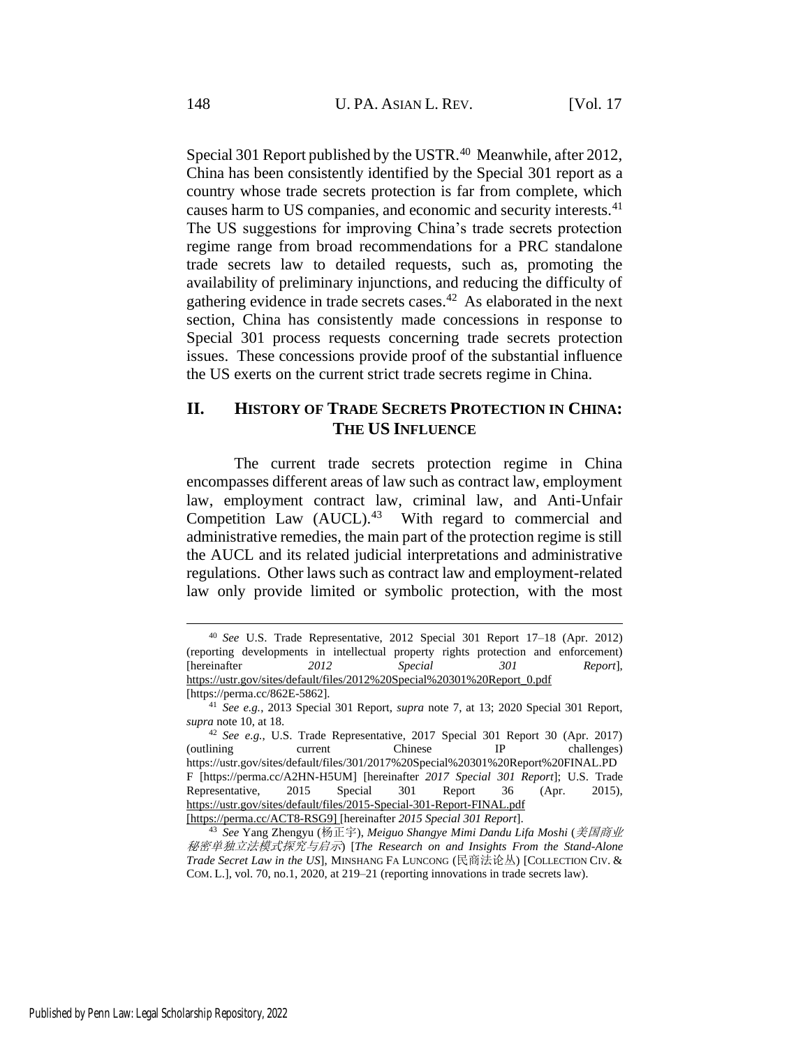Special 301 Report published by the USTR.[40] Meanwhile, after 2012, China has been consistently identified by the Special 301 report as a country whose trade secrets protection is far from complete, which causes harm to US companies, and economic and security interests.[41] The US suggestions for improving China's trade secrets protection regime range from broad recommendations for a PRC standalone trade secrets law to detailed requests, such as, promoting the availability of preliminary injunctions, and reducing the difficulty of gathering evidence in trade secrets cases.[42] As elaborated in the next section, China has consistently made concessions in response to Special 301 process requests concerning trade secrets protection issues. These concessions provide proof of the substantial influence the US exerts on the current strict trade secrets regime in China.

## II. HISTORY OF TRADE SECRETS PROTECTION IN CHINA: THE US INFLUENCE

The current trade secrets protection regime in China encompasses different areas of law such as contract law, employment law, employment contract law, criminal law, and Anti-Unfair Competition Law (AUCL).[43] With regard to commercial and administrative remedies, the main part of the protection regime is still the AUCL and its related judicial interpretations and administrative regulations. Other laws such as contract law and employment-related law only provide limited or symbolic protection, with the most

---

[40] *See* U.S. Trade Representative, 2012 Special 301 Report 17–18 (Apr. 2012) (reporting developments in intellectual property rights protection and enforcement) [hereinafter *2012 Special 301 Report*], https://ustr.gov/sites/default/files/2012%20Special%20301%20Report_0.pdf [https://perma.cc/862E-5862].

[41] *See e.g.*, 2013 Special 301 Report, *supra* note 7, at 13; 2020 Special 301 Report, *supra* note 10, at 18.

[42] *See e.g.*, U.S. Trade Representative, 2017 Special 301 Report 30 (Apr. 2017) (outlining current Chinese IP challenges) https://ustr.gov/sites/default/files/301/2017%20Special%20301%20Report%20FINAL.PDF [https://perma.cc/A2HN-H5UM] [hereinafter *2017 Special 301 Report*]; U.S. Trade Representative, 2015 Special 301 Report 36 (Apr. 2015), https://ustr.gov/sites/default/files/2015-Special-301-Report-FINAL.pdf [https://perma.cc/ACT8-RSG9] [hereinafter *2015 Special 301 Report*].

[43] *See* Yang Zhengyu (杨正宇), *Meiguo Shangye Mimi Dandu Lifa Moshi* (*美国商业秘密单独立法模式探究与启示*) [*The Research on and Insights From the Stand-Alone Trade Secret Law in the US*], MINSHANG FA LUNCONG (民商法论丛) [COLLECTION CIV. & COM. L.], vol. 70, no.1, 2020, at 219–21 (reporting innovations in trade secrets law).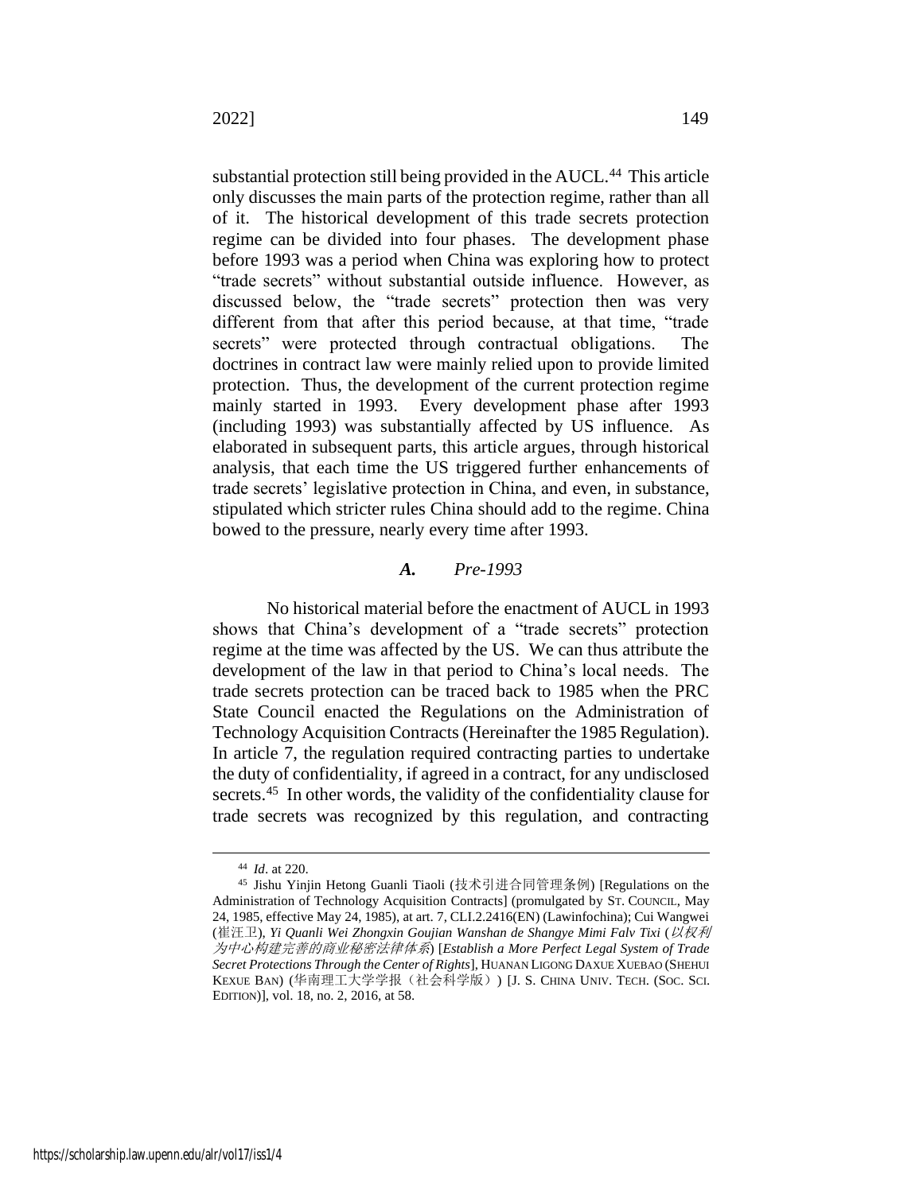substantial protection still being provided in the AUCL.[44] This article only discusses the main parts of the protection regime, rather than all of it. The historical development of this trade secrets protection regime can be divided into four phases. The development phase before 1993 was a period when China was exploring how to protect "trade secrets" without substantial outside influence. However, as discussed below, the "trade secrets" protection then was very different from that after this period because, at that time, "trade secrets" were protected through contractual obligations. The doctrines in contract law were mainly relied upon to provide limited protection. Thus, the development of the current protection regime mainly started in 1993. Every development phase after 1993 (including 1993) was substantially affected by US influence. As elaborated in subsequent parts, this article argues, through historical analysis, that each time the US triggered further enhancements of trade secrets' legislative protection in China, and even, in substance, stipulated which stricter rules China should add to the regime. China bowed to the pressure, nearly every time after 1993.

### *A. Pre-1993*

No historical material before the enactment of AUCL in 1993 shows that China's development of a "trade secrets" protection regime at the time was affected by the US. We can thus attribute the development of the law in that period to China's local needs. The trade secrets protection can be traced back to 1985 when the PRC State Council enacted the Regulations on the Administration of Technology Acquisition Contracts (Hereinafter the 1985 Regulation). In article 7, the regulation required contracting parties to undertake the duty of confidentiality, if agreed in a contract, for any undisclosed secrets.[45] In other words, the validity of the confidentiality clause for trade secrets was recognized by this regulation, and contracting

---

[44] *Id*. at 220.

[45] Jishu Yinjin Hetong Guanli Tiaoli (技术引进合同管理条例) [Regulations on the Administration of Technology Acquisition Contracts] (promulgated by ST. COUNCIL, May 24, 1985, effective May 24, 1985), at art. 7, CLI.2.2416(EN) (Lawinfochina); Cui Wangwei (崔汪卫), *Yi Quanli Wei Zhongxin Goujian Wanshan de Shangye Mimi Falv Tixi* (*以权利为中心构建完善的商业秘密法律体系*) [*Establish a More Perfect Legal System of Trade Secret Protections Through the Center of Rights*], HUANAN LIGONG DAXUE XUEBAO (SHEHUI KEXUE BAN) (华南理工大学学报（社会科学版）) [J. S. CHINA UNIV. TECH. (SOC. SCI. EDITION)], vol. 18, no. 2, 2016, at 58.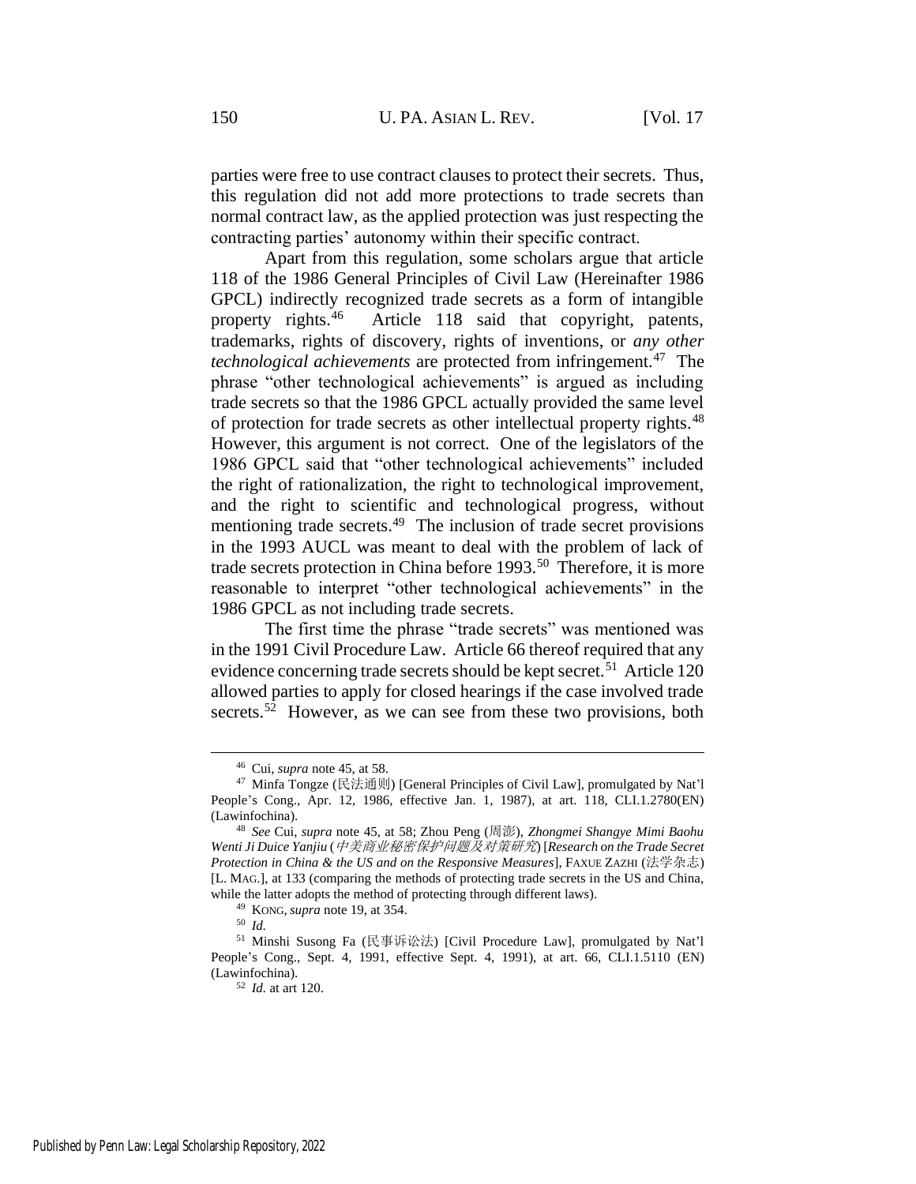parties were free to use contract clauses to protect their secrets. Thus, this regulation did not add more protections to trade secrets than normal contract law, as the applied protection was just respecting the contracting parties' autonomy within their specific contract.

Apart from this regulation, some scholars argue that article 118 of the 1986 General Principles of Civil Law (Hereinafter 1986 GPCL) indirectly recognized trade secrets as a form of intangible property rights.[46] Article 118 said that copyright, patents, trademarks, rights of discovery, rights of inventions, or *any other technological achievements* are protected from infringement.[47] The phrase "other technological achievements" is argued as including trade secrets so that the 1986 GPCL actually provided the same level of protection for trade secrets as other intellectual property rights.[48] However, this argument is not correct. One of the legislators of the 1986 GPCL said that "other technological achievements" included the right of rationalization, the right to technological improvement, and the right to scientific and technological progress, without mentioning trade secrets.[49] The inclusion of trade secret provisions in the 1993 AUCL was meant to deal with the problem of lack of trade secrets protection in China before 1993.[50] Therefore, it is more reasonable to interpret "other technological achievements" in the 1986 GPCL as not including trade secrets.

The first time the phrase "trade secrets" was mentioned was in the 1991 Civil Procedure Law. Article 66 thereof required that any evidence concerning trade secrets should be kept secret.[51] Article 120 allowed parties to apply for closed hearings if the case involved trade secrets.[52] However, as we can see from these two provisions, both

---

[46] Cui, *supra* note 45, at 58.

[47] Minfa Tongze (民法通则) [General Principles of Civil Law], promulgated by Nat'l People's Cong., Apr. 12, 1986, effective Jan. 1, 1987), at art. 118, CLI.1.2780(EN) (Lawinfochina).

[48] *See* Cui, *supra* note 45, at 58; Zhou Peng (周澎), *Zhongmei Shangye Mimi Baohu Wenti Ji Duice Yanjiu* (*中美商业秘密保护问题及对策研究*) [*Research on the Trade Secret Protection in China & the US and on the Responsive Measures*], FAXUE ZAZHI (法学杂志) [L. MAG.], at 133 (comparing the methods of protecting trade secrets in the US and China, while the latter adopts the method of protecting through different laws).

[49] KONG, *supra* note 19, at 354.

[50] *Id.*

[51] Minshi Susong Fa (民事诉讼法) [Civil Procedure Law], promulgated by Nat'l People's Cong., Sept. 4, 1991, effective Sept. 4, 1991), at art. 66, CLI.1.5110 (EN) (Lawinfochina).

[52] *Id.* at art 120.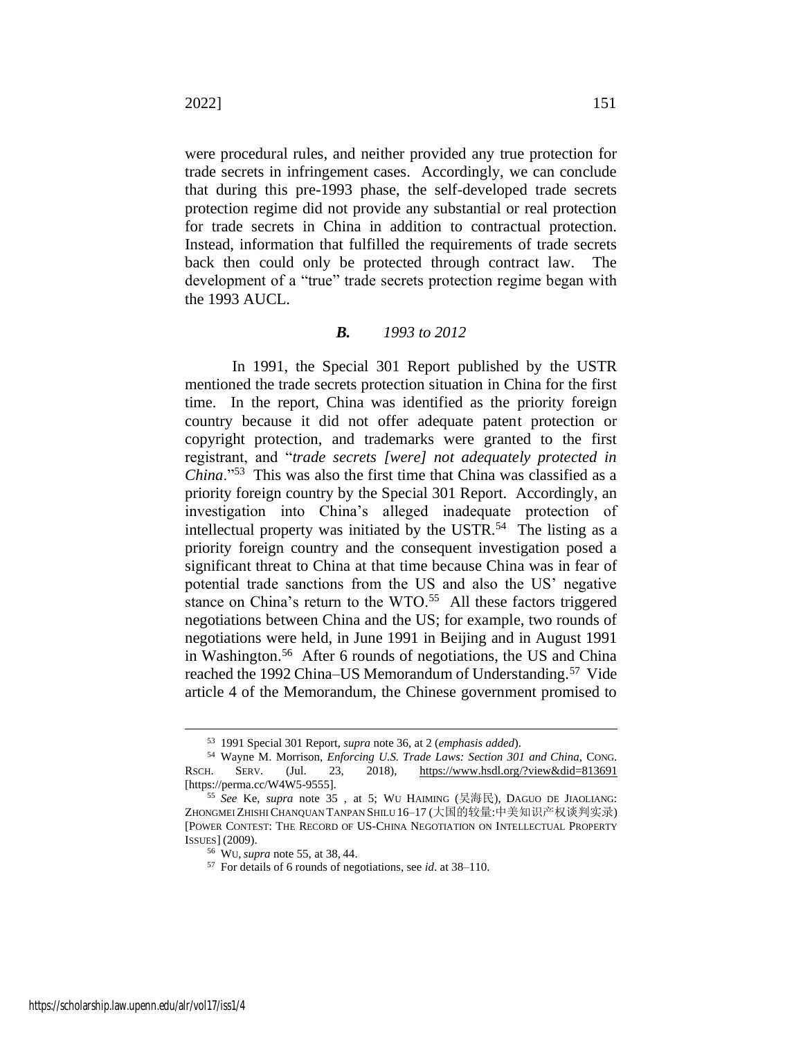were procedural rules, and neither provided any true protection for trade secrets in infringement cases. Accordingly, we can conclude that during this pre-1993 phase, the self-developed trade secrets protection regime did not provide any substantial or real protection for trade secrets in China in addition to contractual protection. Instead, information that fulfilled the requirements of trade secrets back then could only be protected through contract law. The development of a "true" trade secrets protection regime began with the 1993 AUCL.

### *B. 1993 to 2012*

In 1991, the Special 301 Report published by the USTR mentioned the trade secrets protection situation in China for the first time. In the report, China was identified as the priority foreign country because it did not offer adequate patent protection or copyright protection, and trademarks were granted to the first registrant, and "*trade secrets [were] not adequately protected in China*."[53] This was also the first time that China was classified as a priority foreign country by the Special 301 Report. Accordingly, an investigation into China's alleged inadequate protection of intellectual property was initiated by the USTR.[54] The listing as a priority foreign country and the consequent investigation posed a significant threat to China at that time because China was in fear of potential trade sanctions from the US and also the US' negative stance on China's return to the WTO.[55] All these factors triggered negotiations between China and the US; for example, two rounds of negotiations were held, in June 1991 in Beijing and in August 1991 in Washington.[56] After 6 rounds of negotiations, the US and China reached the 1992 China–US Memorandum of Understanding.[57] Vide article 4 of the Memorandum, the Chinese government promised to

---

[53] 1991 Special 301 Report, *supra* note 36, at 2 (*emphasis added*).

[54] Wayne M. Morrison, *Enforcing U.S. Trade Laws: Section 301 and China,* CONG. RSCH. SERV. (Jul. 23, 2018), https://www.hsdl.org/?view&did=813691 [https://perma.cc/W4W5-9555].

[55] *See* Ke, *supra* note 35 , at 5; WU HAIMING (吴海民), DAGUO DE JIAOLIANG: ZHONGMEI ZHISHI CHANQUAN TANPAN SHILU 16–17 (大国的较量:中美知识产权谈判实录) [POWER CONTEST: THE RECORD OF US-CHINA NEGOTIATION ON INTELLECTUAL PROPERTY ISSUES] (2009).

[56] WU, *supra* note 55, at 38, 44.

[57] For details of 6 rounds of negotiations, see *id*. at 38–110.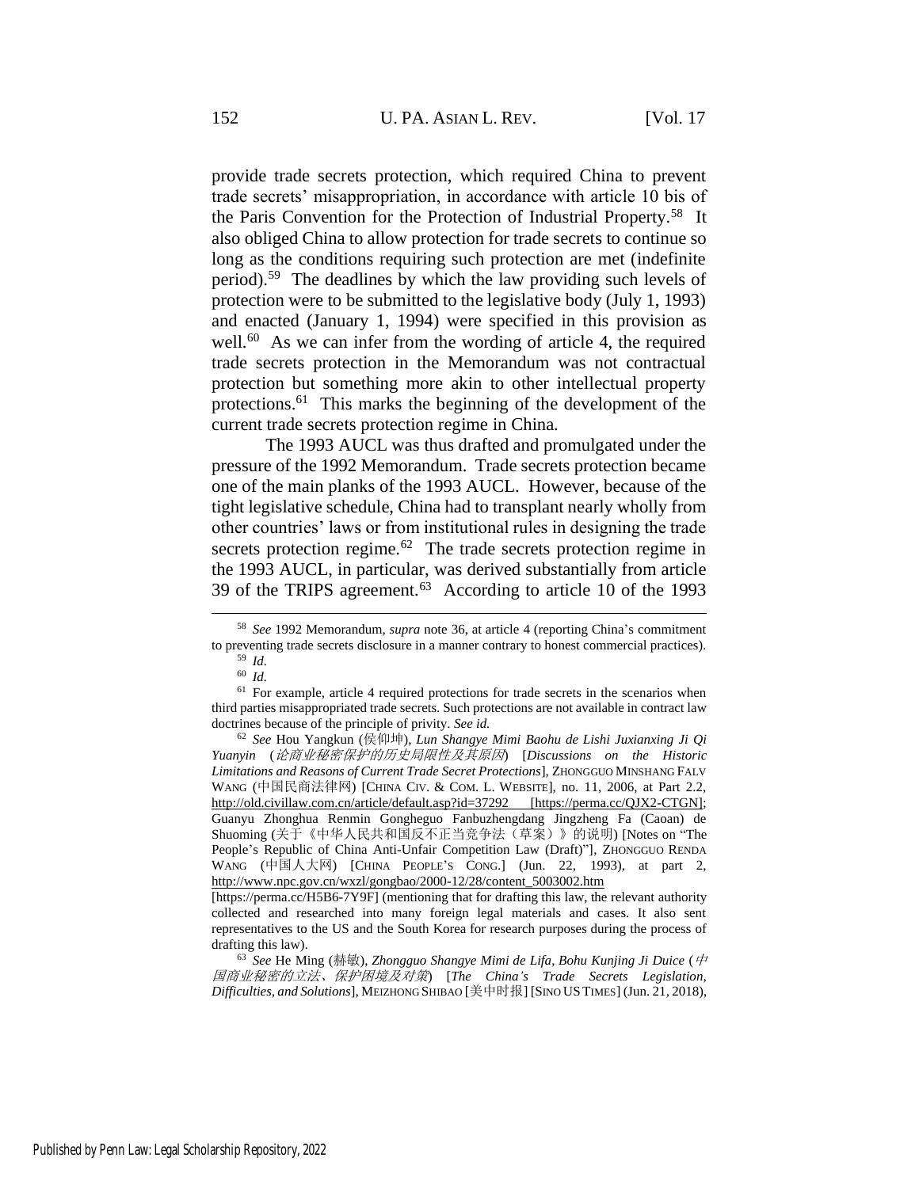provide trade secrets protection, which required China to prevent trade secrets' misappropriation, in accordance with article 10 bis of the Paris Convention for the Protection of Industrial Property.[58] It also obliged China to allow protection for trade secrets to continue so long as the conditions requiring such protection are met (indefinite period).[59] The deadlines by which the law providing such levels of protection were to be submitted to the legislative body (July 1, 1993) and enacted (January 1, 1994) were specified in this provision as well.[60] As we can infer from the wording of article 4, the required trade secrets protection in the Memorandum was not contractual protection but something more akin to other intellectual property protections.[61] This marks the beginning of the development of the current trade secrets protection regime in China.

The 1993 AUCL was thus drafted and promulgated under the pressure of the 1992 Memorandum. Trade secrets protection became one of the main planks of the 1993 AUCL. However, because of the tight legislative schedule, China had to transplant nearly wholly from other countries' laws or from institutional rules in designing the trade secrets protection regime.[62] The trade secrets protection regime in the 1993 AUCL, in particular, was derived substantially from article 39 of the TRIPS agreement.[63] According to article 10 of the 1993

---

[58] *See* 1992 Memorandum, *supra* note 36, at article 4 (reporting China's commitment to preventing trade secrets disclosure in a manner contrary to honest commercial practices).

[59] *Id.*

[60] *Id.*

[61] For example, article 4 required protections for trade secrets in the scenarios when third parties misappropriated trade secrets. Such protections are not available in contract law doctrines because of the principle of privity. *See id.*

[62] *See* Hou Yangkun (侯仰坤), *Lun Shangye Mimi Baohu de Lishi Juxianxing Ji Qi Yuanyin* (*论商业秘密保护的历史局限性及其原因*) [*Discussions on the Historic Limitations and Reasons of Current Trade Secret Protections*], ZHONGGUO MINSHANG FALV WANG (中国民商法律网) [CHINA CIV. & COM. L. WEBSITE], no. 11, 2006, at Part 2.2, http://old.civillaw.com.cn/article/default.asp?id=37292 [https://perma.cc/QJX2-CTGN]; Guanyu Zhonghua Renmin Gongheguo Fanbuzhengdang Jingzheng Fa (Caoan) de Shuoming (关于《中华人民共和国反不正当竞争法（草案）》的说明) [Notes on "The People's Republic of China Anti-Unfair Competition Law (Draft)"], ZHONGGUO RENDA WANG (中国人大网) [CHINA PEOPLE'S CONG.] (Jun. 22, 1993), at part 2, http://www.npc.gov.cn/wxzl/gongbao/2000-12/28/content_5003002.htm [https://perma.cc/H5B6-7Y9F] (mentioning that for drafting this law, the relevant authority collected and researched into many foreign legal materials and cases. It also sent representatives to the US and the South Korea for research purposes during the process of drafting this law).

[63] *See* He Ming (赫敏), *Zhongguo Shangye Mimi de Lifa, Bohu Kunjing Ji Duice* (*中国商业秘密的立法、保护困境及对策*) [*The China's Trade Secrets Legislation, Difficulties, and Solutions*], MEIZHONG SHIBAO [美中时报] [SINO US TIMES] (Jun. 21, 2018),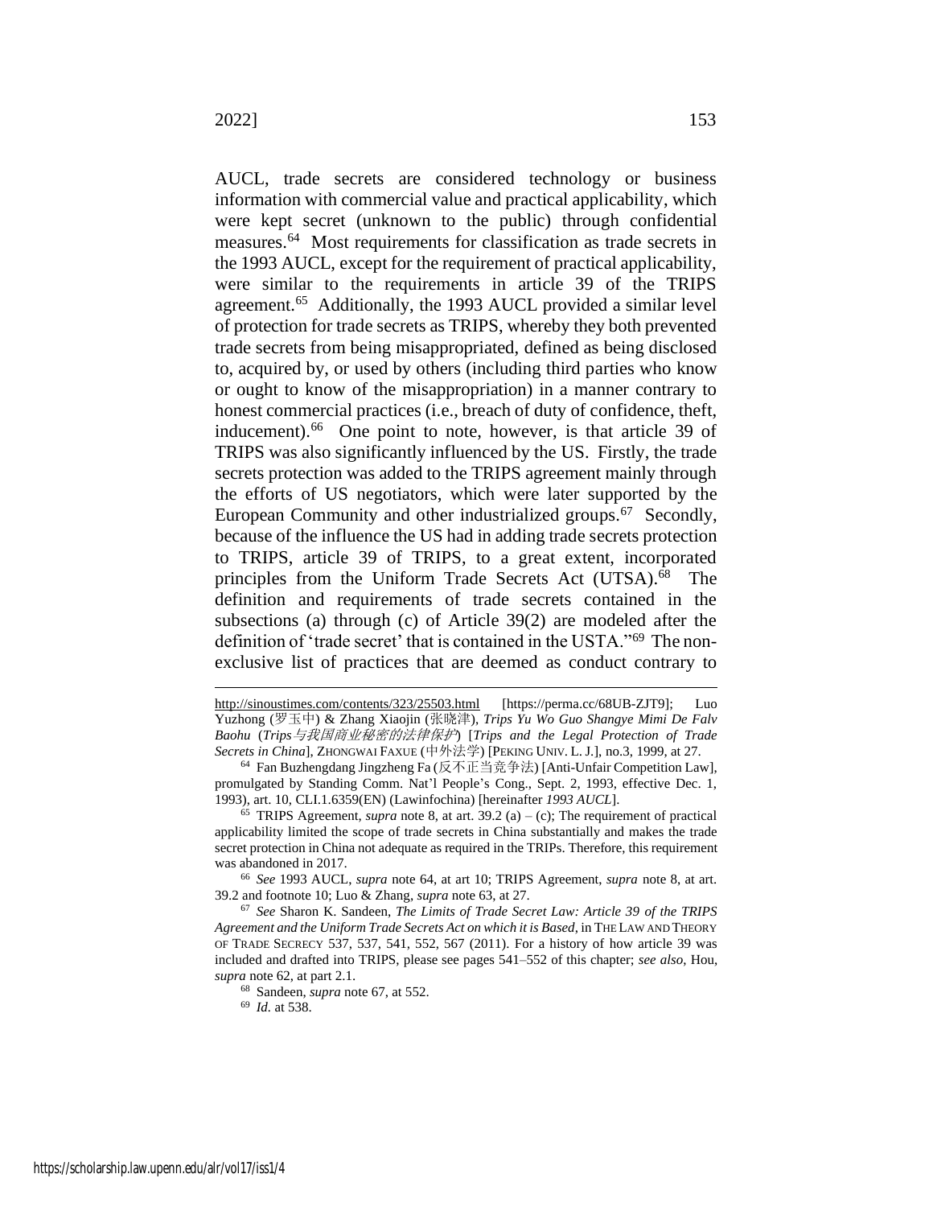AUCL, trade secrets are considered technology or business information with commercial value and practical applicability, which were kept secret (unknown to the public) through confidential measures.[64] Most requirements for classification as trade secrets in the 1993 AUCL, except for the requirement of practical applicability, were similar to the requirements in article 39 of the TRIPS agreement.[65] Additionally, the 1993 AUCL provided a similar level of protection for trade secrets as TRIPS, whereby they both prevented trade secrets from being misappropriated, defined as being disclosed to, acquired by, or used by others (including third parties who know or ought to know of the misappropriation) in a manner contrary to honest commercial practices (i.e., breach of duty of confidence, theft, inducement).[66] One point to note, however, is that article 39 of TRIPS was also significantly influenced by the US. Firstly, the trade secrets protection was added to the TRIPS agreement mainly through the efforts of US negotiators, which were later supported by the European Community and other industrialized groups.[67] Secondly, because of the influence the US had in adding trade secrets protection to TRIPS, article 39 of TRIPS, to a great extent, incorporated principles from the Uniform Trade Secrets Act (UTSA).[68] The definition and requirements of trade secrets contained in the subsections (a) through (c) of Article 39(2) are modeled after the definition of 'trade secret' that is contained in the USTA."[69] The non-exclusive list of practices that are deemed as conduct contrary to

---

http://sinoustimes.com/contents/323/25503.html [https://perma.cc/68UB-ZJT9]; Luo Yuzhong (罗玉中) & Zhang Xiaojin (张晓津), *Trips Yu Wo Guo Shangye Mimi De Falv Baohu* (*Trips与我国商业秘密的法律保护*) [*Trips and the Legal Protection of Trade Secrets in China*], ZHONGWAI FAXUE (中外法学) [PEKING UNIV. L. J.], no.3, 1999, at 27.

[64] Fan Buzhengdang Jingzheng Fa (反不正当竞争法) [Anti-Unfair Competition Law], promulgated by Standing Comm. Nat'l People's Cong., Sept. 2, 1993, effective Dec. 1, 1993), art. 10, CLI.1.6359(EN) (Lawinfochina) [hereinafter *1993 AUCL*].

[65] TRIPS Agreement, *supra* note 8, at art. 39.2 (a) – (c); The requirement of practical applicability limited the scope of trade secrets in China substantially and makes the trade secret protection in China not adequate as required in the TRIPs. Therefore, this requirement was abandoned in 2017.

[66] *See* 1993 AUCL, *supra* note 64, at art 10; TRIPS Agreement, *supra* note 8, at art. 39.2 and footnote 10; Luo & Zhang, *supra* note 63, at 27.

[67] *See* Sharon K. Sandeen, *The Limits of Trade Secret Law: Article 39 of the TRIPS Agreement and the Uniform Trade Secrets Act on which it is Based*, in THE LAW AND THEORY OF TRADE SECRECY 537, 537, 541, 552, 567 (2011). For a history of how article 39 was included and drafted into TRIPS, please see pages 541–552 of this chapter; *see also*, Hou, *supra* note 62, at part 2.1.

[68] Sandeen, *supra* note 67, at 552.

[69] *Id.* at 538.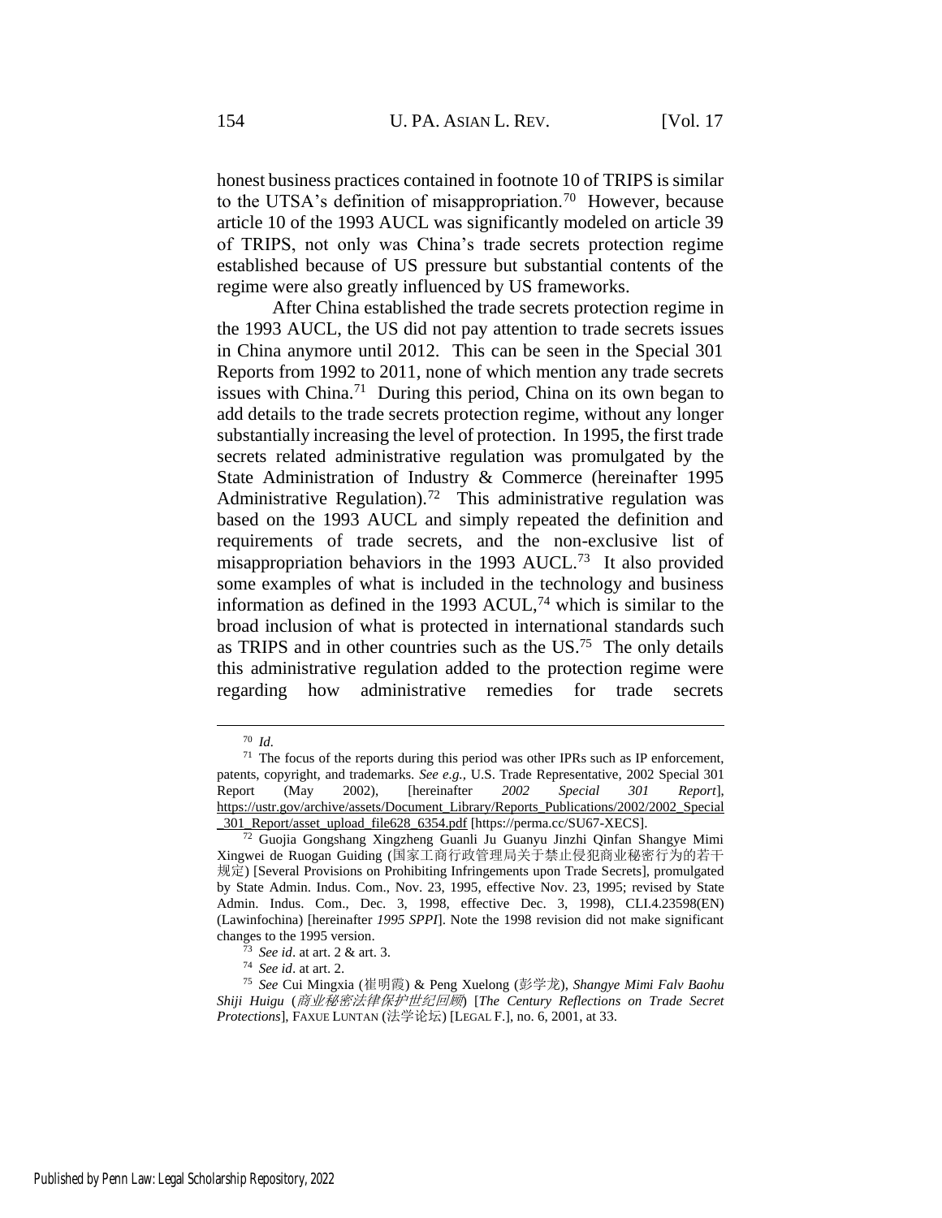honest business practices contained in footnote 10 of TRIPS is similar to the UTSA's definition of misappropriation.[70] However, because article 10 of the 1993 AUCL was significantly modeled on article 39 of TRIPS, not only was China's trade secrets protection regime established because of US pressure but substantial contents of the regime were also greatly influenced by US frameworks.

After China established the trade secrets protection regime in the 1993 AUCL, the US did not pay attention to trade secrets issues in China anymore until 2012. This can be seen in the Special 301 Reports from 1992 to 2011, none of which mention any trade secrets issues with China.[71] During this period, China on its own began to add details to the trade secrets protection regime, without any longer substantially increasing the level of protection. In 1995, the first trade secrets related administrative regulation was promulgated by the State Administration of Industry & Commerce (hereinafter 1995 Administrative Regulation).[72] This administrative regulation was based on the 1993 AUCL and simply repeated the definition and requirements of trade secrets, and the non-exclusive list of misappropriation behaviors in the 1993 AUCL.[73] It also provided some examples of what is included in the technology and business information as defined in the 1993 ACUL,[74] which is similar to the broad inclusion of what is protected in international standards such as TRIPS and in other countries such as the US.[75] The only details this administrative regulation added to the protection regime were regarding how administrative remedies for trade secrets

---

[70] *Id*.

[71] The focus of the reports during this period was other IPRs such as IP enforcement, patents, copyright, and trademarks. *See e.g.*, U.S. Trade Representative, 2002 Special 301 Report (May 2002), [hereinafter *2002 Special 301 Report*], https://ustr.gov/archive/assets/Document_Library/Reports_Publications/2002/2002_Special_301_Report/asset_upload_file628_6354.pdf [https://perma.cc/SU67-XECS].

[72] Guojia Gongshang Xingzheng Guanli Ju Guanyu Jinzhi Qinfan Shangye Mimi Xingwei de Ruogan Guiding (国家工商行政管理局关于禁止侵犯商业秘密行为的若干规定) [Several Provisions on Prohibiting Infringements upon Trade Secrets], promulgated by State Admin. Indus. Com., Nov. 23, 1995, effective Nov. 23, 1995; revised by State Admin. Indus. Com., Dec. 3, 1998, effective Dec. 3, 1998), CLI.4.23598(EN) (Lawinfochina) [hereinafter *1995 SPPI*]. Note the 1998 revision did not make significant changes to the 1995 version.

[73] *See id*. at art. 2 & art. 3.

[74] *See id*. at art. 2.

[75] *See* Cui Mingxia (崔明霞) & Peng Xuelong (彭学龙), *Shangye Mimi Falv Baohu Shiji Huigu* (*商业秘密法律保护世纪回顾*) [*The Century Reflections on Trade Secret Protections*], FAXUE LUNTAN (法学论坛) [LEGAL F.], no. 6, 2001, at 33.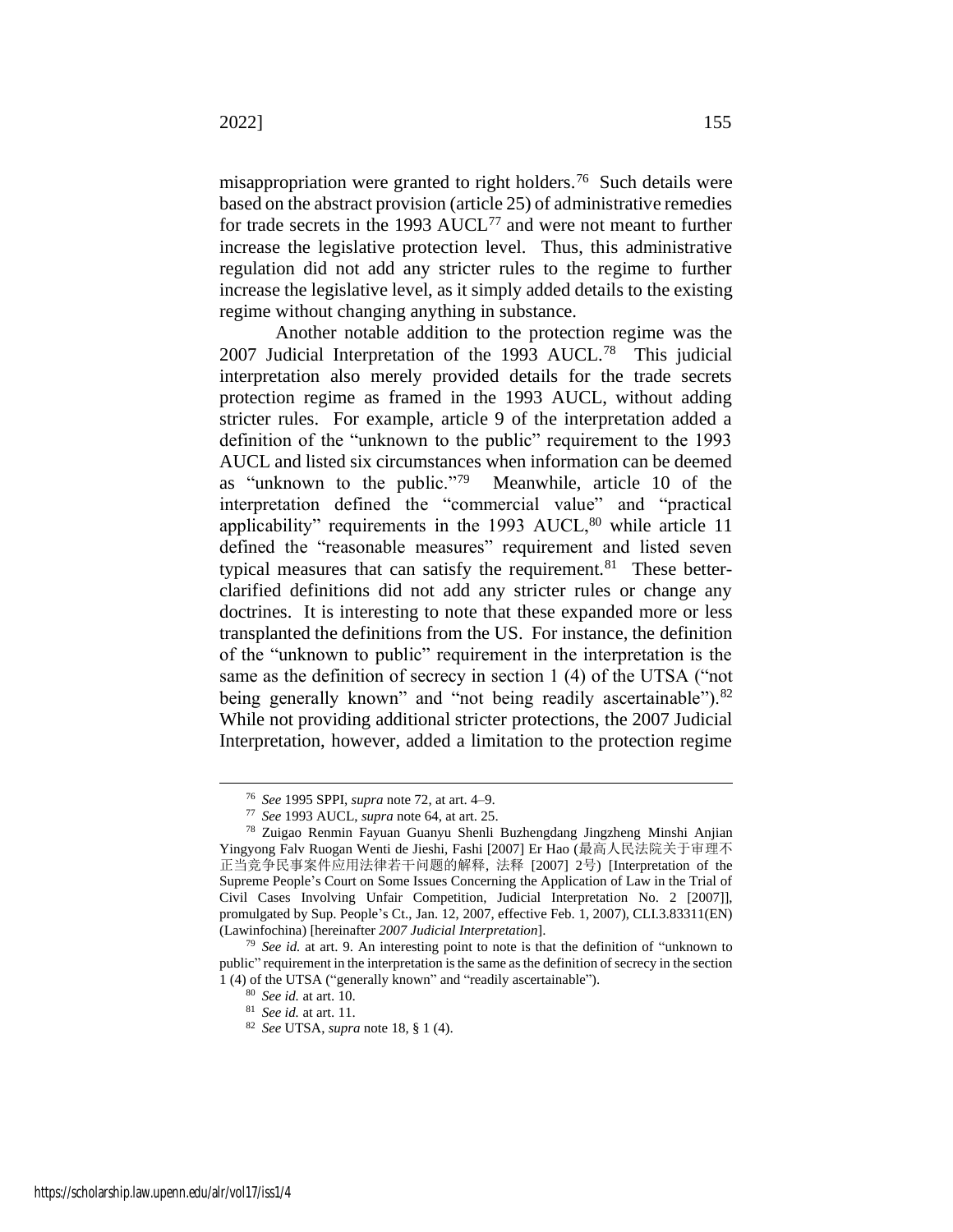misappropriation were granted to right holders.[76] Such details were based on the abstract provision (article 25) of administrative remedies for trade secrets in the 1993 AUCL[77] and were not meant to further increase the legislative protection level. Thus, this administrative regulation did not add any stricter rules to the regime to further increase the legislative level, as it simply added details to the existing regime without changing anything in substance.

Another notable addition to the protection regime was the 2007 Judicial Interpretation of the 1993 AUCL.[78] This judicial interpretation also merely provided details for the trade secrets protection regime as framed in the 1993 AUCL, without adding stricter rules. For example, article 9 of the interpretation added a definition of the "unknown to the public" requirement to the 1993 AUCL and listed six circumstances when information can be deemed as "unknown to the public."[79] Meanwhile, article 10 of the interpretation defined the "commercial value" and "practical applicability" requirements in the 1993 AUCL,[80] while article 11 defined the "reasonable measures" requirement and listed seven typical measures that can satisfy the requirement.[81] These better-clarified definitions did not add any stricter rules or change any doctrines. It is interesting to note that these expanded more or less transplanted the definitions from the US. For instance, the definition of the "unknown to public" requirement in the interpretation is the same as the definition of secrecy in section 1 (4) of the UTSA ("not being generally known" and "not being readily ascertainable").[82] While not providing additional stricter protections, the 2007 Judicial Interpretation, however, added a limitation to the protection regime

---

[76] *See* 1995 SPPI, *supra* note 72, at art. 4–9.

[77] *See* 1993 AUCL, *supra* note 64, at art. 25.

[78] Zuigao Renmin Fayuan Guanyu Shenli Buzhengdang Jingzheng Minshi Anjian Yingyong Falv Ruogan Wenti de Jieshi, Fashi [2007] Er Hao (最高人民法院关于审理不正当竞争民事案件应用法律若干问题的解释, 法释 [2007] 2号) [Interpretation of the Supreme People's Court on Some Issues Concerning the Application of Law in the Trial of Civil Cases Involving Unfair Competition, Judicial Interpretation No. 2 [2007]], promulgated by Sup. People's Ct., Jan. 12, 2007, effective Feb. 1, 2007), CLI.3.83311(EN) (Lawinfochina) [hereinafter *2007 Judicial Interpretation*].

[79] *See id.* at art. 9. An interesting point to note is that the definition of "unknown to public" requirement in the interpretation is the same as the definition of secrecy in the section 1 (4) of the UTSA ("generally known" and "readily ascertainable").

[80] *See id.* at art. 10.

[81] *See id.* at art. 11.

[82] *See* UTSA, *supra* note 18, § 1 (4).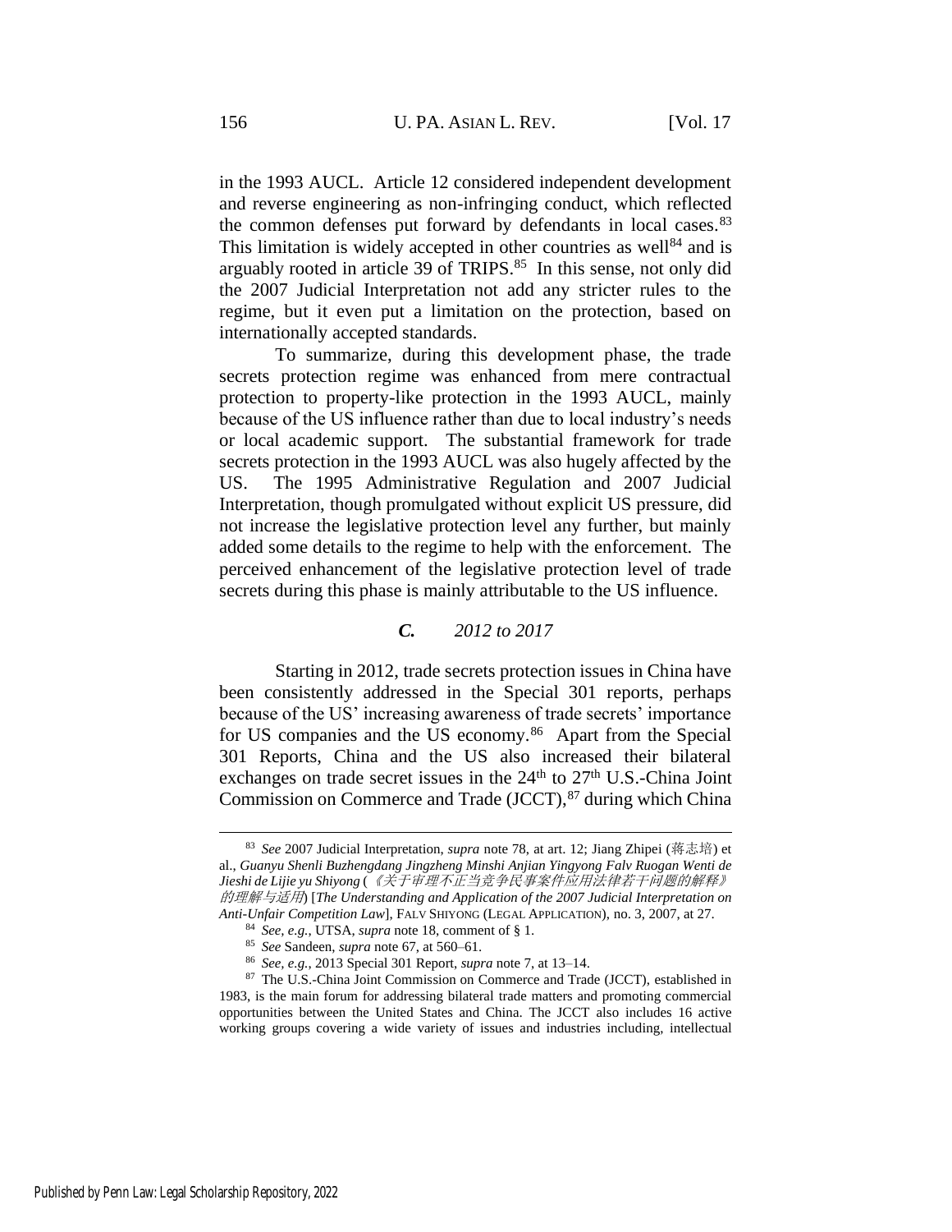in the 1993 AUCL. Article 12 considered independent development and reverse engineering as non-infringing conduct, which reflected the common defenses put forward by defendants in local cases.[83] This limitation is widely accepted in other countries as well[84] and is arguably rooted in article 39 of TRIPS.[85] In this sense, not only did the 2007 Judicial Interpretation not add any stricter rules to the regime, but it even put a limitation on the protection, based on internationally accepted standards.

To summarize, during this development phase, the trade secrets protection regime was enhanced from mere contractual protection to property-like protection in the 1993 AUCL, mainly because of the US influence rather than due to local industry's needs or local academic support. The substantial framework for trade secrets protection in the 1993 AUCL was also hugely affected by the US. The 1995 Administrative Regulation and 2007 Judicial Interpretation, though promulgated without explicit US pressure, did not increase the legislative protection level any further, but mainly added some details to the regime to help with the enforcement. The perceived enhancement of the legislative protection level of trade secrets during this phase is mainly attributable to the US influence.

### *C. 2012 to 2017*

Starting in 2012, trade secrets protection issues in China have been consistently addressed in the Special 301 reports, perhaps because of the US' increasing awareness of trade secrets' importance for US companies and the US economy.[86] Apart from the Special 301 Reports, China and the US also increased their bilateral exchanges on trade secret issues in the 24th to 27th U.S.-China Joint Commission on Commerce and Trade (JCCT),[87] during which China

---

[83] *See* 2007 Judicial Interpretation, *supra* note 78, at art. 12; Jiang Zhipei (蒋志培) et al., *Guanyu Shenli Buzhengdang Jingzheng Minshi Anjian Yingyong Falv Ruogan Wenti de Jieshi de Lijie yu Shiyong* (《关于审理不正当竞争民事案件应用法律若干问题的解释》的理解与适用) [*The Understanding and Application of the 2007 Judicial Interpretation on Anti-Unfair Competition Law*], FALV SHIYONG (LEGAL APPLICATION), no. 3, 2007, at 27.

[84] *See, e.g.*, UTSA, *supra* note 18, comment of § 1.

[85] *See* Sandeen, *supra* note 67, at 560–61.

[86] *See, e.g.*, 2013 Special 301 Report, *supra* note 7, at 13–14.

[87] The U.S.-China Joint Commission on Commerce and Trade (JCCT), established in 1983, is the main forum for addressing bilateral trade matters and promoting commercial opportunities between the United States and China. The JCCT also includes 16 active working groups covering a wide variety of issues and industries including, intellectual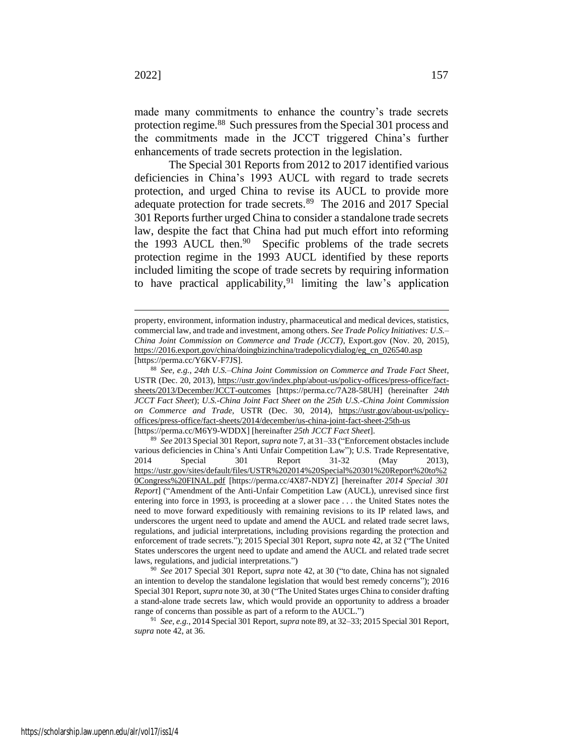made many commitments to enhance the country's trade secrets protection regime.[88] Such pressures from the Special 301 process and the commitments made in the JCCT triggered China's further enhancements of trade secrets protection in the legislation.

The Special 301 Reports from 2012 to 2017 identified various deficiencies in China's 1993 AUCL with regard to trade secrets protection, and urged China to revise its AUCL to provide more adequate protection for trade secrets.[89] The 2016 and 2017 Special 301 Reports further urged China to consider a standalone trade secrets law, despite the fact that China had put much effort into reforming the 1993 AUCL then.[90] Specific problems of the trade secrets protection regime in the 1993 AUCL identified by these reports included limiting the scope of trade secrets by requiring information to have practical applicability,[91] limiting the law's application

---

property, environment, information industry, pharmaceutical and medical devices, statistics, commercial law, and trade and investment, among others. *See Trade Policy Initiatives: U.S.–China Joint Commission on Commerce and Trade (JCCT)*, Export.gov (Nov. 20, 2015), https://2016.export.gov/china/doingbizinchina/tradepolicydialog/eg_cn_026540.asp [https://perma.cc/Y6KV-F7JS].

[88] *See, e.g.*, *24th U.S.–China Joint Commission on Commerce and Trade Fact Sheet*, USTR (Dec. 20, 2013), https://ustr.gov/index.php/about-us/policy-offices/press-office/fact-sheets/2013/December/JCCT-outcomes [https://perma.cc/7A28-58UH] (hereinafter *24th JCCT Fact Sheet*); *U.S.-China Joint Fact Sheet on the 25th U.S.-China Joint Commission on Commerce and Trade*, USTR (Dec. 30, 2014), https://ustr.gov/about-us/policy-offices/press-office/fact-sheets/2014/december/us-china-joint-fact-sheet-25th-us [https://perma.cc/M6Y9-WDDX] [hereinafter *25th JCCT Fact Sheet*].

[89] *See* 2013 Special 301 Report, *supra* note 7, at 31–33 ("Enforcement obstacles include various deficiencies in China's Anti Unfair Competition Law"); U.S. Trade Representative, 2014 Special 301 Report 31-32 (May 2013), https://ustr.gov/sites/default/files/USTR%202014%20Special%20301%20Report%20to%20Congress%20FINAL.pdf [https://perma.cc/4X87-NDYZ] [hereinafter *2014 Special 301 Report*] ("Amendment of the Anti-Unfair Competition Law (AUCL), unrevised since first entering into force in 1993, is proceeding at a slower pace . . . the United States notes the need to move forward expeditiously with remaining revisions to its IP related laws, and underscores the urgent need to update and amend the AUCL and related trade secret laws, regulations, and judicial interpretations, including provisions regarding the protection and enforcement of trade secrets."); 2015 Special 301 Report, *supra* note 42, at 32 ("The United States underscores the urgent need to update and amend the AUCL and related trade secret laws, regulations, and judicial interpretations.")

[90] *See* 2017 Special 301 Report, *supra* note 42, at 30 ("to date, China has not signaled an intention to develop the standalone legislation that would best remedy concerns"); 2016 Special 301 Report, *supra* note 30, at 30 ("The United States urges China to consider drafting a stand-alone trade secrets law, which would provide an opportunity to address a broader range of concerns than possible as part of a reform to the AUCL.")

[91] *See, e.g.*, 2014 Special 301 Report, *supra* note 89, at 32–33; 2015 Special 301 Report, *supra* note 42, at 36.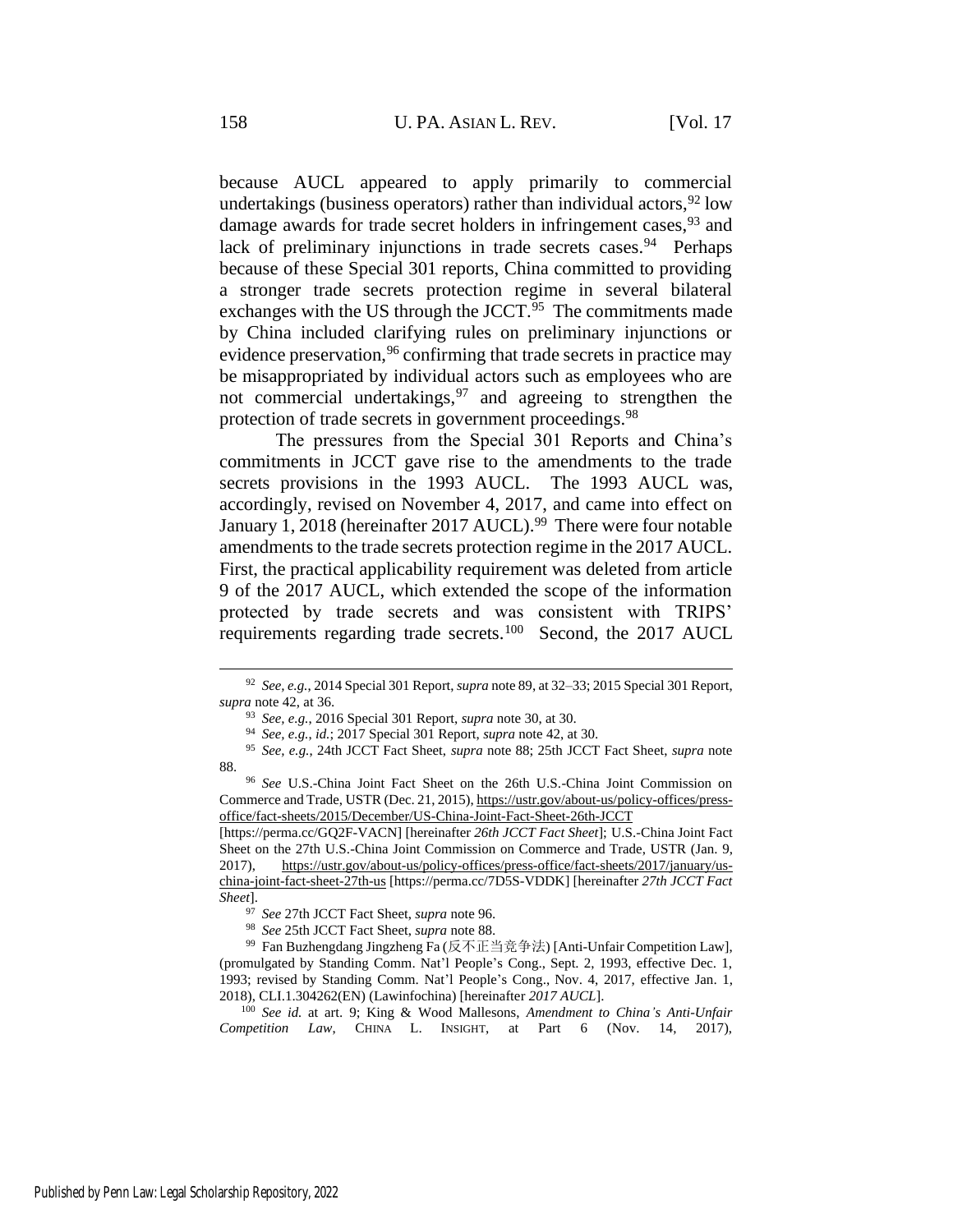because AUCL appeared to apply primarily to commercial undertakings (business operators) rather than individual actors,[92] low damage awards for trade secret holders in infringement cases,[93] and lack of preliminary injunctions in trade secrets cases.[94] Perhaps because of these Special 301 reports, China committed to providing a stronger trade secrets protection regime in several bilateral exchanges with the US through the JCCT.[95] The commitments made by China included clarifying rules on preliminary injunctions or evidence preservation,[96] confirming that trade secrets in practice may be misappropriated by individual actors such as employees who are not commercial undertakings,[97] and agreeing to strengthen the protection of trade secrets in government proceedings.[98]

The pressures from the Special 301 Reports and China's commitments in JCCT gave rise to the amendments to the trade secrets provisions in the 1993 AUCL. The 1993 AUCL was, accordingly, revised on November 4, 2017, and came into effect on January 1, 2018 (hereinafter 2017 AUCL).[99] There were four notable amendments to the trade secrets protection regime in the 2017 AUCL. First, the practical applicability requirement was deleted from article 9 of the 2017 AUCL, which extended the scope of the information protected by trade secrets and was consistent with TRIPS' requirements regarding trade secrets.[100] Second, the 2017 AUCL

---

[92] *See, e.g.*, 2014 Special 301 Report, *supra* note 89, at 32–33; 2015 Special 301 Report, *supra* note 42, at 36.

[93] *See, e.g.*, 2016 Special 301 Report, *supra* note 30, at 30.

[94] *See, e.g.*, *id.*; 2017 Special 301 Report, *supra* note 42, at 30.

[95] *See, e.g.*, 24th JCCT Fact Sheet, *supra* note 88; 25th JCCT Fact Sheet, *supra* note 88.

[96] *See* U.S.-China Joint Fact Sheet on the 26th U.S.-China Joint Commission on Commerce and Trade, USTR (Dec. 21, 2015), https://ustr.gov/about-us/policy-offices/press-office/fact-sheets/2015/December/US-China-Joint-Fact-Sheet-26th-JCCT [https://perma.cc/GQ2F-VACN] [hereinafter *26th JCCT Fact Sheet*]; U.S.-China Joint Fact Sheet on the 27th U.S.-China Joint Commission on Commerce and Trade, USTR (Jan. 9, 2017), https://ustr.gov/about-us/policy-offices/press-office/fact-sheets/2017/january/us-china-joint-fact-sheet-27th-us [https://perma.cc/7D5S-VDDK] [hereinafter *27th JCCT Fact Sheet*].

[97] *See* 27th JCCT Fact Sheet, *supra* note 96.

[98] *See* 25th JCCT Fact Sheet, *supra* note 88.

[99] Fan Buzhengdang Jingzheng Fa (反不正当竞争法) [Anti-Unfair Competition Law], (promulgated by Standing Comm. Nat'l People's Cong., Sept. 2, 1993, effective Dec. 1, 1993; revised by Standing Comm. Nat'l People's Cong., Nov. 4, 2017, effective Jan. 1, 2018), CLI.1.304262(EN) (Lawinfochina) [hereinafter *2017 AUCL*].

[100] *See id.* at art. 9; King & Wood Mallesons, *Amendment to China's Anti-Unfair Competition Law*, CHINA L. INSIGHT, at Part 6 (Nov. 14, 2017),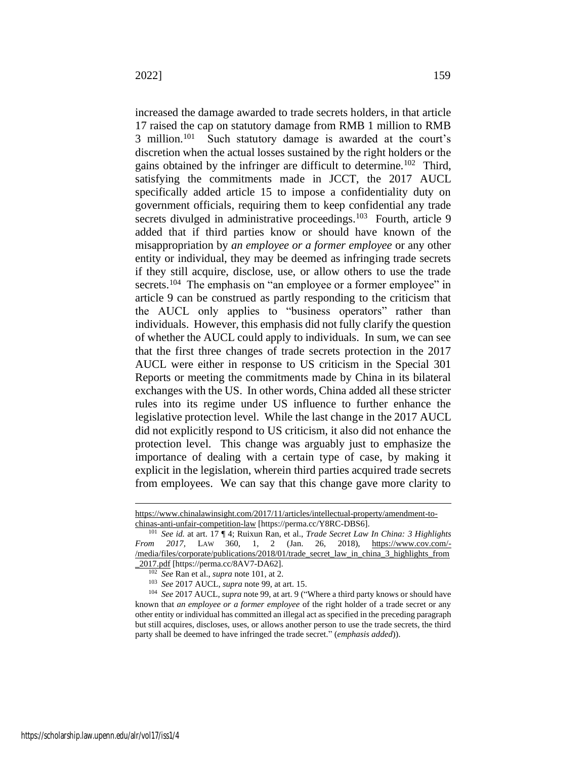increased the damage awarded to trade secrets holders, in that article 17 raised the cap on statutory damage from RMB 1 million to RMB 3 million.[101] Such statutory damage is awarded at the court's discretion when the actual losses sustained by the right holders or the gains obtained by the infringer are difficult to determine.[102] Third, satisfying the commitments made in JCCT, the 2017 AUCL specifically added article 15 to impose a confidentiality duty on government officials, requiring them to keep confidential any trade secrets divulged in administrative proceedings.[103] Fourth, article 9 added that if third parties know or should have known of the misappropriation by *an employee or a former employee* or any other entity or individual, they may be deemed as infringing trade secrets if they still acquire, disclose, use, or allow others to use the trade secrets.[104] The emphasis on "an employee or a former employee" in article 9 can be construed as partly responding to the criticism that the AUCL only applies to "business operators" rather than individuals. However, this emphasis did not fully clarify the question of whether the AUCL could apply to individuals. In sum, we can see that the first three changes of trade secrets protection in the 2017 AUCL were either in response to US criticism in the Special 301 Reports or meeting the commitments made by China in its bilateral exchanges with the US. In other words, China added all these stricter rules into its regime under US influence to further enhance the legislative protection level. While the last change in the 2017 AUCL did not explicitly respond to US criticism, it also did not enhance the protection level. This change was arguably just to emphasize the importance of dealing with a certain type of case, by making it explicit in the legislation, wherein third parties acquired trade secrets from employees. We can say that this change gave more clarity to

---

https://www.chinalawinsight.com/2017/11/articles/intellectual-property/amendment-to-chinas-anti-unfair-competition-law [https://perma.cc/Y8RC-DBS6].

[101] *See id.* at art. 17 ¶ 4; Ruixun Ran, et al., *Trade Secret Law In China: 3 Highlights From 2017*, LAW 360, 1, 2 (Jan. 26, 2018), https://www.cov.com/-/media/files/corporate/publications/2018/01/trade_secret_law_in_china_3_highlights_from_2017.pdf [https://perma.cc/8AV7-DA62].

[102] *See* Ran et al., *supra* note 101, at 2.

[103] *See* 2017 AUCL, *supra* note 99, at art. 15.

[104] *See* 2017 AUCL, *supra* note 99, at art. 9 ("Where a third party knows or should have known that *an employee or a former employee* of the right holder of a trade secret or any other entity or individual has committed an illegal act as specified in the preceding paragraph but still acquires, discloses, uses, or allows another person to use the trade secrets, the third party shall be deemed to have infringed the trade secret." (*emphasis added*)).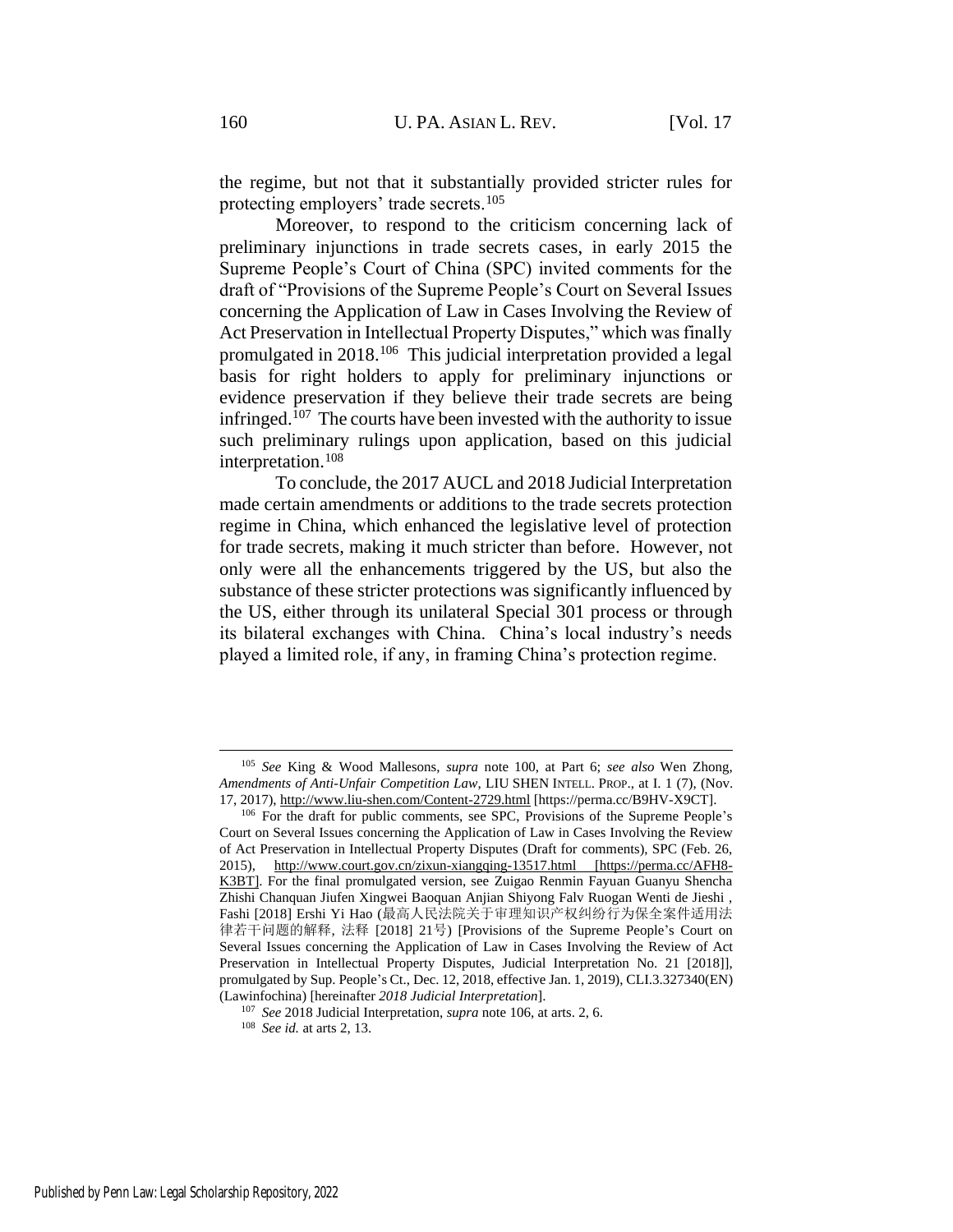the regime, but not that it substantially provided stricter rules for protecting employers' trade secrets.[105]

Moreover, to respond to the criticism concerning lack of preliminary injunctions in trade secrets cases, in early 2015 the Supreme People's Court of China (SPC) invited comments for the draft of "Provisions of the Supreme People's Court on Several Issues concerning the Application of Law in Cases Involving the Review of Act Preservation in Intellectual Property Disputes," which was finally promulgated in 2018.[106] This judicial interpretation provided a legal basis for right holders to apply for preliminary injunctions or evidence preservation if they believe their trade secrets are being infringed.[107] The courts have been invested with the authority to issue such preliminary rulings upon application, based on this judicial interpretation.[108]

To conclude, the 2017 AUCL and 2018 Judicial Interpretation made certain amendments or additions to the trade secrets protection regime in China, which enhanced the legislative level of protection for trade secrets, making it much stricter than before. However, not only were all the enhancements triggered by the US, but also the substance of these stricter protections was significantly influenced by the US, either through its unilateral Special 301 process or through its bilateral exchanges with China. China's local industry's needs played a limited role, if any, in framing China's protection regime.

---

[105] *See* King & Wood Mallesons, *supra* note 100, at Part 6; *see also* Wen Zhong, *Amendments of Anti-Unfair Competition Law*, LIU SHEN INTELL. PROP., at I. 1 (7), (Nov. 17, 2017), http://www.liu-shen.com/Content-2729.html [https://perma.cc/B9HV-X9CT].

[106] For the draft for public comments, see SPC, Provisions of the Supreme People's Court on Several Issues concerning the Application of Law in Cases Involving the Review of Act Preservation in Intellectual Property Disputes (Draft for comments), SPC (Feb. 26, 2015), http://www.court.gov.cn/zixun-xiangqing-13517.html [https://perma.cc/AFH8-K3BT]. For the final promulgated version, see Zuigao Renmin Fayuan Guanyu Shencha Zhishi Chanquan Jiufen Xingwei Baoquan Anjian Shiyong Falv Ruogan Wenti de Jieshi , Fashi [2018] Ershi Yi Hao (最高人民法院关于审理知识产权纠纷行为保全案件适用法律若干问题的解释, 法释 [2018] 21号) [Provisions of the Supreme People's Court on Several Issues concerning the Application of Law in Cases Involving the Review of Act Preservation in Intellectual Property Disputes, Judicial Interpretation No. 21 [2018]], promulgated by Sup. People's Ct., Dec. 12, 2018, effective Jan. 1, 2019), CLI.3.327340(EN) (Lawinfochina) [hereinafter *2018 Judicial Interpretation*].

[107] *See* 2018 Judicial Interpretation, *supra* note 106, at arts. 2, 6.

[108] *See id.* at arts 2, 13.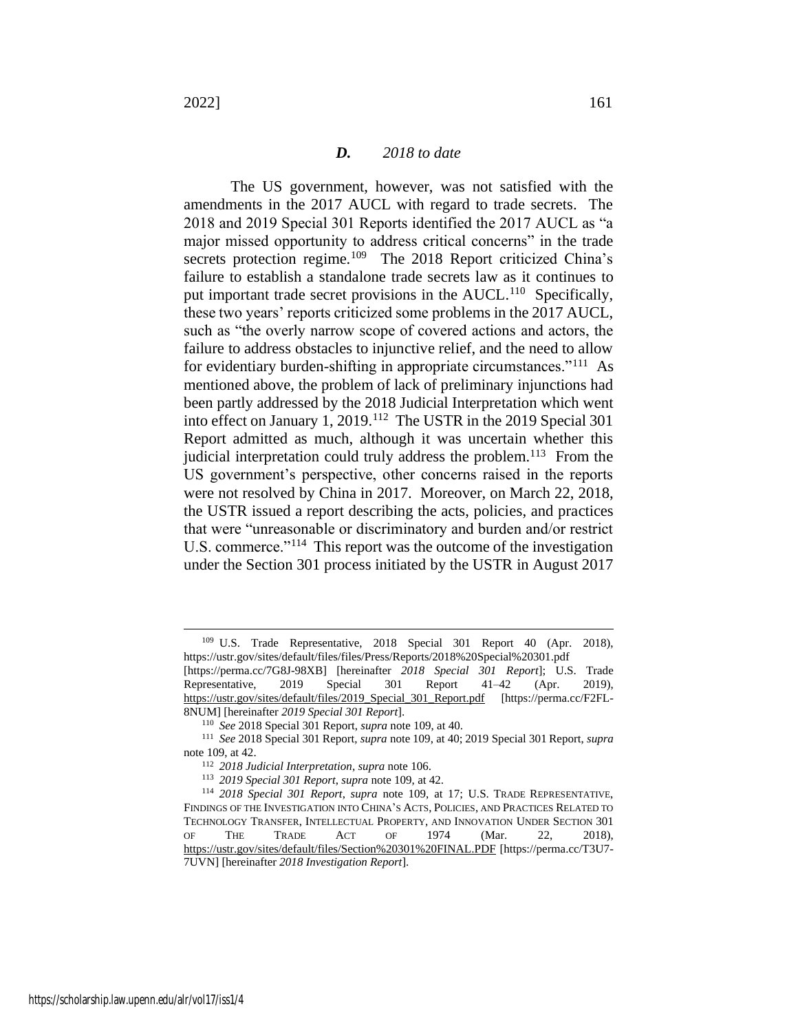### *D. 2018 to date*

The US government, however, was not satisfied with the amendments in the 2017 AUCL with regard to trade secrets. The 2018 and 2019 Special 301 Reports identified the 2017 AUCL as "a major missed opportunity to address critical concerns" in the trade secrets protection regime.[109] The 2018 Report criticized China's failure to establish a standalone trade secrets law as it continues to put important trade secret provisions in the AUCL.[110] Specifically, these two years' reports criticized some problems in the 2017 AUCL, such as "the overly narrow scope of covered actions and actors, the failure to address obstacles to injunctive relief, and the need to allow for evidentiary burden-shifting in appropriate circumstances."[111] As mentioned above, the problem of lack of preliminary injunctions had been partly addressed by the 2018 Judicial Interpretation which went into effect on January 1, 2019.[112] The USTR in the 2019 Special 301 Report admitted as much, although it was uncertain whether this judicial interpretation could truly address the problem.[113] From the US government's perspective, other concerns raised in the reports were not resolved by China in 2017. Moreover, on March 22, 2018, the USTR issued a report describing the acts, policies, and practices that were "unreasonable or discriminatory and burden and/or restrict U.S. commerce."[114] This report was the outcome of the investigation under the Section 301 process initiated by the USTR in August 2017

---

[109] U.S. Trade Representative, 2018 Special 301 Report 40 (Apr. 2018), https://ustr.gov/sites/default/files/files/Press/Reports/2018%20Special%20301.pdf [https://perma.cc/7G8J-98XB] [hereinafter *2018 Special 301 Report*]; U.S. Trade Representative, 2019 Special 301 Report 41–42 (Apr. 2019), https://ustr.gov/sites/default/files/2019_Special_301_Report.pdf [https://perma.cc/F2FL-8NUM] [hereinafter *2019 Special 301 Report*].

[110] *See* 2018 Special 301 Report, *supra* note 109, at 40.

[111] *See* 2018 Special 301 Report, *supra* note 109, at 40; 2019 Special 301 Report, *supra* note 109, at 42.

[112] *2018 Judicial Interpretation*, *supra* note 106.

[113] *2019 Special 301 Report*, *supra* note 109, at 42.

[114] *2018 Special 301 Report*, *supra* note 109, at 17; U.S. TRADE REPRESENTATIVE, FINDINGS OF THE INVESTIGATION INTO CHINA'S ACTS, POLICIES, AND PRACTICES RELATED TO TECHNOLOGY TRANSFER, INTELLECTUAL PROPERTY, AND INNOVATION UNDER SECTION 301 OF THE TRADE ACT OF 1974 (Mar. 22, 2018), https://ustr.gov/sites/default/files/Section%20301%20FINAL.PDF [https://perma.cc/T3U7-7UVN] [hereinafter *2018 Investigation Report*].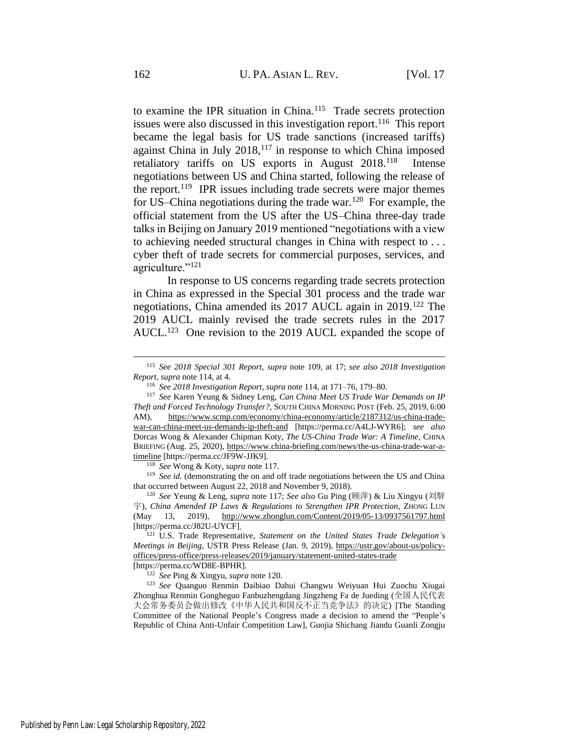to examine the IPR situation in China.[115] Trade secrets protection issues were also discussed in this investigation report.[116] This report became the legal basis for US trade sanctions (increased tariffs) against China in July 2018,[117] in response to which China imposed retaliatory tariffs on US exports in August 2018.[118] Intense negotiations between US and China started, following the release of the report.[119] IPR issues including trade secrets were major themes for US–China negotiations during the trade war.[120] For example, the official statement from the US after the US–China three-day trade talks in Beijing on January 2019 mentioned "negotiations with a view to achieving needed structural changes in China with respect to . . . cyber theft of trade secrets for commercial purposes, services, and agriculture."[121]

In response to US concerns regarding trade secrets protection in China as expressed in the Special 301 process and the trade war negotiations, China amended its 2017 AUCL again in 2019.[122] The 2019 AUCL mainly revised the trade secrets rules in the 2017 AUCL.[123] One revision to the 2019 AUCL expanded the scope of

---

[115] *See 2018 Special 301 Report*, *supra* note 109, at 17; *see also 2018 Investigation Report*, *supra* note 114, at 4.

[116] *See 2018 Investigation Report*, *supra* note 114, at 171–76, 179–80.

[117] *See* Karen Yeung & Sidney Leng, *Can China Meet US Trade War Demands on IP Theft and Forced Technology Transfer?*, SOUTH CHINA MORNING POST (Feb. 25, 2019, 6:00 AM), https://www.scmp.com/economy/china-economy/article/2187312/us-china-trade-war-can-china-meet-us-demands-ip-theft-and [https://perma.cc/A4LJ-WYR6]; *see also* Dorcas Wong & Alexander Chipman Koty, *The US-China Trade War: A Timeline*, CHINA BRIEFING (Aug. 25, 2020), https://www.china-briefing.com/news/the-us-china-trade-war-a-timeline [https://perma.cc/JF9W-JJK9].

[118] *See* Wong & Koty, *supra* note 117.

[119] *See id.* (demonstrating the on and off trade negotiations between the US and China that occurred between August 22, 2018 and November 9, 2018).

[120] *See* Yeung & Leng, *supra* note 117; *See also* Gu Ping (顾萍) & Liu Xingyu (刘骍宇), *China Amended IP Laws & Regulations to Strengthen IPR Protection*, ZHONG LUN (May 13, 2019), http://www.zhonglun.com/Content/2019/05-13/0937561797.html [https://perma.cc/J82U-UYCF].

[121] U.S. Trade Representative, *Statement on the United States Trade Delegation's Meetings in Beijing*, USTR Press Release (Jan. 9, 2019), https://ustr.gov/about-us/policy-offices/press-office/press-releases/2019/january/statement-united-states-trade [https://perma.cc/WD8E-BPHR].

[122] *See* Ping & Xingyu, *supra* note 120.

[123] *See* Quanguo Renmin Daibiao Dahui Changwu Weiyuan Hui Zuochu Xiugai Zhonghua Renmin Gongheguo Fanbuzhengdang Jingzheng Fa de Jueding (全国人民代表大会常务委员会做出修改《中华人民共和国反不正当竞争法》的决定) [The Standing Committee of the National People's Congress made a decision to amend the "People's Republic of China Anti-Unfair Competition Law], Guojia Shichang Jiandu Guanli Zongju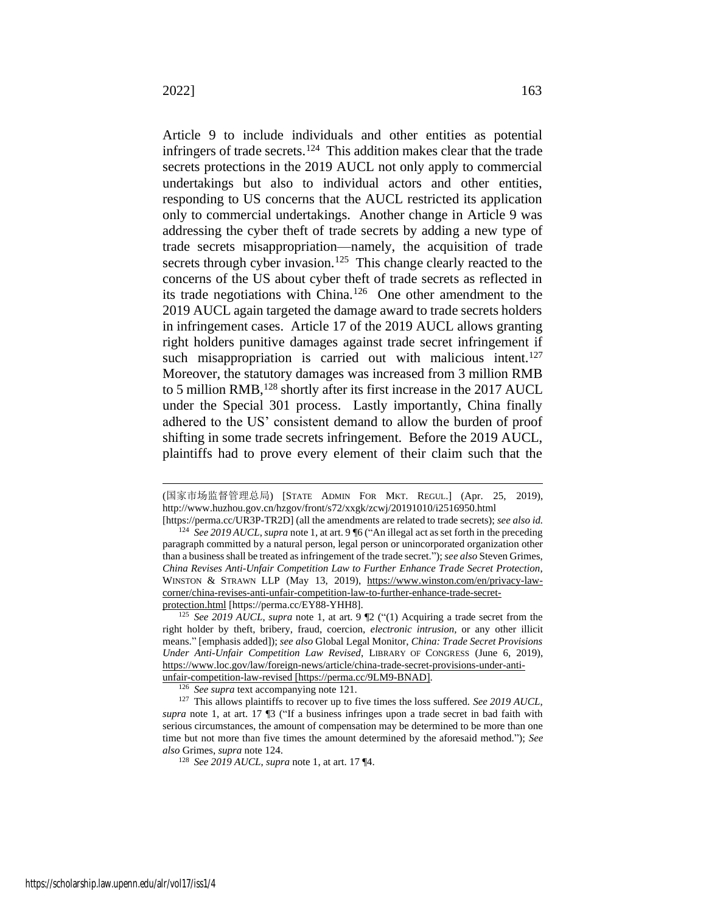Article 9 to include individuals and other entities as potential infringers of trade secrets.[124] This addition makes clear that the trade secrets protections in the 2019 AUCL not only apply to commercial undertakings but also to individual actors and other entities, responding to US concerns that the AUCL restricted its application only to commercial undertakings. Another change in Article 9 was addressing the cyber theft of trade secrets by adding a new type of trade secrets misappropriation—namely, the acquisition of trade secrets through cyber invasion.[125] This change clearly reacted to the concerns of the US about cyber theft of trade secrets as reflected in its trade negotiations with China.[126] One other amendment to the 2019 AUCL again targeted the damage award to trade secrets holders in infringement cases. Article 17 of the 2019 AUCL allows granting right holders punitive damages against trade secret infringement if such misappropriation is carried out with malicious intent.[127] Moreover, the statutory damages was increased from 3 million RMB to 5 million RMB,[128] shortly after its first increase in the 2017 AUCL under the Special 301 process. Lastly importantly, China finally adhered to the US' consistent demand to allow the burden of proof shifting in some trade secrets infringement. Before the 2019 AUCL, plaintiffs had to prove every element of their claim such that the

---

(国家市场监督管理总局) [STATE ADMIN FOR MKT. REGUL.] (Apr. 25, 2019), http://www.huzhou.gov.cn/hzgov/front/s72/xxgk/zcwj/20191010/i2516950.html [https://perma.cc/UR3P-TR2D] (all the amendments are related to trade secrets); *see also id.*

[124] *See 2019 AUCL*, *supra* note 1, at art. 9 ¶6 ("An illegal act as set forth in the preceding paragraph committed by a natural person, legal person or unincorporated organization other than a business shall be treated as infringement of the trade secret."); *see also* Steven Grimes, *China Revises Anti-Unfair Competition Law to Further Enhance Trade Secret Protection*, WINSTON & STRAWN LLP (May 13, 2019), https://www.winston.com/en/privacy-law-corner/china-revises-anti-unfair-competition-law-to-further-enhance-trade-secret-protection.html [https://perma.cc/EY88-YHH8].

[125] *See 2019 AUCL*, *supra* note 1, at art. 9 ¶2 ("(1) Acquiring a trade secret from the right holder by theft, bribery, fraud, coercion, *electronic intrusion*, or any other illicit means." [emphasis added]); *see also* Global Legal Monitor, *China: Trade Secret Provisions Under Anti-Unfair Competition Law Revised*, LIBRARY OF CONGRESS (June 6, 2019), https://www.loc.gov/law/foreign-news/article/china-trade-secret-provisions-under-anti-unfair-competition-law-revised [https://perma.cc/9LM9-BNAD].

[126] *See supra* text accompanying note 121.

[127] This allows plaintiffs to recover up to five times the loss suffered. *See 2019 AUCL*, *supra* note 1, at art. 17 ¶3 ("If a business infringes upon a trade secret in bad faith with serious circumstances, the amount of compensation may be determined to be more than one time but not more than five times the amount determined by the aforesaid method."); *See also* Grimes, *supra* note 124.

[128] *See 2019 AUCL*, *supra* note 1, at art. 17 ¶4.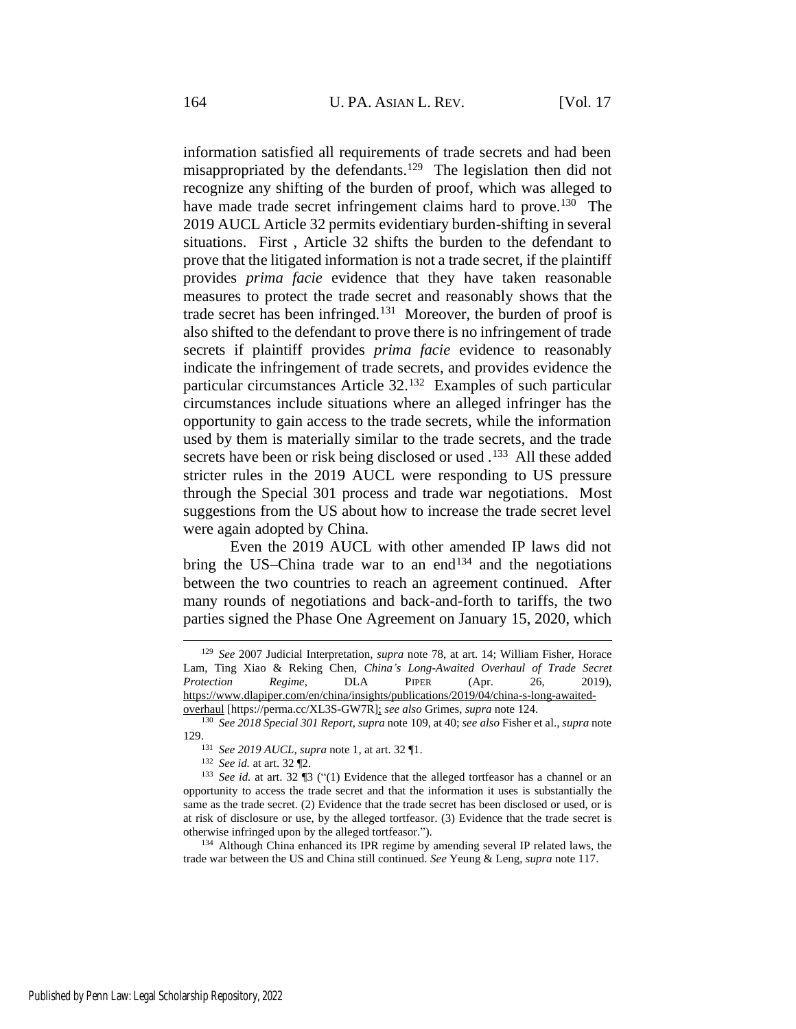information satisfied all requirements of trade secrets and had been misappropriated by the defendants.[129] The legislation then did not recognize any shifting of the burden of proof, which was alleged to have made trade secret infringement claims hard to prove.[130] The 2019 AUCL Article 32 permits evidentiary burden-shifting in several situations. First , Article 32 shifts the burden to the defendant to prove that the litigated information is not a trade secret, if the plaintiff provides *prima facie* evidence that they have taken reasonable measures to protect the trade secret and reasonably shows that the trade secret has been infringed.[131] Moreover, the burden of proof is also shifted to the defendant to prove there is no infringement of trade secrets if plaintiff provides *prima facie* evidence to reasonably indicate the infringement of trade secrets, and provides evidence the particular circumstances Article 32.[132] Examples of such particular circumstances include situations where an alleged infringer has the opportunity to gain access to the trade secrets, while the information used by them is materially similar to the trade secrets, and the trade secrets have been or risk being disclosed or used .[133] All these added stricter rules in the 2019 AUCL were responding to US pressure through the Special 301 process and trade war negotiations. Most suggestions from the US about how to increase the trade secret level were again adopted by China.

Even the 2019 AUCL with other amended IP laws did not bring the US–China trade war to an end[134] and the negotiations between the two countries to reach an agreement continued. After many rounds of negotiations and back-and-forth to tariffs, the two parties signed the Phase One Agreement on January 15, 2020, which

---

[129] *See* 2007 Judicial Interpretation, *supra* note 78, at art. 14; William Fisher, Horace Lam, Ting Xiao & Reking Chen, *China's Long-Awaited Overhaul of Trade Secret Protection Regime*, DLA PIPER (Apr. 26, 2019), https://www.dlapiper.com/en/china/insights/publications/2019/04/china-s-long-awaited-overhaul [https://perma.cc/XL3S-GW7R]; *see also* Grimes, *supra* note 124.

[130] *See 2018 Special 301 Report*, *supra* note 109, at 40; *see also* Fisher et al., *supra* note 129.

[131] *See 2019 AUCL*, *supra* note 1, at art. 32 ¶1.

[132] *See id.* at art. 32 ¶2.

[133] *See id.* at art. 32 ¶3 ("(1) Evidence that the alleged tortfeasor has a channel or an opportunity to access the trade secret and that the information it uses is substantially the same as the trade secret. (2) Evidence that the trade secret has been disclosed or used, or is at risk of disclosure or use, by the alleged tortfeasor. (3) Evidence that the trade secret is otherwise infringed upon by the alleged tortfeasor.").

[134] Although China enhanced its IPR regime by amending several IP related laws, the trade war between the US and China still continued. *See* Yeung & Leng, *supra* note 117.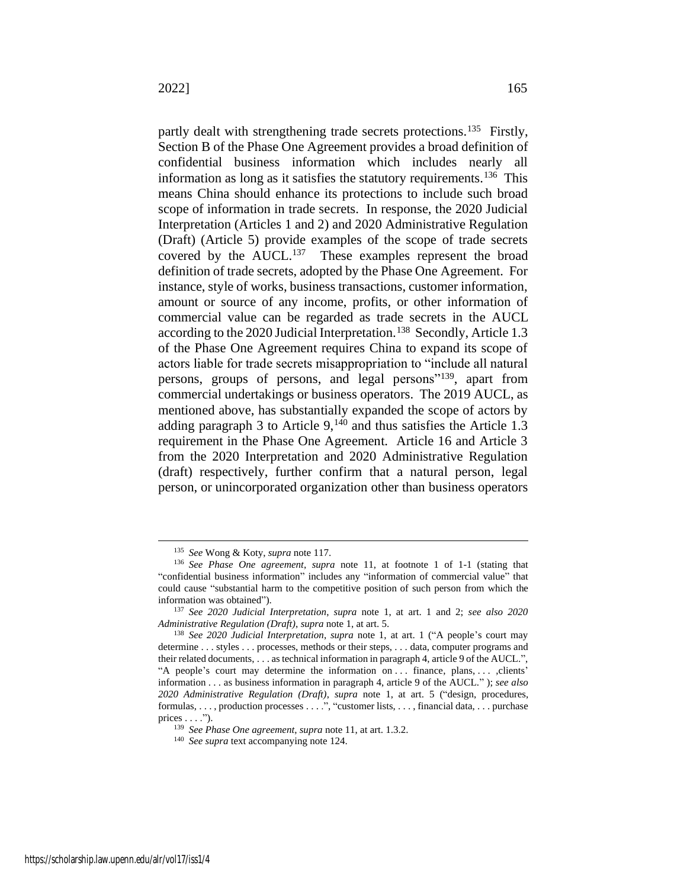partly dealt with strengthening trade secrets protections.[135] Firstly, Section B of the Phase One Agreement provides a broad definition of confidential business information which includes nearly all information as long as it satisfies the statutory requirements.[136] This means China should enhance its protections to include such broad scope of information in trade secrets. In response, the 2020 Judicial Interpretation (Articles 1 and 2) and 2020 Administrative Regulation (Draft) (Article 5) provide examples of the scope of trade secrets covered by the AUCL.[137] These examples represent the broad definition of trade secrets, adopted by the Phase One Agreement. For instance, style of works, business transactions, customer information, amount or source of any income, profits, or other information of commercial value can be regarded as trade secrets in the AUCL according to the 2020 Judicial Interpretation.[138] Secondly, Article 1.3 of the Phase One Agreement requires China to expand its scope of actors liable for trade secrets misappropriation to "include all natural persons, groups of persons, and legal persons"[139], apart from commercial undertakings or business operators. The 2019 AUCL, as mentioned above, has substantially expanded the scope of actors by adding paragraph 3 to Article 9,[140] and thus satisfies the Article 1.3 requirement in the Phase One Agreement. Article 16 and Article 3 from the 2020 Interpretation and 2020 Administrative Regulation (draft) respectively, further confirm that a natural person, legal person, or unincorporated organization other than business operators

---

[135] *See* Wong & Koty, *supra* note 117.

[136] *See Phase One agreement*, *supra* note 11, at footnote 1 of 1-1 (stating that "confidential business information" includes any "information of commercial value" that could cause "substantial harm to the competitive position of such person from which the information was obtained").

[137] *See 2020 Judicial Interpretation*, *supra* note 1, at art. 1 and 2; *see also 2020 Administrative Regulation (Draft)*, *supra* note 1, at art. 5.

[138] *See 2020 Judicial Interpretation*, *supra* note 1, at art. 1 ("A people's court may determine . . . styles . . . processes, methods or their steps, . . . data, computer programs and their related documents, . . . as technical information in paragraph 4, article 9 of the AUCL.", "A people's court may determine the information on . . . finance, plans, . . . ,clients' information . . . as business information in paragraph 4, article 9 of the AUCL." ); *see also 2020 Administrative Regulation (Draft)*, *supra* note 1, at art. 5 ("design, procedures, formulas, . . . , production processes . . . .", "customer lists, . . . , financial data, . . . purchase prices . . . .").

[139] *See Phase One agreement*, *supra* note 11, at art. 1.3.2.

[140] *See supra* text accompanying note 124.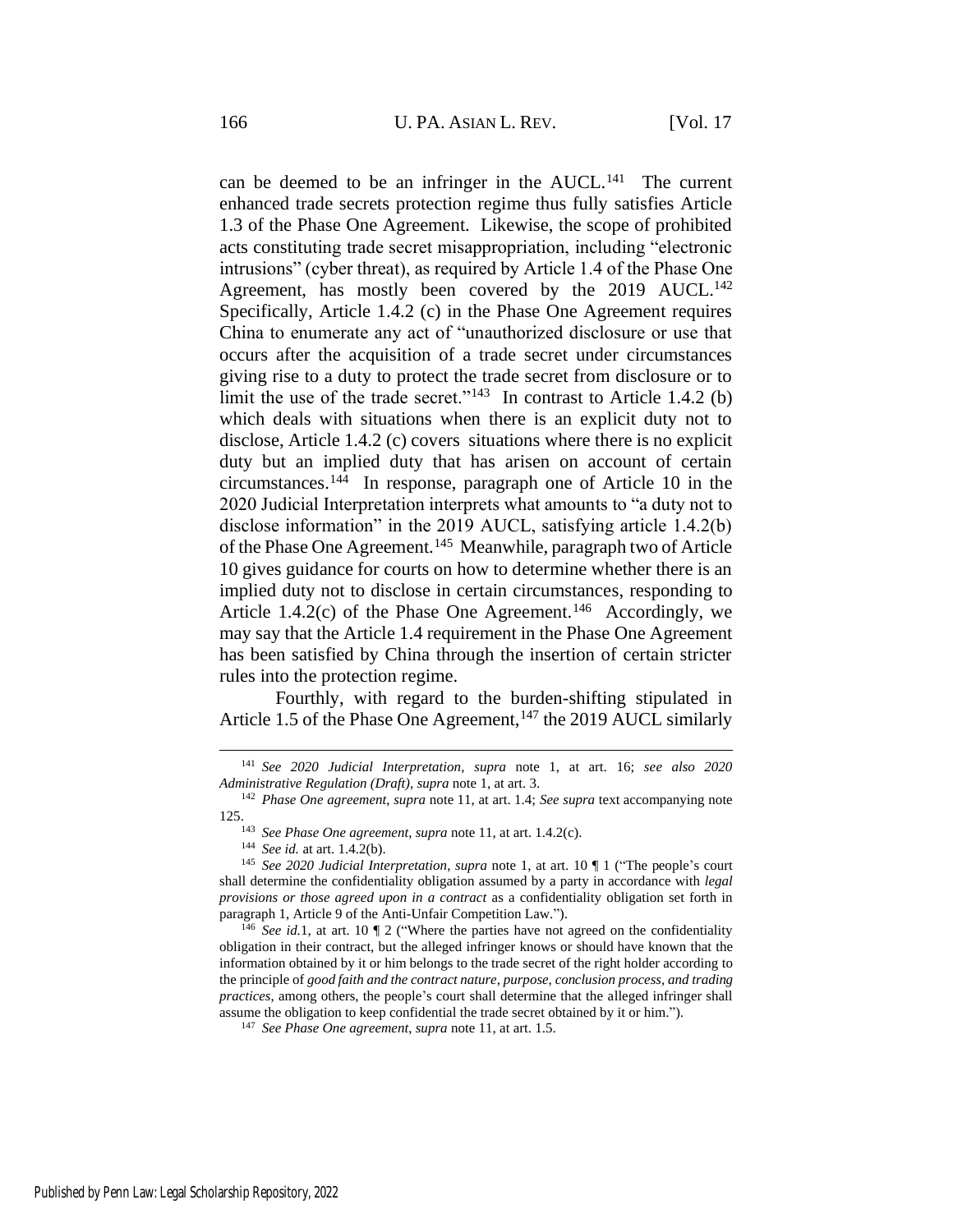can be deemed to be an infringer in the AUCL.[141] The current enhanced trade secrets protection regime thus fully satisfies Article 1.3 of the Phase One Agreement. Likewise, the scope of prohibited acts constituting trade secret misappropriation, including "electronic intrusions" (cyber threat), as required by Article 1.4 of the Phase One Agreement, has mostly been covered by the 2019 AUCL.[142] Specifically, Article 1.4.2 (c) in the Phase One Agreement requires China to enumerate any act of "unauthorized disclosure or use that occurs after the acquisition of a trade secret under circumstances giving rise to a duty to protect the trade secret from disclosure or to limit the use of the trade secret."[143] In contrast to Article 1.4.2 (b) which deals with situations when there is an explicit duty not to disclose, Article 1.4.2 (c) covers situations where there is no explicit duty but an implied duty that has arisen on account of certain circumstances.[144] In response, paragraph one of Article 10 in the 2020 Judicial Interpretation interprets what amounts to "a duty not to disclose information" in the 2019 AUCL, satisfying article 1.4.2(b) of the Phase One Agreement.[145] Meanwhile, paragraph two of Article 10 gives guidance for courts on how to determine whether there is an implied duty not to disclose in certain circumstances, responding to Article 1.4.2(c) of the Phase One Agreement.[146] Accordingly, we may say that the Article 1.4 requirement in the Phase One Agreement has been satisfied by China through the insertion of certain stricter rules into the protection regime.

Fourthly, with regard to the burden-shifting stipulated in Article 1.5 of the Phase One Agreement,[147] the 2019 AUCL similarly

---

[141] *See 2020 Judicial Interpretation*, *supra* note 1, at art. 16; *see also 2020 Administrative Regulation (Draft)*, *supra* note 1, at art. 3.

[142] *Phase One agreement*, *supra* note 11, at art. 1.4; *See supra* text accompanying note 125.

[143] *See Phase One agreement*, *supra* note 11, at art. 1.4.2(c).

[144] *See id.* at art. 1.4.2(b).

[145] *See 2020 Judicial Interpretation*, *supra* note 1, at art. 10 ¶ 1 ("The people's court shall determine the confidentiality obligation assumed by a party in accordance with *legal provisions or those agreed upon in a contract* as a confidentiality obligation set forth in paragraph 1, Article 9 of the Anti-Unfair Competition Law.").

[146] *See id.*1, at art. 10 ¶ 2 ("Where the parties have not agreed on the confidentiality obligation in their contract, but the alleged infringer knows or should have known that the information obtained by it or him belongs to the trade secret of the right holder according to the principle of *good faith and the contract nature, purpose, conclusion process, and trading practices*, among others, the people's court shall determine that the alleged infringer shall assume the obligation to keep confidential the trade secret obtained by it or him.").

[147] *See Phase One agreement*, *supra* note 11, at art. 1.5.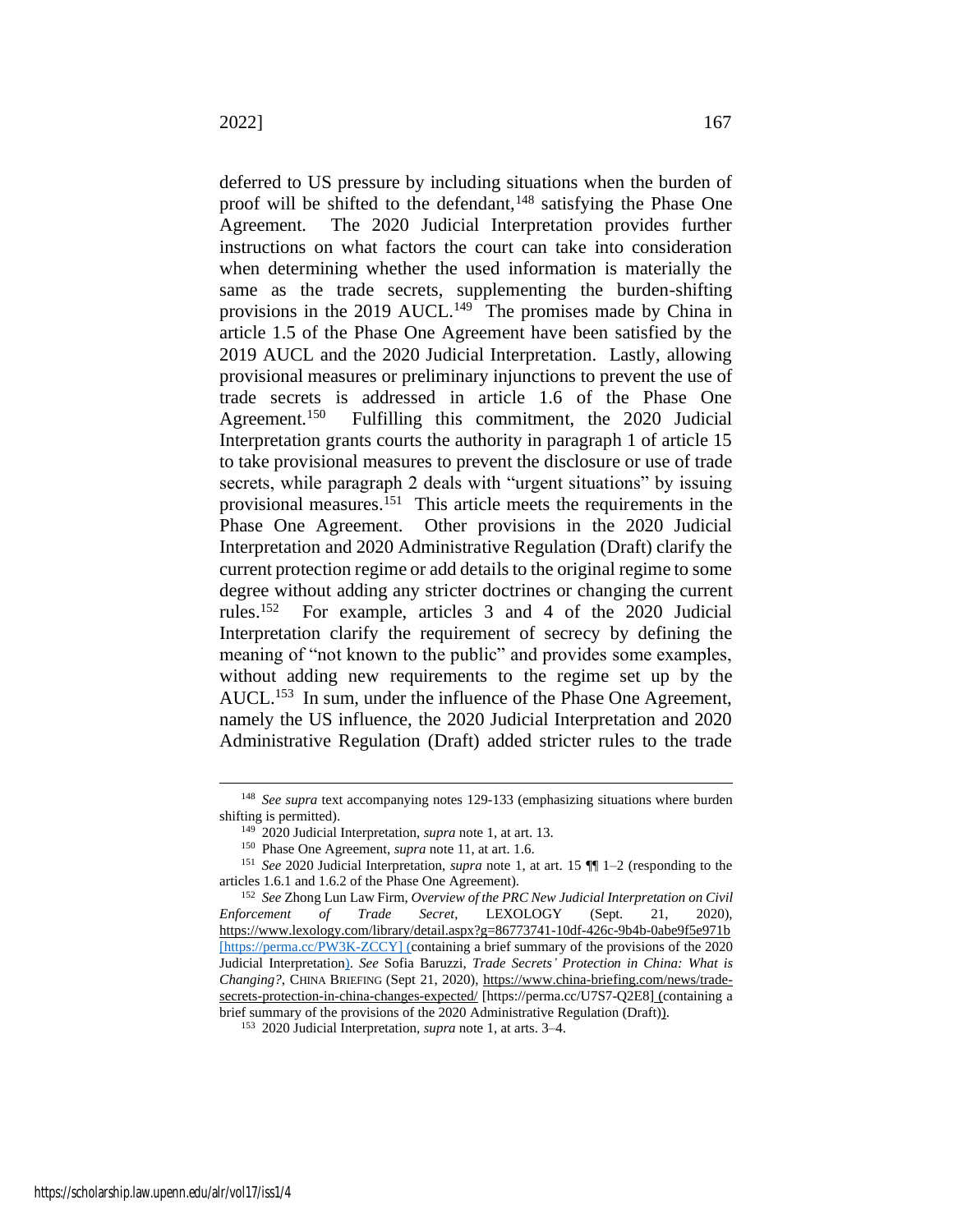deferred to US pressure by including situations when the burden of proof will be shifted to the defendant,[148] satisfying the Phase One Agreement. The 2020 Judicial Interpretation provides further instructions on what factors the court can take into consideration when determining whether the used information is materially the same as the trade secrets, supplementing the burden-shifting provisions in the 2019 AUCL.[149] The promises made by China in article 1.5 of the Phase One Agreement have been satisfied by the 2019 AUCL and the 2020 Judicial Interpretation. Lastly, allowing provisional measures or preliminary injunctions to prevent the use of trade secrets is addressed in article 1.6 of the Phase One Agreement.[150] Fulfilling this commitment, the 2020 Judicial Interpretation grants courts the authority in paragraph 1 of article 15 to take provisional measures to prevent the disclosure or use of trade secrets, while paragraph 2 deals with "urgent situations" by issuing provisional measures.[151] This article meets the requirements in the Phase One Agreement. Other provisions in the 2020 Judicial Interpretation and 2020 Administrative Regulation (Draft) clarify the current protection regime or add details to the original regime to some degree without adding any stricter doctrines or changing the current rules.[152] For example, articles 3 and 4 of the 2020 Judicial Interpretation clarify the requirement of secrecy by defining the meaning of "not known to the public" and provides some examples, without adding new requirements to the regime set up by the AUCL.[153] In sum, under the influence of the Phase One Agreement, namely the US influence, the 2020 Judicial Interpretation and 2020 Administrative Regulation (Draft) added stricter rules to the trade

---

[148] *See supra* text accompanying notes 129-133 (emphasizing situations where burden shifting is permitted).

[149] 2020 Judicial Interpretation, *supra* note 1, at art. 13.

[150] Phase One Agreement, *supra* note 11, at art. 1.6.

[151] *See* 2020 Judicial Interpretation, *supra* note 1, at art. 15 ¶¶ 1–2 (responding to the articles 1.6.1 and 1.6.2 of the Phase One Agreement).

[152] *See* Zhong Lun Law Firm, *Overview of the PRC New Judicial Interpretation on Civil Enforcement of Trade Secret*, LEXOLOGY (Sept. 21, 2020), https://www.lexology.com/library/detail.aspx?g=86773741-10df-426c-9b4b-0abe9f5e971b [https://perma.cc/PW3K-ZCCY] (containing a brief summary of the provisions of the 2020 Judicial Interpretation). *See* Sofia Baruzzi, *Trade Secrets' Protection in China: What is Changing?*, CHINA BRIEFING (Sept 21, 2020), https://www.china-briefing.com/news/trade-secrets-protection-in-china-changes-expected/ [https://perma.cc/U7S7-Q2E8] (containing a brief summary of the provisions of the 2020 Administrative Regulation (Draft)).

[153] 2020 Judicial Interpretation, *supra* note 1, at arts. 3–4.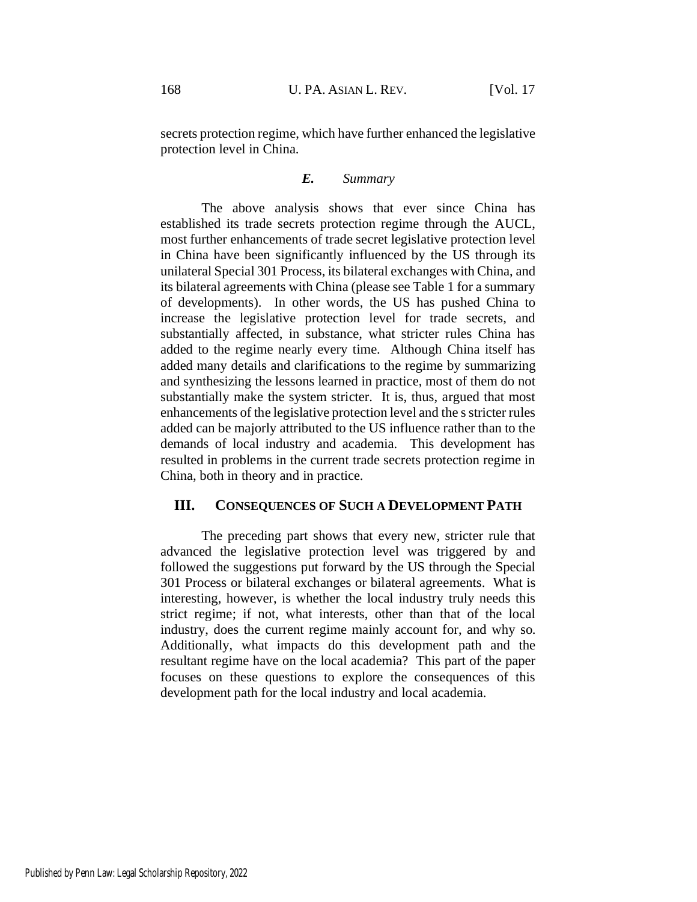secrets protection regime, which have further enhanced the legislative protection level in China.

### *E. Summary*

The above analysis shows that ever since China has established its trade secrets protection regime through the AUCL, most further enhancements of trade secret legislative protection level in China have been significantly influenced by the US through its unilateral Special 301 Process, its bilateral exchanges with China, and its bilateral agreements with China (please see Table 1 for a summary of developments). In other words, the US has pushed China to increase the legislative protection level for trade secrets, and substantially affected, in substance, what stricter rules China has added to the regime nearly every time. Although China itself has added many details and clarifications to the regime by summarizing and synthesizing the lessons learned in practice, most of them do not substantially make the system stricter. It is, thus, argued that most enhancements of the legislative protection level and the s stricter rules added can be majorly attributed to the US influence rather than to the demands of local industry and academia. This development has resulted in problems in the current trade secrets protection regime in China, both in theory and in practice.

## III. CONSEQUENCES OF SUCH A DEVELOPMENT PATH

The preceding part shows that every new, stricter rule that advanced the legislative protection level was triggered by and followed the suggestions put forward by the US through the Special 301 Process or bilateral exchanges or bilateral agreements. What is interesting, however, is whether the local industry truly needs this strict regime; if not, what interests, other than that of the local industry, does the current regime mainly account for, and why so. Additionally, what impacts do this development path and the resultant regime have on the local academia? This part of the paper focuses on these questions to explore the consequences of this development path for the local industry and local academia.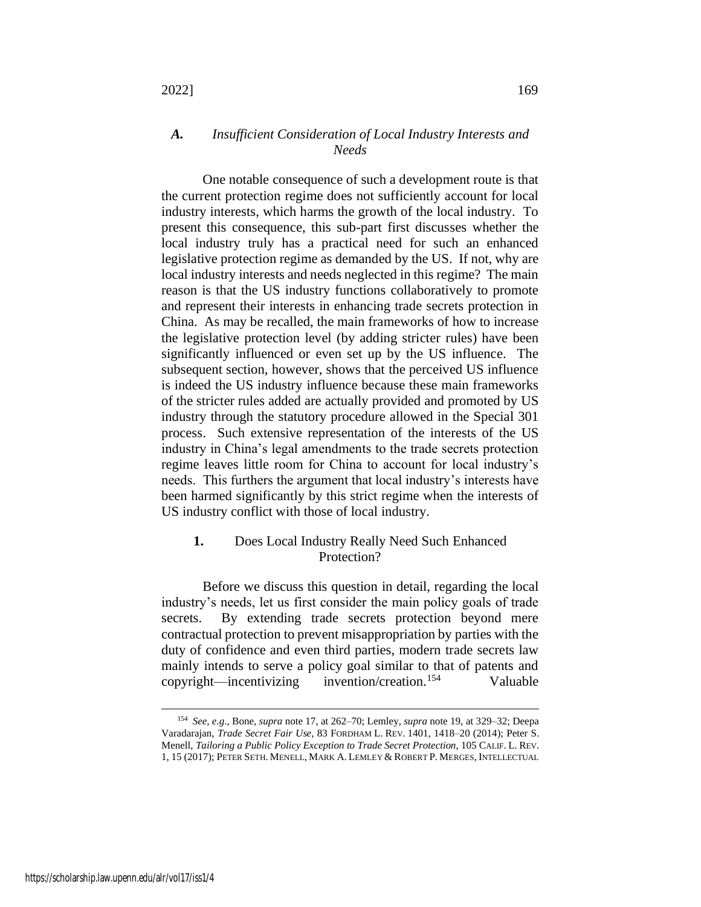### *A. Insufficient Consideration of Local Industry Interests and Needs*

One notable consequence of such a development route is that the current protection regime does not sufficiently account for local industry interests, which harms the growth of the local industry. To present this consequence, this sub-part first discusses whether the local industry truly has a practical need for such an enhanced legislative protection regime as demanded by the US. If not, why are local industry interests and needs neglected in this regime? The main reason is that the US industry functions collaboratively to promote and represent their interests in enhancing trade secrets protection in China. As may be recalled, the main frameworks of how to increase the legislative protection level (by adding stricter rules) have been significantly influenced or even set up by the US influence. The subsequent section, however, shows that the perceived US influence is indeed the US industry influence because these main frameworks of the stricter rules added are actually provided and promoted by US industry through the statutory procedure allowed in the Special 301 process. Such extensive representation of the interests of the US industry in China's legal amendments to the trade secrets protection regime leaves little room for China to account for local industry's needs. This furthers the argument that local industry's interests have been harmed significantly by this strict regime when the interests of US industry conflict with those of local industry.

#### **1.** Does Local Industry Really Need Such Enhanced Protection?

Before we discuss this question in detail, regarding the local industry's needs, let us first consider the main policy goals of trade secrets. By extending trade secrets protection beyond mere contractual protection to prevent misappropriation by parties with the duty of confidence and even third parties, modern trade secrets law mainly intends to serve a policy goal similar to that of patents and copyright—incentivizing invention/creation.[154] Valuable

---

[154] *See, e.g.*, Bone, *supra* note 17, at 262–70; Lemley, *supra* note 19, at 329–32; Deepa Varadarajan, *Trade Secret Fair Use*, 83 FORDHAM L. REV. 1401, 1418–20 (2014); Peter S. Menell, *Tailoring a Public Policy Exception to Trade Secret Protection*, 105 CALIF. L. REV. 1, 15 (2017); PETER SETH. MENELL, MARK A. LEMLEY & ROBERT P. MERGES, INTELLECTUAL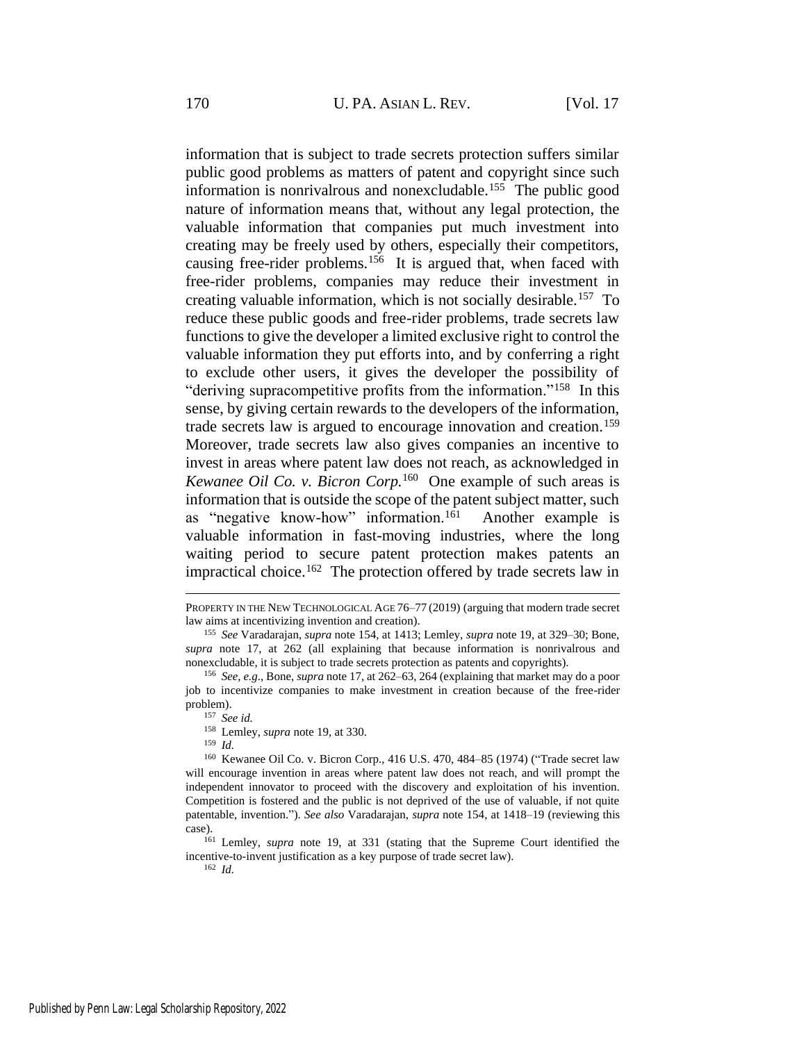information that is subject to trade secrets protection suffers similar public good problems as matters of patent and copyright since such information is nonrivalrous and nonexcludable.[155] The public good nature of information means that, without any legal protection, the valuable information that companies put much investment into creating may be freely used by others, especially their competitors, causing free-rider problems.[156] It is argued that, when faced with free-rider problems, companies may reduce their investment in creating valuable information, which is not socially desirable.[157] To reduce these public goods and free-rider problems, trade secrets law functions to give the developer a limited exclusive right to control the valuable information they put efforts into, and by conferring a right to exclude other users, it gives the developer the possibility of "deriving supracompetitive profits from the information."[158] In this sense, by giving certain rewards to the developers of the information, trade secrets law is argued to encourage innovation and creation.[159] Moreover, trade secrets law also gives companies an incentive to invest in areas where patent law does not reach, as acknowledged in *Kewanee Oil Co. v. Bicron Corp.*[160] One example of such areas is information that is outside the scope of the patent subject matter, such as "negative know-how" information.[161] Another example is valuable information in fast-moving industries, where the long waiting period to secure patent protection makes patents an impractical choice.[162] The protection offered by trade secrets law in

---

PROPERTY IN THE NEW TECHNOLOGICAL AGE 76–77 (2019) (arguing that modern trade secret law aims at incentivizing invention and creation).

[155] *See* Varadarajan, *supra* note 154, at 1413; Lemley, *supra* note 19, at 329–30; Bone, *supra* note 17, at 262 (all explaining that because information is nonrivalrous and nonexcludable, it is subject to trade secrets protection as patents and copyrights).

[156] *See, e.g*., Bone, *supra* note 17, at 262–63, 264 (explaining that market may do a poor job to incentivize companies to make investment in creation because of the free-rider problem).

[157] *See id.*

[158] Lemley, *supra* note 19, at 330.

[159] *Id.*

[160] Kewanee Oil Co. v. Bicron Corp., 416 U.S. 470, 484–85 (1974) ("Trade secret law will encourage invention in areas where patent law does not reach, and will prompt the independent innovator to proceed with the discovery and exploitation of his invention. Competition is fostered and the public is not deprived of the use of valuable, if not quite patentable, invention."). *See also* Varadarajan, *supra* note 154, at 1418–19 (reviewing this case).

[161] Lemley, *supra* note 19, at 331 (stating that the Supreme Court identified the incentive-to-invent justification as a key purpose of trade secret law).

[162] *Id.*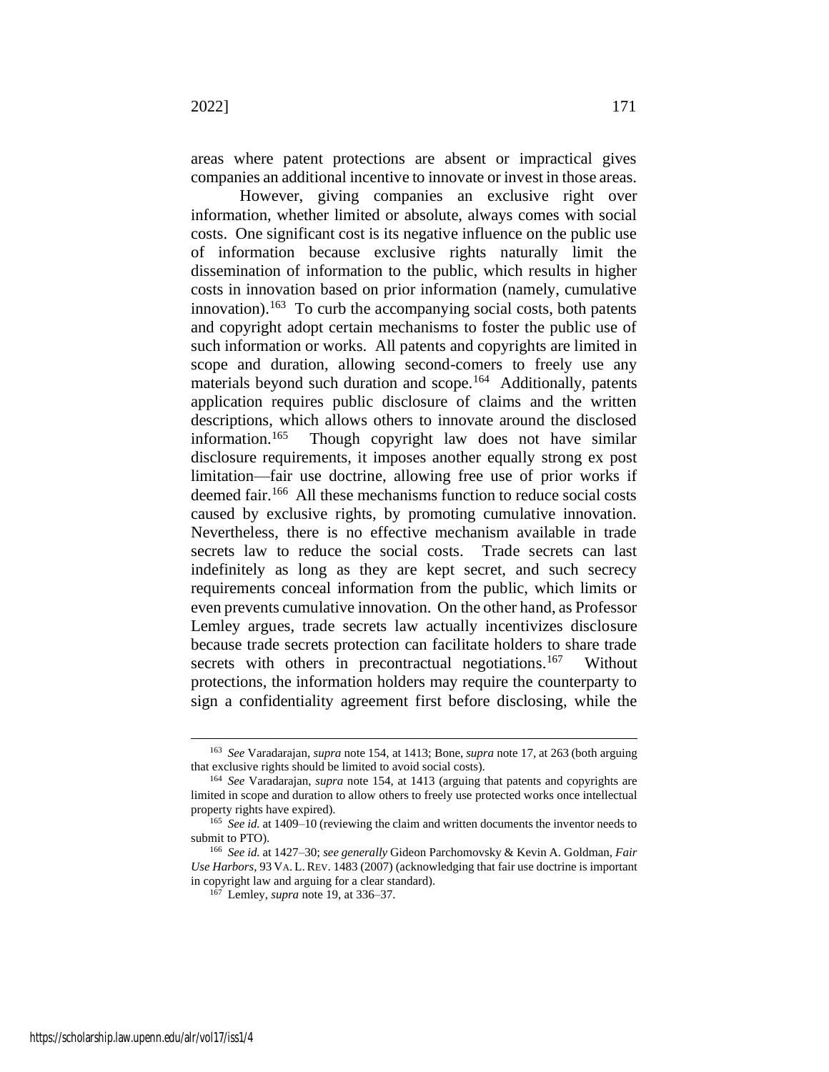areas where patent protections are absent or impractical gives companies an additional incentive to innovate or invest in those areas.

However, giving companies an exclusive right over information, whether limited or absolute, always comes with social costs. One significant cost is its negative influence on the public use of information because exclusive rights naturally limit the dissemination of information to the public, which results in higher costs in innovation based on prior information (namely, cumulative innovation).[163] To curb the accompanying social costs, both patents and copyright adopt certain mechanisms to foster the public use of such information or works. All patents and copyrights are limited in scope and duration, allowing second-comers to freely use any materials beyond such duration and scope.[164] Additionally, patents application requires public disclosure of claims and the written descriptions, which allows others to innovate around the disclosed information.[165] Though copyright law does not have similar disclosure requirements, it imposes another equally strong ex post limitation—fair use doctrine, allowing free use of prior works if deemed fair.[166] All these mechanisms function to reduce social costs caused by exclusive rights, by promoting cumulative innovation. Nevertheless, there is no effective mechanism available in trade secrets law to reduce the social costs. Trade secrets can last indefinitely as long as they are kept secret, and such secrecy requirements conceal information from the public, which limits or even prevents cumulative innovation. On the other hand, as Professor Lemley argues, trade secrets law actually incentivizes disclosure because trade secrets protection can facilitate holders to share trade secrets with others in precontractual negotiations.[167] Without protections, the information holders may require the counterparty to sign a confidentiality agreement first before disclosing, while the

---

[163] *See* Varadarajan, *supra* note 154, at 1413; Bone, *supra* note 17, at 263 (both arguing that exclusive rights should be limited to avoid social costs).

[164] *See* Varadarajan, *supra* note 154, at 1413 (arguing that patents and copyrights are limited in scope and duration to allow others to freely use protected works once intellectual property rights have expired).

[165] *See id.* at 1409–10 (reviewing the claim and written documents the inventor needs to submit to PTO).

[166] *See id.* at 1427–30; *see generally* Gideon Parchomovsky & Kevin A. Goldman, *Fair Use Harbors*, 93 VA. L. REV. 1483 (2007) (acknowledging that fair use doctrine is important in copyright law and arguing for a clear standard).

[167] Lemley, *supra* note 19, at 336–37.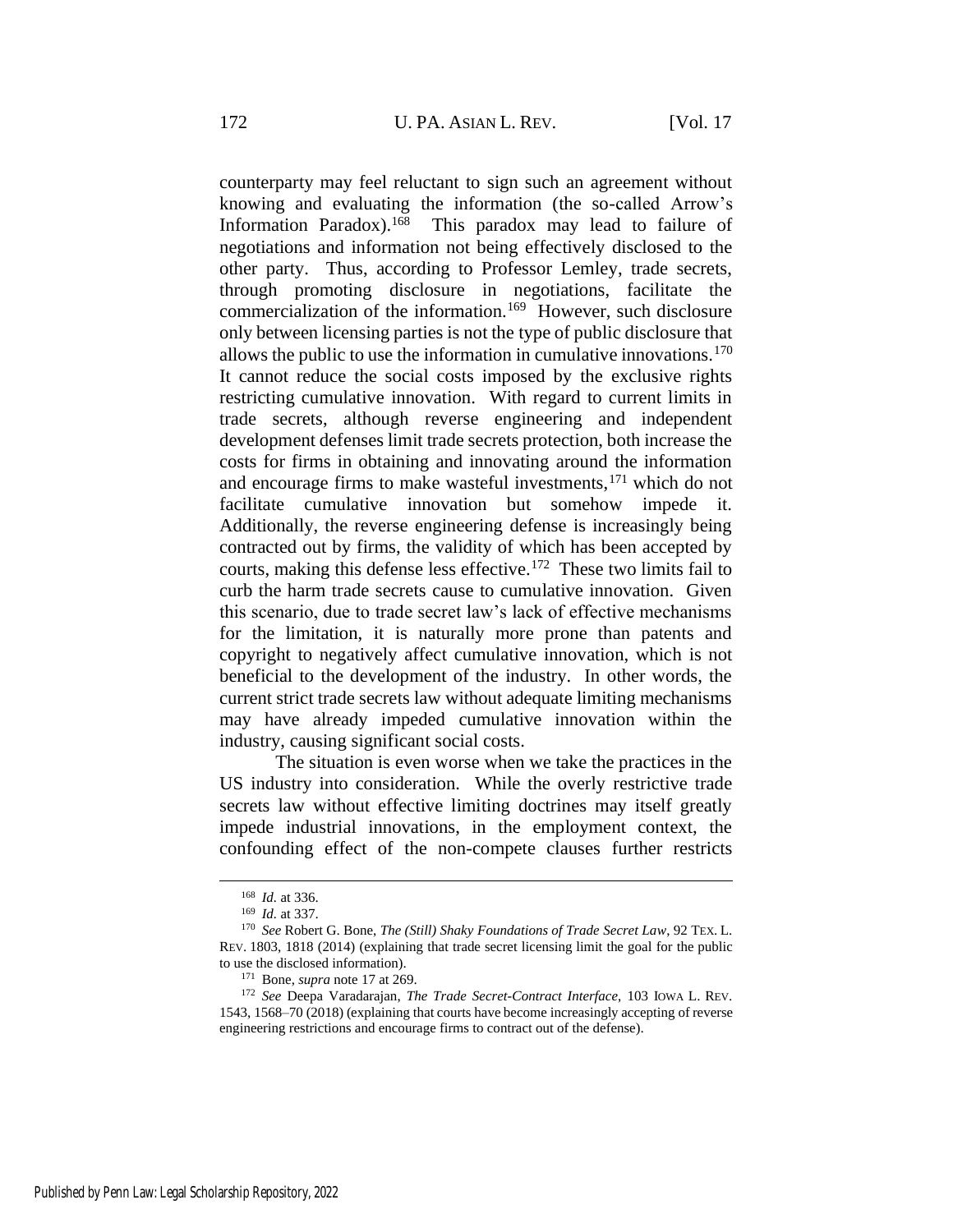counterparty may feel reluctant to sign such an agreement without knowing and evaluating the information (the so-called Arrow's Information Paradox).[168] This paradox may lead to failure of negotiations and information not being effectively disclosed to the other party. Thus, according to Professor Lemley, trade secrets, through promoting disclosure in negotiations, facilitate the commercialization of the information.[169] However, such disclosure only between licensing parties is not the type of public disclosure that allows the public to use the information in cumulative innovations.[170] It cannot reduce the social costs imposed by the exclusive rights restricting cumulative innovation. With regard to current limits in trade secrets, although reverse engineering and independent development defenses limit trade secrets protection, both increase the costs for firms in obtaining and innovating around the information and encourage firms to make wasteful investments,[171] which do not facilitate cumulative innovation but somehow impede it. Additionally, the reverse engineering defense is increasingly being contracted out by firms, the validity of which has been accepted by courts, making this defense less effective.[172] These two limits fail to curb the harm trade secrets cause to cumulative innovation. Given this scenario, due to trade secret law's lack of effective mechanisms for the limitation, it is naturally more prone than patents and copyright to negatively affect cumulative innovation, which is not beneficial to the development of the industry. In other words, the current strict trade secrets law without adequate limiting mechanisms may have already impeded cumulative innovation within the industry, causing significant social costs.

The situation is even worse when we take the practices in the US industry into consideration. While the overly restrictive trade secrets law without effective limiting doctrines may itself greatly impede industrial innovations, in the employment context, the confounding effect of the non-compete clauses further restricts

---

[168] *Id.* at 336.

[169] *Id.* at 337.

[170] *See* Robert G. Bone, *The (Still) Shaky Foundations of Trade Secret Law*, 92 TEX. L. REV. 1803, 1818 (2014) (explaining that trade secret licensing limit the goal for the public to use the disclosed information).

[171] Bone, *supra* note 17 at 269.

[172] *See* Deepa Varadarajan, *The Trade Secret-Contract Interface*, 103 IOWA L. REV. 1543, 1568–70 (2018) (explaining that courts have become increasingly accepting of reverse engineering restrictions and encourage firms to contract out of the defense).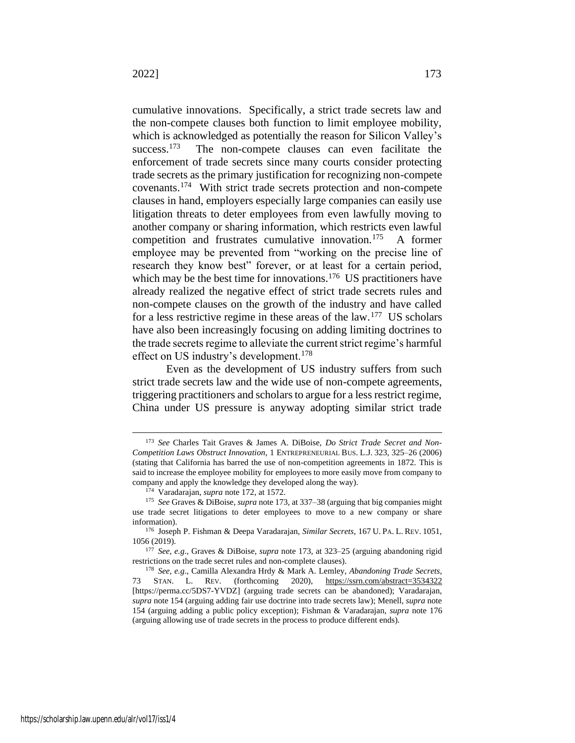cumulative innovations. Specifically, a strict trade secrets law and the non-compete clauses both function to limit employee mobility, which is acknowledged as potentially the reason for Silicon Valley's success.[173] The non-compete clauses can even facilitate the enforcement of trade secrets since many courts consider protecting trade secrets as the primary justification for recognizing non-compete covenants.[174] With strict trade secrets protection and non-compete clauses in hand, employers especially large companies can easily use litigation threats to deter employees from even lawfully moving to another company or sharing information, which restricts even lawful competition and frustrates cumulative innovation.[175] A former employee may be prevented from "working on the precise line of research they know best" forever, or at least for a certain period, which may be the best time for innovations.[176] US practitioners have already realized the negative effect of strict trade secrets rules and non-compete clauses on the growth of the industry and have called for a less restrictive regime in these areas of the law.[177] US scholars have also been increasingly focusing on adding limiting doctrines to the trade secrets regime to alleviate the current strict regime's harmful effect on US industry's development.[178]

Even as the development of US industry suffers from such strict trade secrets law and the wide use of non-compete agreements, triggering practitioners and scholars to argue for a less restrict regime, China under US pressure is anyway adopting similar strict trade

---

[173] *See* Charles Tait Graves & James A. DiBoise, *Do Strict Trade Secret and Non-Competition Laws Obstruct Innovation*, 1 ENTREPRENEURIAL BUS. L.J. 323, 325–26 (2006) (stating that California has barred the use of non-competition agreements in 1872. This is said to increase the employee mobility for employees to more easily move from company to company and apply the knowledge they developed along the way).

[174] Varadarajan, *supra* note 172, at 1572.

[175] *See* Graves & DiBoise, *supra* note 173, at 337–38 (arguing that big companies might use trade secret litigations to deter employees to move to a new company or share information).

[176] Joseph P. Fishman & Deepa Varadarajan, *Similar Secrets*, 167 U. PA. L. REV. 1051, 1056 (2019).

[177] *See, e.g.*, Graves & DiBoise, *supra* note 173, at 323–25 (arguing abandoning rigid restrictions on the trade secret rules and non-complete clauses).

[178] *See, e.g.*, Camilla Alexandra Hrdy & Mark A. Lemley, *Abandoning Trade Secrets*, 73 STAN. L. REV. (forthcoming 2020), https://ssrn.com/abstract=3534322 [https://perma.cc/5DS7-YVDZ] (arguing trade secrets can be abandoned); Varadarajan, *supra* note 154 (arguing adding fair use doctrine into trade secrets law); Menell, *supra* note 154 (arguing adding a public policy exception); Fishman & Varadarajan, *supra* note 176 (arguing allowing use of trade secrets in the process to produce different ends).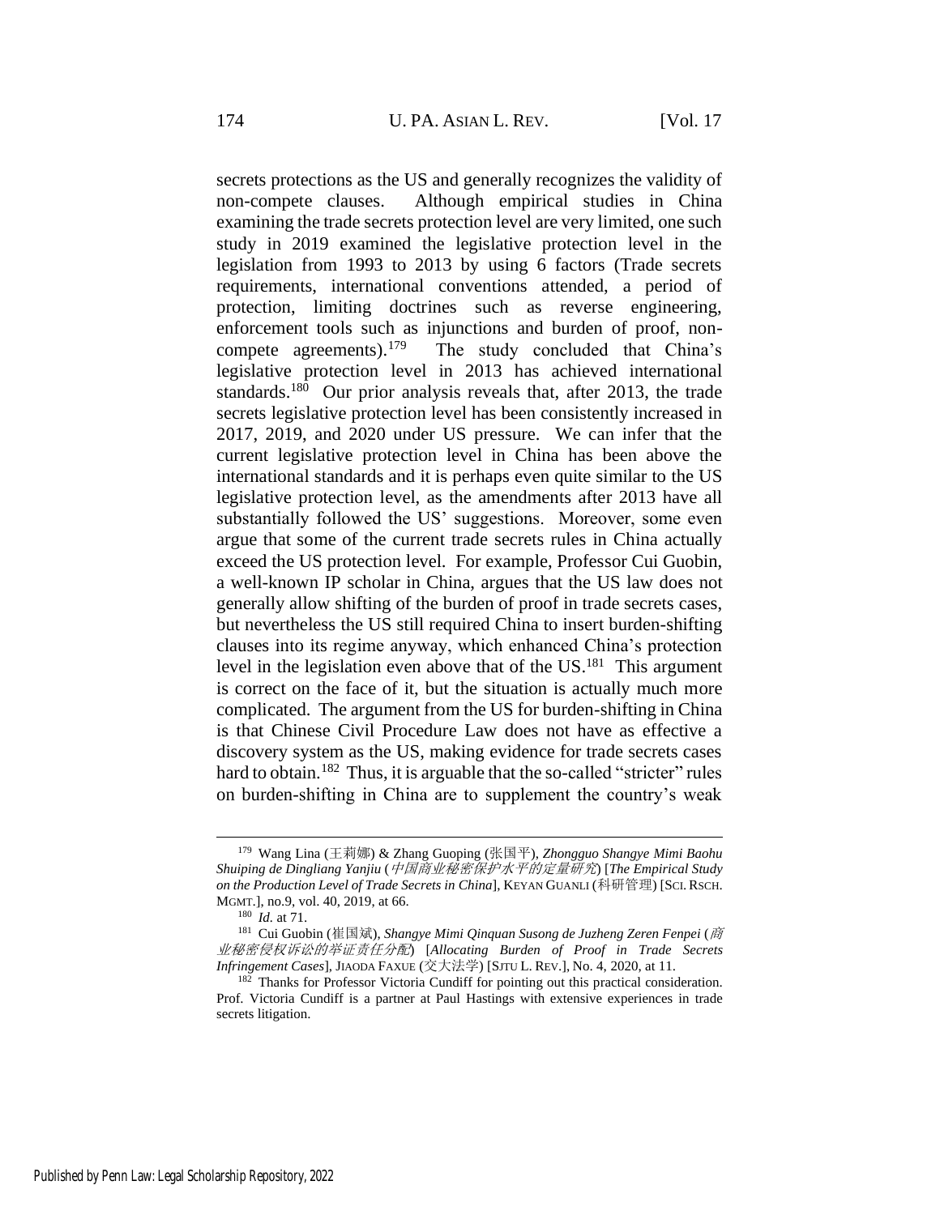secrets protections as the US and generally recognizes the validity of non-compete clauses. Although empirical studies in China examining the trade secrets protection level are very limited, one such study in 2019 examined the legislative protection level in the legislation from 1993 to 2013 by using 6 factors (Trade secrets requirements, international conventions attended, a period of protection, limiting doctrines such as reverse engineering, enforcement tools such as injunctions and burden of proof, non-compete agreements).[179] The study concluded that China's legislative protection level in 2013 has achieved international standards.[180] Our prior analysis reveals that, after 2013, the trade secrets legislative protection level has been consistently increased in 2017, 2019, and 2020 under US pressure. We can infer that the current legislative protection level in China has been above the international standards and it is perhaps even quite similar to the US legislative protection level, as the amendments after 2013 have all substantially followed the US' suggestions. Moreover, some even argue that some of the current trade secrets rules in China actually exceed the US protection level. For example, Professor Cui Guobin, a well-known IP scholar in China, argues that the US law does not generally allow shifting of the burden of proof in trade secrets cases, but nevertheless the US still required China to insert burden-shifting clauses into its regime anyway, which enhanced China's protection level in the legislation even above that of the US.[181] This argument is correct on the face of it, but the situation is actually much more complicated. The argument from the US for burden-shifting in China is that Chinese Civil Procedure Law does not have as effective a discovery system as the US, making evidence for trade secrets cases hard to obtain.[182] Thus, it is arguable that the so-called "stricter" rules on burden-shifting in China are to supplement the country's weak

---

[179] Wang Lina (王莉娜) & Zhang Guoping (张国平), *Zhongguo Shangye Mimi Baohu Shuiping de Dingliang Yanjiu* (*中国商业秘密保护水平的定量研究*) [*The Empirical Study on the Production Level of Trade Secrets in China*], KEYAN GUANLI (科研管理) [SCI. RSCH. MGMT.], no.9, vol. 40, 2019, at 66.

[180] *Id.* at 71.

[181] Cui Guobin (崔国斌), *Shangye Mimi Qinquan Susong de Juzheng Zeren Fenpei* (*商业秘密侵权诉讼的举证责任分配*) [*Allocating Burden of Proof in Trade Secrets Infringement Cases*], JIAODA FAXUE (交大法学) [SJTU L. REV.], No. 4, 2020, at 11.

[182] Thanks for Professor Victoria Cundiff for pointing out this practical consideration. Prof. Victoria Cundiff is a partner at Paul Hastings with extensive experiences in trade secrets litigation.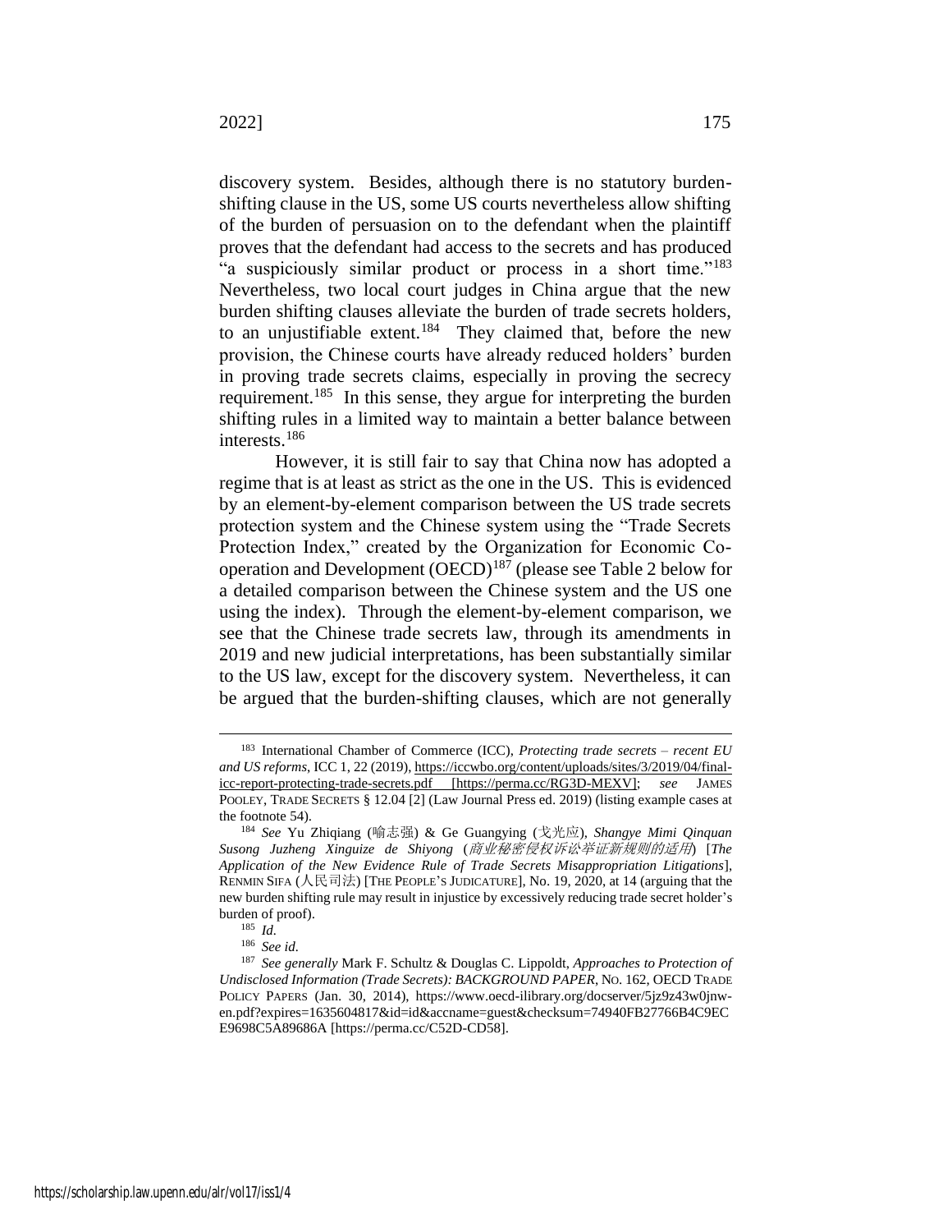discovery system. Besides, although there is no statutory burden-shifting clause in the US, some US courts nevertheless allow shifting of the burden of persuasion on to the defendant when the plaintiff proves that the defendant had access to the secrets and has produced "a suspiciously similar product or process in a short time."[183] Nevertheless, two local court judges in China argue that the new burden shifting clauses alleviate the burden of trade secrets holders, to an unjustifiable extent.[184] They claimed that, before the new provision, the Chinese courts have already reduced holders' burden in proving trade secrets claims, especially in proving the secrecy requirement.[185] In this sense, they argue for interpreting the burden shifting rules in a limited way to maintain a better balance between interests.[186]

However, it is still fair to say that China now has adopted a regime that is at least as strict as the one in the US. This is evidenced by an element-by-element comparison between the US trade secrets protection system and the Chinese system using the "Trade Secrets Protection Index," created by the Organization for Economic Co-operation and Development (OECD)[187] (please see Table 2 below for a detailed comparison between the Chinese system and the US one using the index). Through the element-by-element comparison, we see that the Chinese trade secrets law, through its amendments in 2019 and new judicial interpretations, has been substantially similar to the US law, except for the discovery system. Nevertheless, it can be argued that the burden-shifting clauses, which are not generally

---

[183] International Chamber of Commerce (ICC), *Protecting trade secrets – recent EU and US reforms*, ICC 1, 22 (2019), https://iccwbo.org/content/uploads/sites/3/2019/04/final-icc-report-protecting-trade-secrets.pdf [https://perma.cc/RG3D-MEXV]; *see* JAMES POOLEY, TRADE SECRETS § 12.04 [2] (Law Journal Press ed. 2019) (listing example cases at the footnote 54).

[184] *See* Yu Zhiqiang (喻志强) & Ge Guangying (戈光应), *Shangye Mimi Qinquan Susong Juzheng Xinguize de Shiyong* (*商业秘密侵权诉讼举证新规则的适用*) [*The Application of the New Evidence Rule of Trade Secrets Misappropriation Litigations*], RENMIN SIFA (人民司法) [THE PEOPLE'S JUDICATURE], No. 19, 2020, at 14 (arguing that the new burden shifting rule may result in injustice by excessively reducing trade secret holder's burden of proof).

[185] *Id.*

[186] *See id.*

[187] *See generally* Mark F. Schultz & Douglas C. Lippoldt, *Approaches to Protection of Undisclosed Information (Trade Secrets): BACKGROUND PAPER*, NO. 162, OECD TRADE POLICY PAPERS (Jan. 30, 2014), https://www.oecd-ilibrary.org/docserver/5jz9z43w0jnw-en.pdf?expires=1635604817&id=id&accname=guest&checksum=74940FB27766B4C9ECE9698C5A89686A [https://perma.cc/C52D-CD58].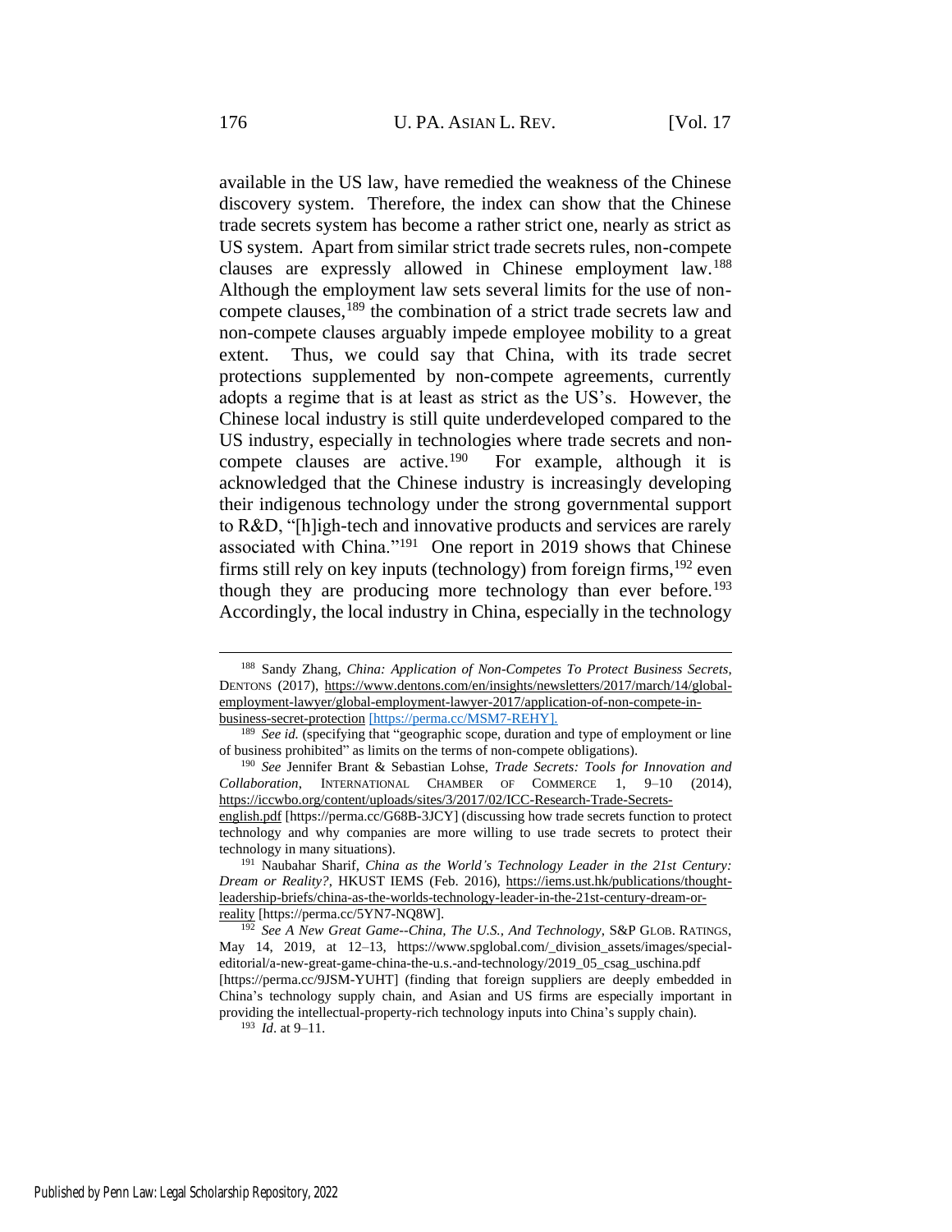available in the US law, have remedied the weakness of the Chinese discovery system. Therefore, the index can show that the Chinese trade secrets system has become a rather strict one, nearly as strict as US system. Apart from similar strict trade secrets rules, non-compete clauses are expressly allowed in Chinese employment law.[188] Although the employment law sets several limits for the use of non-compete clauses,[189] the combination of a strict trade secrets law and non-compete clauses arguably impede employee mobility to a great extent. Thus, we could say that China, with its trade secret protections supplemented by non-compete agreements, currently adopts a regime that is at least as strict as the US's. However, the Chinese local industry is still quite underdeveloped compared to the US industry, especially in technologies where trade secrets and non-compete clauses are active.[190] For example, although it is acknowledged that the Chinese industry is increasingly developing their indigenous technology under the strong governmental support to R&D, "[h]igh-tech and innovative products and services are rarely associated with China."[191] One report in 2019 shows that Chinese firms still rely on key inputs (technology) from foreign firms,[192] even though they are producing more technology than ever before.[193] Accordingly, the local industry in China, especially in the technology

---

[188] Sandy Zhang, *China: Application of Non-Competes To Protect Business Secrets*, DENTONS (2017), https://www.dentons.com/en/insights/newsletters/2017/march/14/global-employment-lawyer/global-employment-lawyer-2017/application-of-non-compete-in-business-secret-protection [https://perma.cc/MSM7-REHY].

[189] *See id.* (specifying that "geographic scope, duration and type of employment or line of business prohibited" as limits on the terms of non-compete obligations).

[190] *See* Jennifer Brant & Sebastian Lohse, *Trade Secrets: Tools for Innovation and Collaboration*, INTERNATIONAL CHAMBER OF COMMERCE 1, 9–10 (2014), https://iccwbo.org/content/uploads/sites/3/2017/02/ICC-Research-Trade-Secrets-english.pdf [https://perma.cc/G68B-3JCY] (discussing how trade secrets function to protect technology and why companies are more willing to use trade secrets to protect their technology in many situations).

[191] Naubahar Sharif, *China as the World's Technology Leader in the 21st Century: Dream or Reality?*, HKUST IEMS (Feb. 2016), https://iems.ust.hk/publications/thought-leadership-briefs/china-as-the-worlds-technology-leader-in-the-21st-century-dream-or-reality [https://perma.cc/5YN7-NQ8W].

[192] *See A New Great Game--China, The U.S., And Technology*, S&P GLOB. RATINGS, May 14, 2019, at 12–13, https://www.spglobal.com/_division_assets/images/special-editorial/a-new-great-game-china-the-u.s.-and-technology/2019_05_csag_uschina.pdf [https://perma.cc/9JSM-YUHT] (finding that foreign suppliers are deeply embedded in China's technology supply chain, and Asian and US firms are especially important in providing the intellectual-property-rich technology inputs into China's supply chain).

[193] *Id*. at 9–11.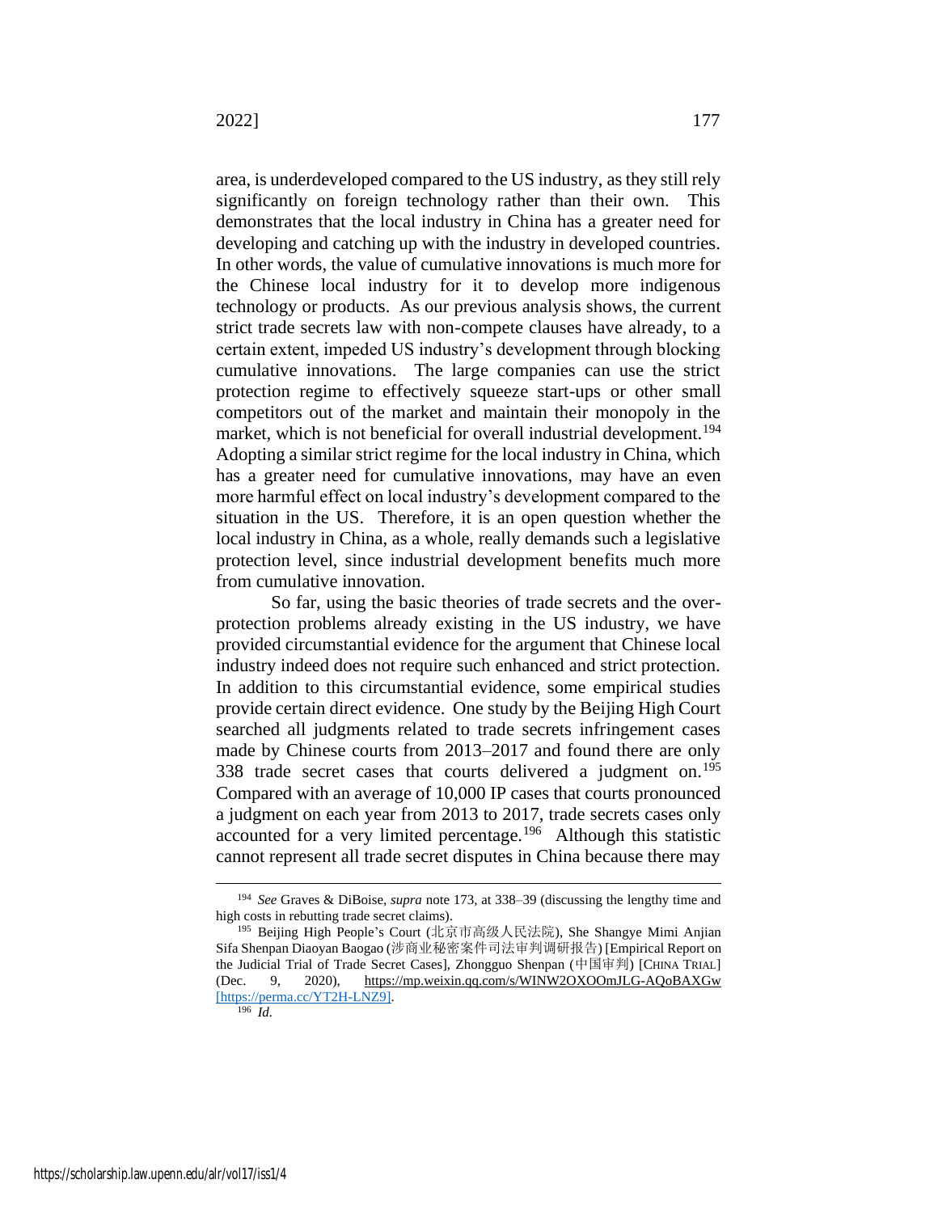area, is underdeveloped compared to the US industry, as they still rely significantly on foreign technology rather than their own. This demonstrates that the local industry in China has a greater need for developing and catching up with the industry in developed countries. In other words, the value of cumulative innovations is much more for the Chinese local industry for it to develop more indigenous technology or products. As our previous analysis shows, the current strict trade secrets law with non-compete clauses have already, to a certain extent, impeded US industry's development through blocking cumulative innovations. The large companies can use the strict protection regime to effectively squeeze start-ups or other small competitors out of the market and maintain their monopoly in the market, which is not beneficial for overall industrial development.[194] Adopting a similar strict regime for the local industry in China, which has a greater need for cumulative innovations, may have an even more harmful effect on local industry's development compared to the situation in the US. Therefore, it is an open question whether the local industry in China, as a whole, really demands such a legislative protection level, since industrial development benefits much more from cumulative innovation.

So far, using the basic theories of trade secrets and the over-protection problems already existing in the US industry, we have provided circumstantial evidence for the argument that Chinese local industry indeed does not require such enhanced and strict protection. In addition to this circumstantial evidence, some empirical studies provide certain direct evidence. One study by the Beijing High Court searched all judgments related to trade secrets infringement cases made by Chinese courts from 2013–2017 and found there are only 338 trade secret cases that courts delivered a judgment on.[195] Compared with an average of 10,000 IP cases that courts pronounced a judgment on each year from 2013 to 2017, trade secrets cases only accounted for a very limited percentage.[196] Although this statistic cannot represent all trade secret disputes in China because there may

---

[194] *See* Graves & DiBoise, *supra* note 173, at 338–39 (discussing the lengthy time and high costs in rebutting trade secret claims).

[195] Beijing High People's Court (北京市高级人民法院), She Shangye Mimi Anjian Sifa Shenpan Diaoyan Baogao (涉商业秘密案件司法审判调研报告) [Empirical Report on the Judicial Trial of Trade Secret Cases], Zhongguo Shenpan (中国审判) [CHINA TRIAL] (Dec. 9, 2020), https://mp.weixin.qq.com/s/WINW2OXOOmJLG-AQoBAXGw [https://perma.cc/YT2H-LNZ9].

[196] *Id.*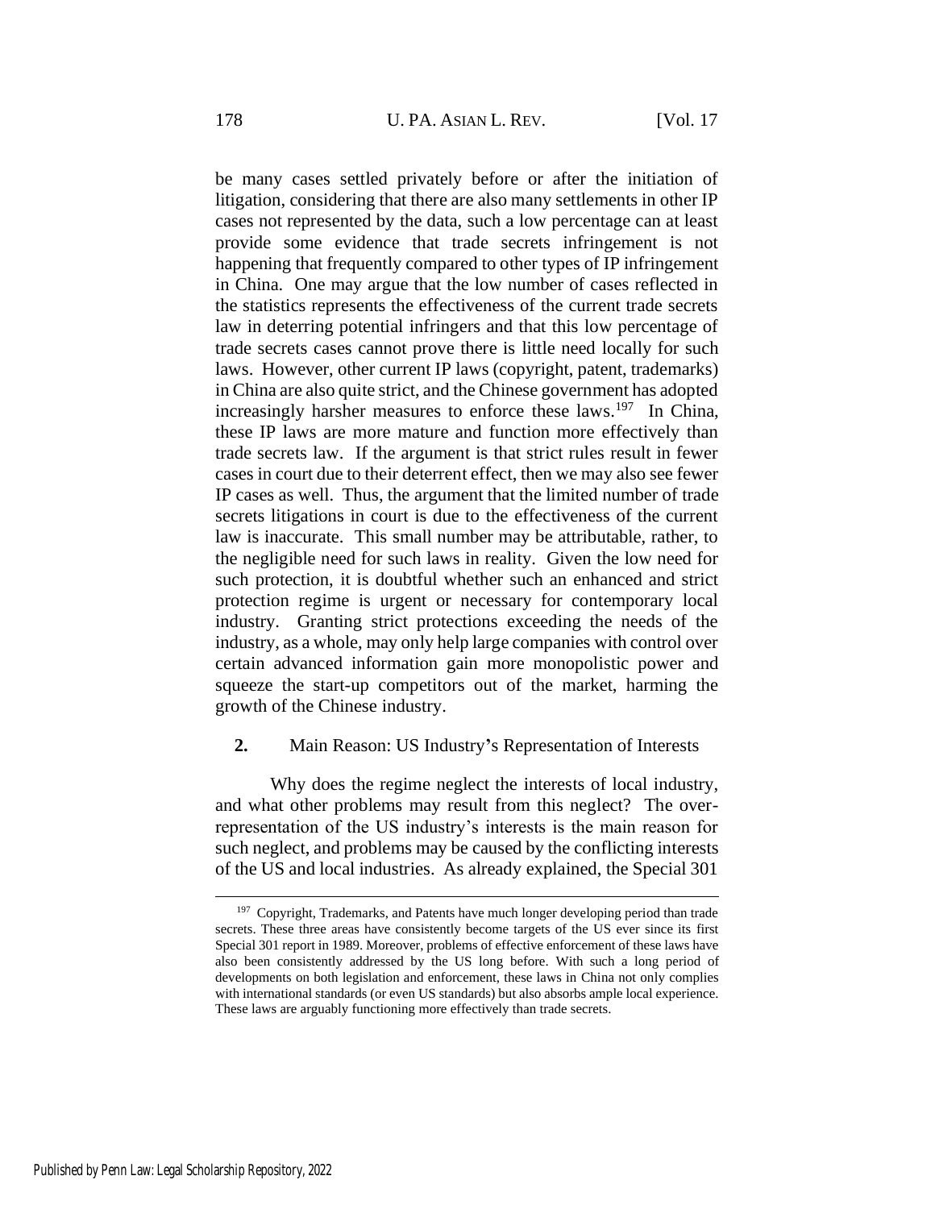be many cases settled privately before or after the initiation of litigation, considering that there are also many settlements in other IP cases not represented by the data, such a low percentage can at least provide some evidence that trade secrets infringement is not happening that frequently compared to other types of IP infringement in China. One may argue that the low number of cases reflected in the statistics represents the effectiveness of the current trade secrets law in deterring potential infringers and that this low percentage of trade secrets cases cannot prove there is little need locally for such laws. However, other current IP laws (copyright, patent, trademarks) in China are also quite strict, and the Chinese government has adopted increasingly harsher measures to enforce these laws.[197] In China, these IP laws are more mature and function more effectively than trade secrets law. If the argument is that strict rules result in fewer cases in court due to their deterrent effect, then we may also see fewer IP cases as well. Thus, the argument that the limited number of trade secrets litigations in court is due to the effectiveness of the current law is inaccurate. This small number may be attributable, rather, to the negligible need for such laws in reality. Given the low need for such protection, it is doubtful whether such an enhanced and strict protection regime is urgent or necessary for contemporary local industry. Granting strict protections exceeding the needs of the industry, as a whole, may only help large companies with control over certain advanced information gain more monopolistic power and squeeze the start-up competitors out of the market, harming the growth of the Chinese industry.

**2.** Main Reason: US Industry's Representation of Interests

Why does the regime neglect the interests of local industry, and what other problems may result from this neglect? The over-representation of the US industry's interests is the main reason for such neglect, and problems may be caused by the conflicting interests of the US and local industries. As already explained, the Special 301

---

[197] Copyright, Trademarks, and Patents have much longer developing period than trade secrets. These three areas have consistently become targets of the US ever since its first Special 301 report in 1989. Moreover, problems of effective enforcement of these laws have also been consistently addressed by the US long before. With such a long period of developments on both legislation and enforcement, these laws in China not only complies with international standards (or even US standards) but also absorbs ample local experience. These laws are arguably functioning more effectively than trade secrets.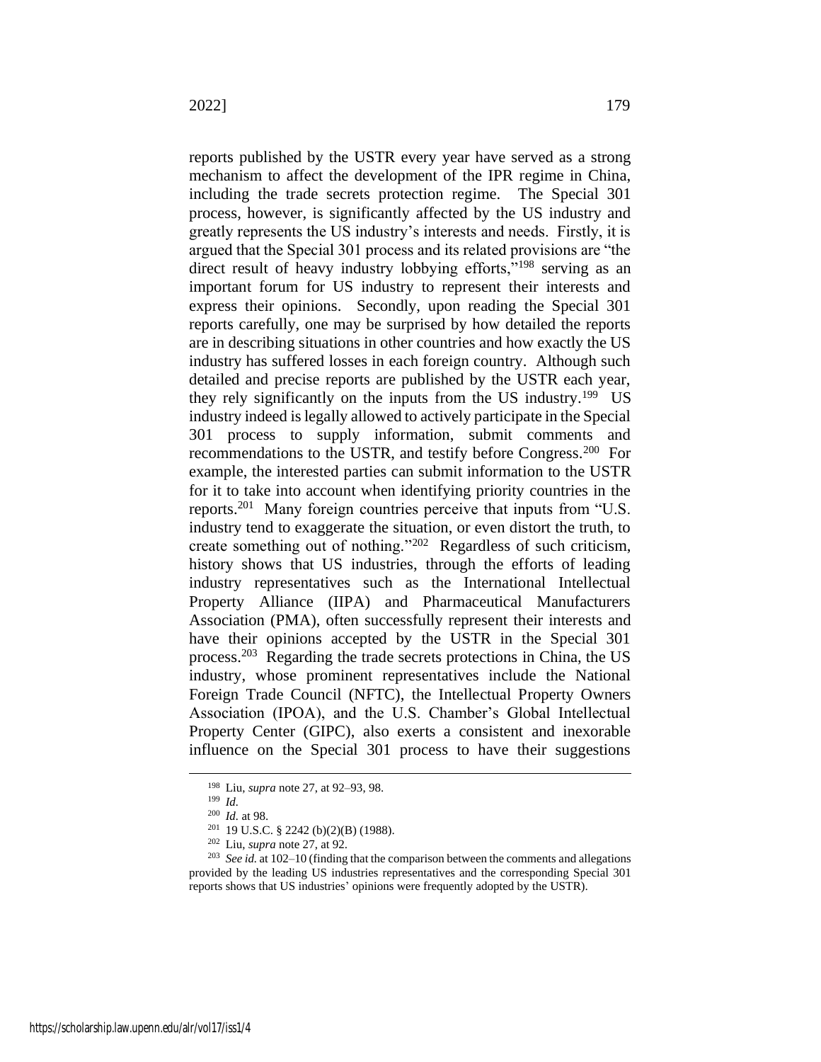reports published by the USTR every year have served as a strong mechanism to affect the development of the IPR regime in China, including the trade secrets protection regime. The Special 301 process, however, is significantly affected by the US industry and greatly represents the US industry's interests and needs. Firstly, it is argued that the Special 301 process and its related provisions are "the direct result of heavy industry lobbying efforts,"[198] serving as an important forum for US industry to represent their interests and express their opinions. Secondly, upon reading the Special 301 reports carefully, one may be surprised by how detailed the reports are in describing situations in other countries and how exactly the US industry has suffered losses in each foreign country. Although such detailed and precise reports are published by the USTR each year, they rely significantly on the inputs from the US industry.[199] US industry indeed is legally allowed to actively participate in the Special 301 process to supply information, submit comments and recommendations to the USTR, and testify before Congress.[200] For example, the interested parties can submit information to the USTR for it to take into account when identifying priority countries in the reports.[201] Many foreign countries perceive that inputs from "U.S. industry tend to exaggerate the situation, or even distort the truth, to create something out of nothing."[202] Regardless of such criticism, history shows that US industries, through the efforts of leading industry representatives such as the International Intellectual Property Alliance (IIPA) and Pharmaceutical Manufacturers Association (PMA), often successfully represent their interests and have their opinions accepted by the USTR in the Special 301 process.[203] Regarding the trade secrets protections in China, the US industry, whose prominent representatives include the National Foreign Trade Council (NFTC), the Intellectual Property Owners Association (IPOA), and the U.S. Chamber's Global Intellectual Property Center (GIPC), also exerts a consistent and inexorable influence on the Special 301 process to have their suggestions

---

[198] Liu, *supra* note 27, at 92–93, 98.

[199] *Id.*

[200] *Id.* at 98.

[201] 19 U.S.C. § 2242 (b)(2)(B) (1988).

[202] Liu, *supra* note 27, at 92.

[203] *See id.* at 102–10 (finding that the comparison between the comments and allegations provided by the leading US industries representatives and the corresponding Special 301 reports shows that US industries' opinions were frequently adopted by the USTR).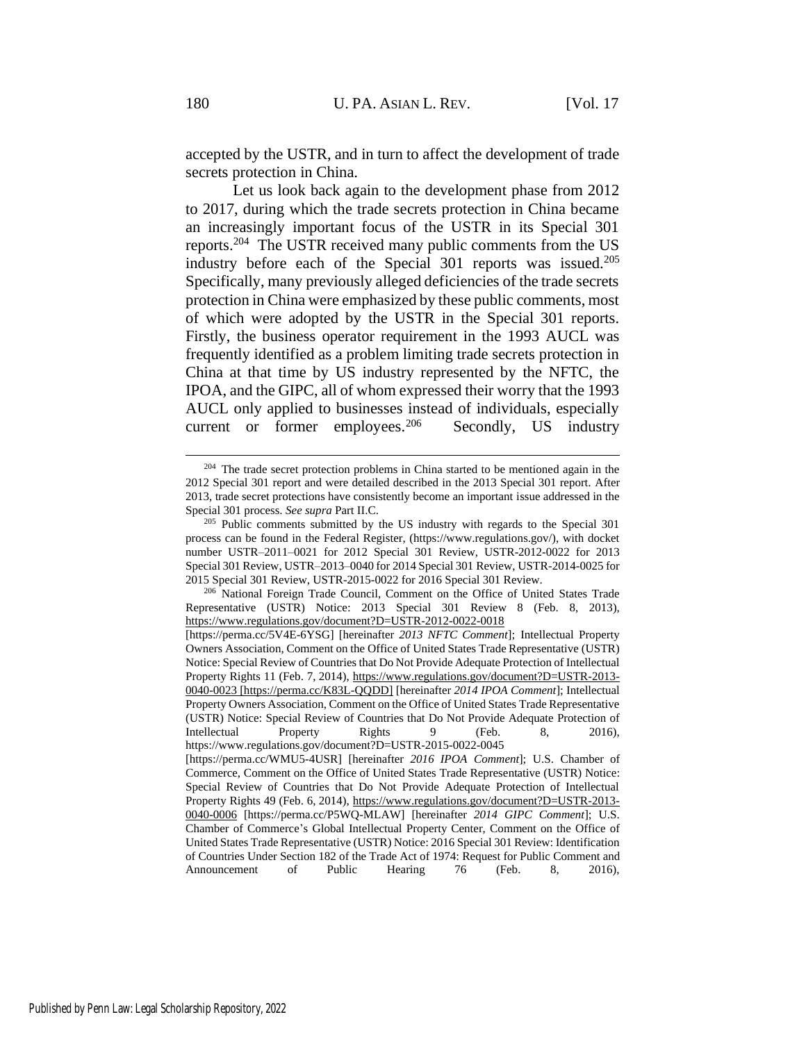accepted by the USTR, and in turn to affect the development of trade secrets protection in China.

Let us look back again to the development phase from 2012 to 2017, during which the trade secrets protection in China became an increasingly important focus of the USTR in its Special 301 reports.[204] The USTR received many public comments from the US industry before each of the Special 301 reports was issued.[205] Specifically, many previously alleged deficiencies of the trade secrets protection in China were emphasized by these public comments, most of which were adopted by the USTR in the Special 301 reports. Firstly, the business operator requirement in the 1993 AUCL was frequently identified as a problem limiting trade secrets protection in China at that time by US industry represented by the NFTC, the IPOA, and the GIPC, all of whom expressed their worry that the 1993 AUCL only applied to businesses instead of individuals, especially current or former employees.[206] Secondly, US industry

---

[204] The trade secret protection problems in China started to be mentioned again in the 2012 Special 301 report and were detailed described in the 2013 Special 301 report. After 2013, trade secret protections have consistently become an important issue addressed in the Special 301 process. *See supra* Part II.C.

[205] Public comments submitted by the US industry with regards to the Special 301 process can be found in the Federal Register, (https://www.regulations.gov/), with docket number USTR–2011–0021 for 2012 Special 301 Review, USTR-2012-0022 for 2013 Special 301 Review, USTR–2013–0040 for 2014 Special 301 Review, USTR-2014-0025 for 2015 Special 301 Review, USTR-2015-0022 for 2016 Special 301 Review.

[206] National Foreign Trade Council, Comment on the Office of United States Trade Representative (USTR) Notice: 2013 Special 301 Review 8 (Feb. 8, 2013), https://www.regulations.gov/document?D=USTR-2012-0022-0018 [https://perma.cc/5V4E-6YSG] [hereinafter *2013 NFTC Comment*]; Intellectual Property Owners Association, Comment on the Office of United States Trade Representative (USTR) Notice: Special Review of Countries that Do Not Provide Adequate Protection of Intellectual Property Rights 11 (Feb. 7, 2014), https://www.regulations.gov/document?D=USTR-2013-0040-0023 [https://perma.cc/K83L-QQDD] [hereinafter *2014 IPOA Comment*]; Intellectual Property Owners Association, Comment on the Office of United States Trade Representative (USTR) Notice: Special Review of Countries that Do Not Provide Adequate Protection of Intellectual Property Rights 9 (Feb. 8, 2016), https://www.regulations.gov/document?D=USTR-2015-0022-0045 [https://perma.cc/WMU5-4USR] [hereinafter *2016 IPOA Comment*]; U.S. Chamber of Commerce, Comment on the Office of United States Trade Representative (USTR) Notice: Special Review of Countries that Do Not Provide Adequate Protection of Intellectual Property Rights 49 (Feb. 6, 2014), https://www.regulations.gov/document?D=USTR-2013-0040-0006 [https://perma.cc/P5WQ-MLAW] [hereinafter *2014 GIPC Comment*]; U.S. Chamber of Commerce's Global Intellectual Property Center, Comment on the Office of United States Trade Representative (USTR) Notice: 2016 Special 301 Review: Identification of Countries Under Section 182 of the Trade Act of 1974: Request for Public Comment and Announcement of Public Hearing 76 (Feb. 8, 2016),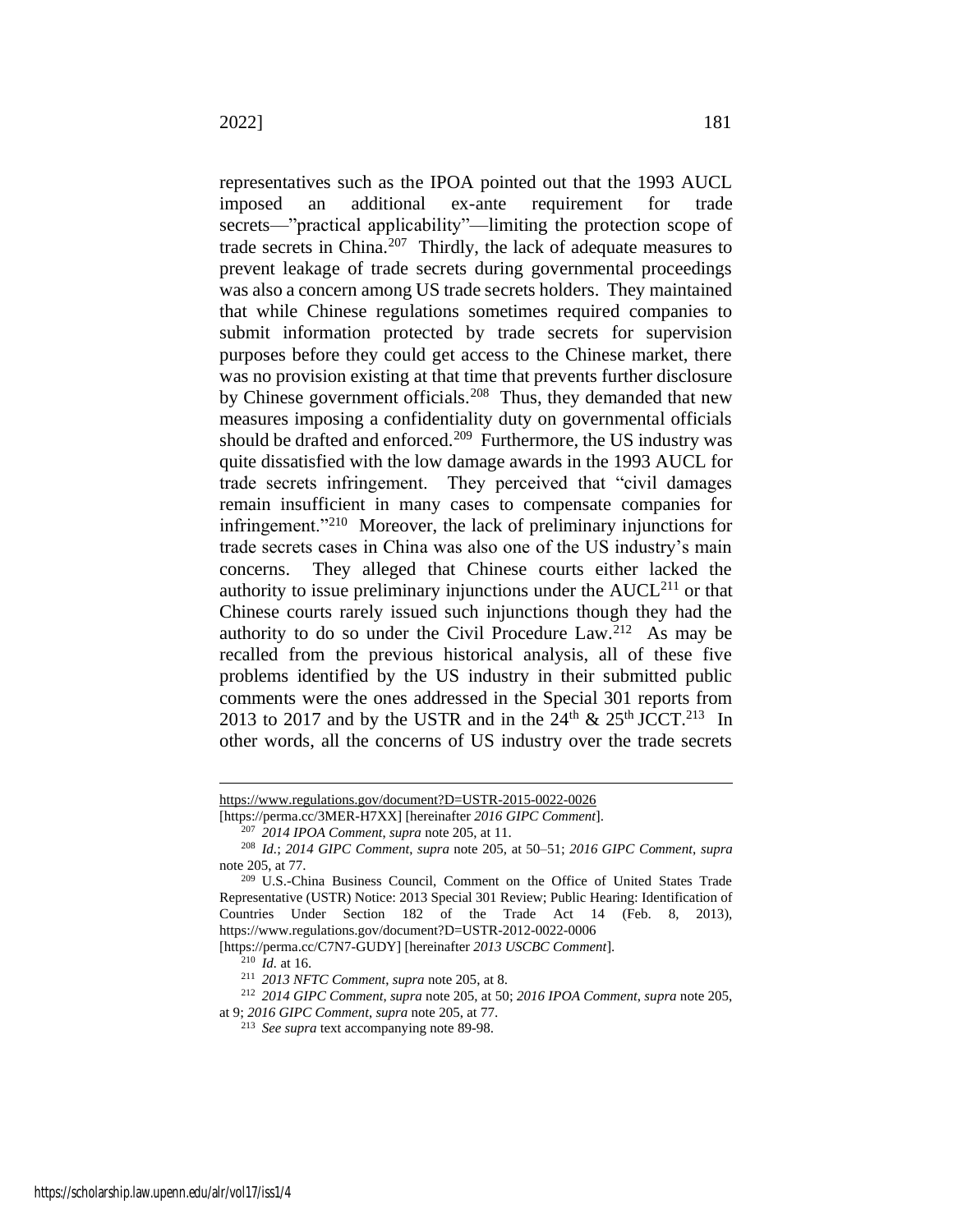representatives such as the IPOA pointed out that the 1993 AUCL imposed an additional ex-ante requirement for trade secrets—"practical applicability"—limiting the protection scope of trade secrets in China.[207] Thirdly, the lack of adequate measures to prevent leakage of trade secrets during governmental proceedings was also a concern among US trade secrets holders. They maintained that while Chinese regulations sometimes required companies to submit information protected by trade secrets for supervision purposes before they could get access to the Chinese market, there was no provision existing at that time that prevents further disclosure by Chinese government officials.[208] Thus, they demanded that new measures imposing a confidentiality duty on governmental officials should be drafted and enforced.[209] Furthermore, the US industry was quite dissatisfied with the low damage awards in the 1993 AUCL for trade secrets infringement. They perceived that "civil damages remain insufficient in many cases to compensate companies for infringement."[210] Moreover, the lack of preliminary injunctions for trade secrets cases in China was also one of the US industry's main concerns. They alleged that Chinese courts either lacked the authority to issue preliminary injunctions under the AUCL[211] or that Chinese courts rarely issued such injunctions though they had the authority to do so under the Civil Procedure Law.[212] As may be recalled from the previous historical analysis, all of these five problems identified by the US industry in their submitted public comments were the ones addressed in the Special 301 reports from 2013 to 2017 and by the USTR and in the 24th & 25th JCCT.[213] In other words, all the concerns of US industry over the trade secrets

---

https://www.regulations.gov/document?D=USTR-2015-0022-0026 [https://perma.cc/3MER-H7XX] [hereinafter *2016 GIPC Comment*].

[207] *2014 IPOA Comment*, *supra* note 205, at 11.

[208] *Id.*; *2014 GIPC Comment*, *supra* note 205, at 50–51; *2016 GIPC Comment*, *supra* note 205, at 77.

[209] U.S.-China Business Council, Comment on the Office of United States Trade Representative (USTR) Notice: 2013 Special 301 Review; Public Hearing: Identification of Countries Under Section 182 of the Trade Act 14 (Feb. 8, 2013), https://www.regulations.gov/document?D=USTR-2012-0022-0006 [https://perma.cc/C7N7-GUDY] [hereinafter *2013 USCBC Comment*].

[210] *Id.* at 16.

[211] *2013 NFTC Comment*, *supra* note 205, at 8.

[212] *2014 GIPC Comment*, *supra* note 205, at 50; *2016 IPOA Comment*, *supra* note 205, at 9; *2016 GIPC Comment*, *supra* note 205, at 77.

[213] *See supra* text accompanying note 89-98.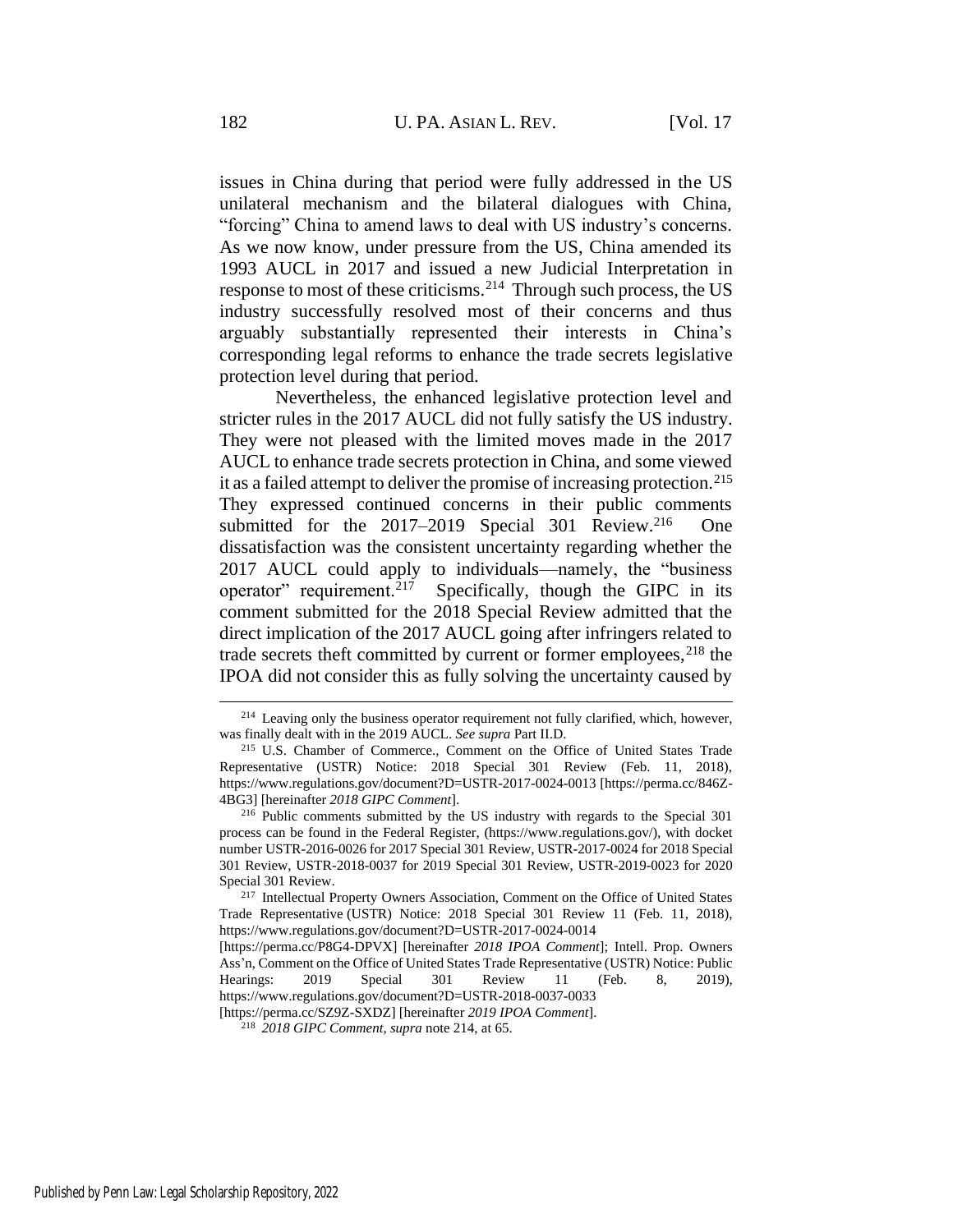issues in China during that period were fully addressed in the US unilateral mechanism and the bilateral dialogues with China, "forcing" China to amend laws to deal with US industry's concerns. As we now know, under pressure from the US, China amended its 1993 AUCL in 2017 and issued a new Judicial Interpretation in response to most of these criticisms.[214] Through such process, the US industry successfully resolved most of their concerns and thus arguably substantially represented their interests in China's corresponding legal reforms to enhance the trade secrets legislative protection level during that period.

Nevertheless, the enhanced legislative protection level and stricter rules in the 2017 AUCL did not fully satisfy the US industry. They were not pleased with the limited moves made in the 2017 AUCL to enhance trade secrets protection in China, and some viewed it as a failed attempt to deliver the promise of increasing protection.[215] They expressed continued concerns in their public comments submitted for the 2017–2019 Special 301 Review.[216] One dissatisfaction was the consistent uncertainty regarding whether the 2017 AUCL could apply to individuals—namely, the "business operator" requirement.[217] Specifically, though the GIPC in its comment submitted for the 2018 Special Review admitted that the direct implication of the 2017 AUCL going after infringers related to trade secrets theft committed by current or former employees,[218] the IPOA did not consider this as fully solving the uncertainty caused by

---

[214] Leaving only the business operator requirement not fully clarified, which, however, was finally dealt with in the 2019 AUCL. *See supra* Part II.D.

[215] U.S. Chamber of Commerce., Comment on the Office of United States Trade Representative (USTR) Notice: 2018 Special 301 Review (Feb. 11, 2018), https://www.regulations.gov/document?D=USTR-2017-0024-0013 [https://perma.cc/846Z-4BG3] [hereinafter *2018 GIPC Comment*].

[216] Public comments submitted by the US industry with regards to the Special 301 process can be found in the Federal Register, (https://www.regulations.gov/), with docket number USTR-2016-0026 for 2017 Special 301 Review, USTR-2017-0024 for 2018 Special 301 Review, USTR-2018-0037 for 2019 Special 301 Review, USTR-2019-0023 for 2020 Special 301 Review.

[217] Intellectual Property Owners Association, Comment on the Office of United States Trade Representative (USTR) Notice: 2018 Special 301 Review 11 (Feb. 11, 2018), https://www.regulations.gov/document?D=USTR-2017-0024-0014 [https://perma.cc/P8G4-DPVX] [hereinafter *2018 IPOA Comment*]; Intell. Prop. Owners Ass'n, Comment on the Office of United States Trade Representative (USTR) Notice: Public Hearings: 2019 Special 301 Review 11 (Feb. 8, 2019), https://www.regulations.gov/document?D=USTR-2018-0037-0033 [https://perma.cc/SZ9Z-SXDZ] [hereinafter *2019 IPOA Comment*].

[218] *2018 GIPC Comment*, *supra* note 214, at 65.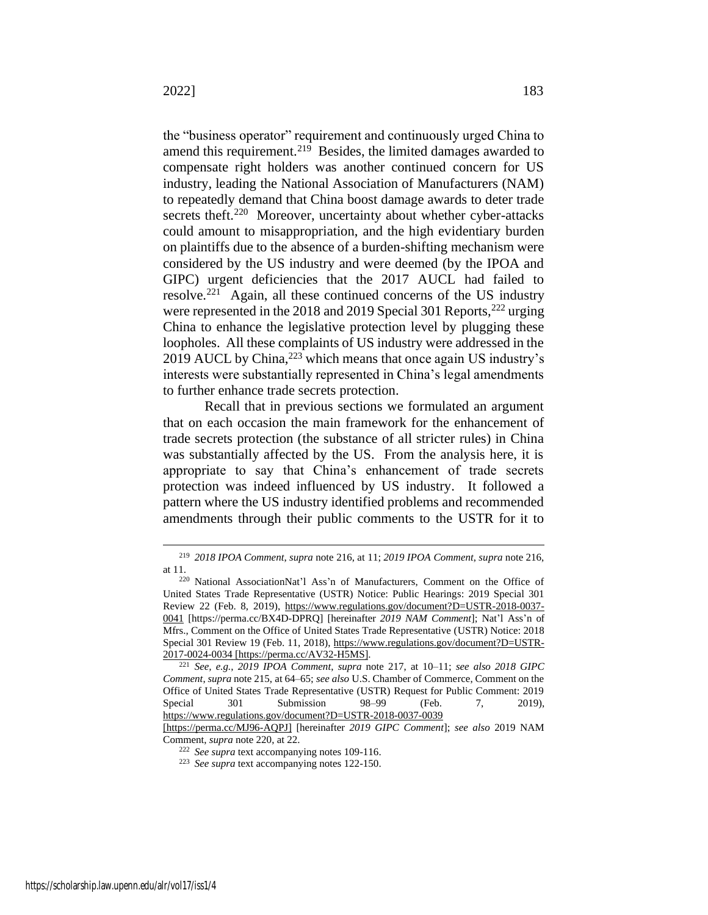the "business operator" requirement and continuously urged China to amend this requirement.[219] Besides, the limited damages awarded to compensate right holders was another continued concern for US industry, leading the National Association of Manufacturers (NAM) to repeatedly demand that China boost damage awards to deter trade secrets theft.[220] Moreover, uncertainty about whether cyber-attacks could amount to misappropriation, and the high evidentiary burden on plaintiffs due to the absence of a burden-shifting mechanism were considered by the US industry and were deemed (by the IPOA and GIPC) urgent deficiencies that the 2017 AUCL had failed to resolve.[221] Again, all these continued concerns of the US industry were represented in the 2018 and 2019 Special 301 Reports,[222] urging China to enhance the legislative protection level by plugging these loopholes. All these complaints of US industry were addressed in the 2019 AUCL by China,[223] which means that once again US industry's interests were substantially represented in China's legal amendments to further enhance trade secrets protection.

Recall that in previous sections we formulated an argument that on each occasion the main framework for the enhancement of trade secrets protection (the substance of all stricter rules) in China was substantially affected by the US. From the analysis here, it is appropriate to say that China's enhancement of trade secrets protection was indeed influenced by US industry. It followed a pattern where the US industry identified problems and recommended amendments through their public comments to the USTR for it to

---

[219] *2018 IPOA Comment*, *supra* note 216, at 11; *2019 IPOA Comment*, *supra* note 216, at 11.

[220] National AssociationNat'l Ass'n of Manufacturers, Comment on the Office of United States Trade Representative (USTR) Notice: Public Hearings: 2019 Special 301 Review 22 (Feb. 8, 2019), https://www.regulations.gov/document?D=USTR-2018-0037-0041 [https://perma.cc/BX4D-DPRQ] [hereinafter *2019 NAM Comment*]; Nat'l Ass'n of Mfrs., Comment on the Office of United States Trade Representative (USTR) Notice: 2018 Special 301 Review 19 (Feb. 11, 2018), https://www.regulations.gov/document?D=USTR-2017-0024-0034 [https://perma.cc/AV32-H5MS].

[221] *See, e.g.*, *2019 IPOA Comment*, *supra* note 217, at 10–11; *see also 2018 GIPC Comment*, *supra* note 215, at 64–65; *see also* U.S. Chamber of Commerce, Comment on the Office of United States Trade Representative (USTR) Request for Public Comment: 2019 Special 301 Submission 98–99 (Feb. 7, 2019), https://www.regulations.gov/document?D=USTR-2018-0037-0039 [https://perma.cc/MJ96-AQPJ] [hereinafter *2019 GIPC Comment*]; *see also* 2019 NAM Comment, *supra* note 220, at 22.

[222] *See supra* text accompanying notes 109-116.

[223] *See supra* text accompanying notes 122-150.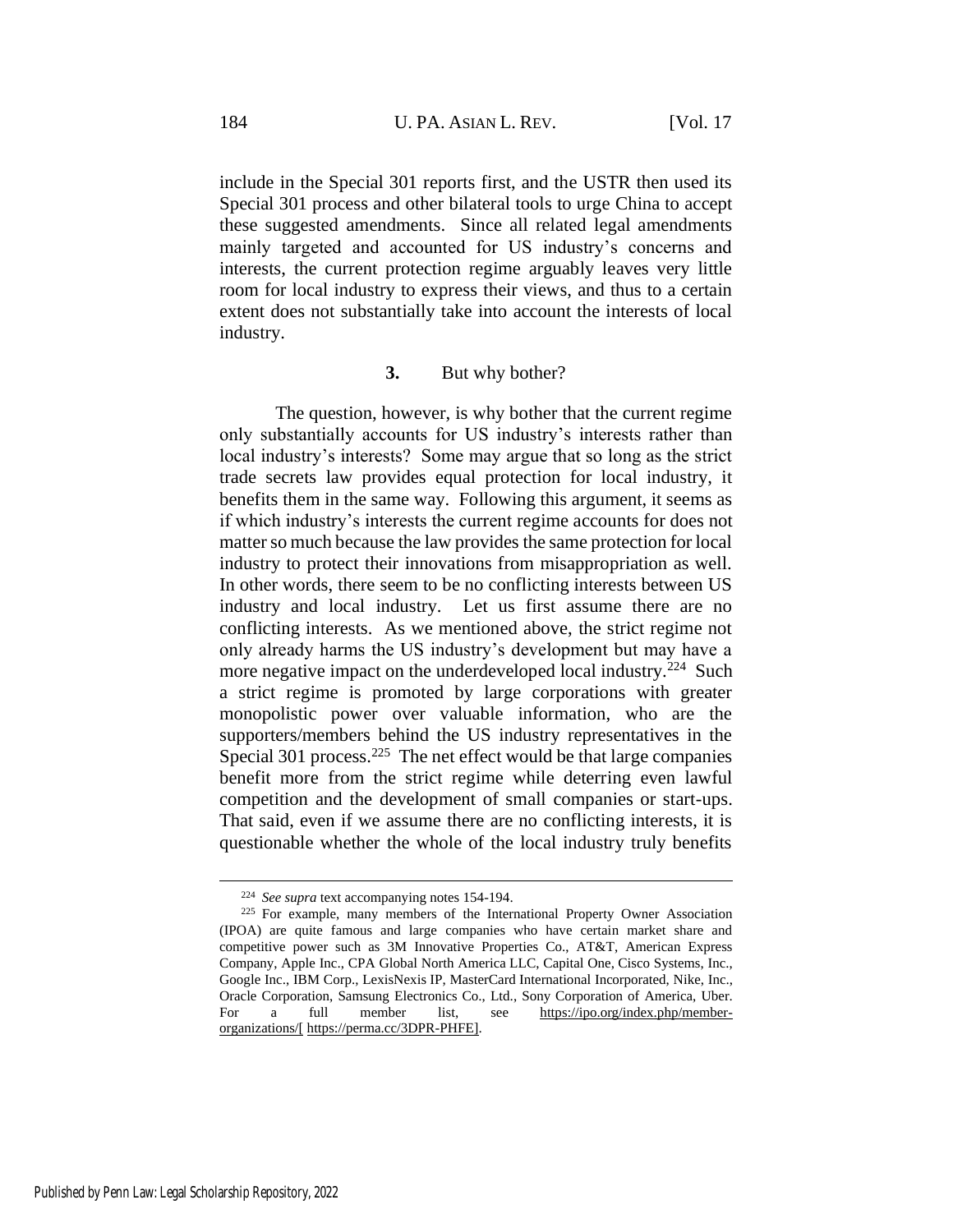include in the Special 301 reports first, and the USTR then used its Special 301 process and other bilateral tools to urge China to accept these suggested amendments. Since all related legal amendments mainly targeted and accounted for US industry's concerns and interests, the current protection regime arguably leaves very little room for local industry to express their views, and thus to a certain extent does not substantially take into account the interests of local industry.

### 3. But why bother?

The question, however, is why bother that the current regime only substantially accounts for US industry's interests rather than local industry's interests? Some may argue that so long as the strict trade secrets law provides equal protection for local industry, it benefits them in the same way. Following this argument, it seems as if which industry's interests the current regime accounts for does not matter so much because the law provides the same protection for local industry to protect their innovations from misappropriation as well. In other words, there seem to be no conflicting interests between US industry and local industry. Let us first assume there are no conflicting interests. As we mentioned above, the strict regime not only already harms the US industry's development but may have a more negative impact on the underdeveloped local industry.[224] Such a strict regime is promoted by large corporations with greater monopolistic power over valuable information, who are the supporters/members behind the US industry representatives in the Special 301 process.[225] The net effect would be that large companies benefit more from the strict regime while deterring even lawful competition and the development of small companies or start-ups. That said, even if we assume there are no conflicting interests, it is questionable whether the whole of the local industry truly benefits

---

[224] *See supra* text accompanying notes 154-194.

[225] For example, many members of the International Property Owner Association (IPOA) are quite famous and large companies who have certain market share and competitive power such as 3M Innovative Properties Co., AT&T, American Express Company, Apple Inc., CPA Global North America LLC, Capital One, Cisco Systems, Inc., Google Inc., IBM Corp., LexisNexis IP, MasterCard International Incorporated, Nike, Inc., Oracle Corporation, Samsung Electronics Co., Ltd., Sony Corporation of America, Uber. For a full member list, see https://ipo.org/index.php/member-organizations/[ https://perma.cc/3DPR-PHFE].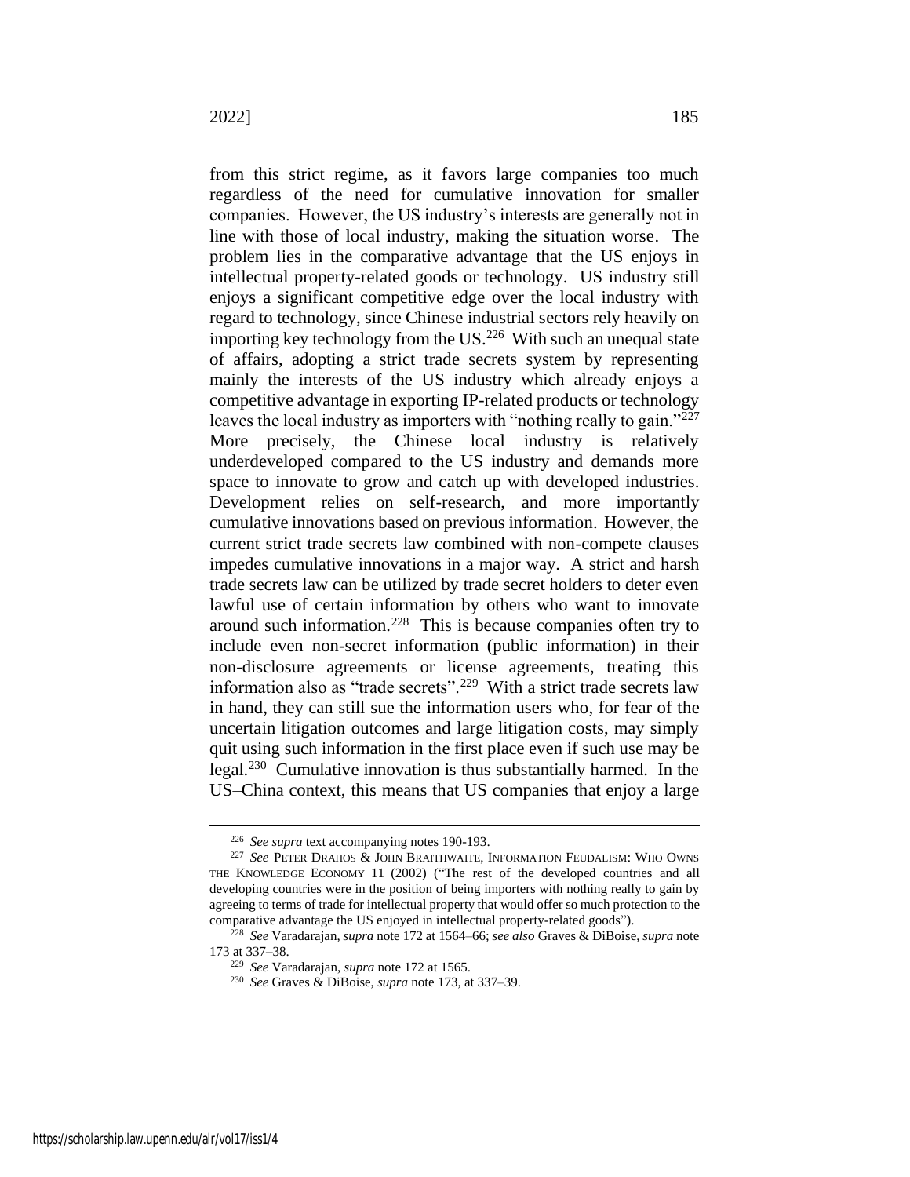from this strict regime, as it favors large companies too much regardless of the need for cumulative innovation for smaller companies. However, the US industry's interests are generally not in line with those of local industry, making the situation worse. The problem lies in the comparative advantage that the US enjoys in intellectual property-related goods or technology. US industry still enjoys a significant competitive edge over the local industry with regard to technology, since Chinese industrial sectors rely heavily on importing key technology from the US.[226] With such an unequal state of affairs, adopting a strict trade secrets system by representing mainly the interests of the US industry which already enjoys a competitive advantage in exporting IP-related products or technology leaves the local industry as importers with "nothing really to gain."[227] More precisely, the Chinese local industry is relatively underdeveloped compared to the US industry and demands more space to innovate to grow and catch up with developed industries. Development relies on self-research, and more importantly cumulative innovations based on previous information. However, the current strict trade secrets law combined with non-compete clauses impedes cumulative innovations in a major way. A strict and harsh trade secrets law can be utilized by trade secret holders to deter even lawful use of certain information by others who want to innovate around such information.[228] This is because companies often try to include even non-secret information (public information) in their non-disclosure agreements or license agreements, treating this information also as "trade secrets".[229] With a strict trade secrets law in hand, they can still sue the information users who, for fear of the uncertain litigation outcomes and large litigation costs, may simply quit using such information in the first place even if such use may be legal.[230] Cumulative innovation is thus substantially harmed. In the US–China context, this means that US companies that enjoy a large

---

[226] *See supra* text accompanying notes 190-193.

[227] *See* PETER DRAHOS & JOHN BRAITHWAITE, INFORMATION FEUDALISM: WHO OWNS THE KNOWLEDGE ECONOMY 11 (2002) ("The rest of the developed countries and all developing countries were in the position of being importers with nothing really to gain by agreeing to terms of trade for intellectual property that would offer so much protection to the comparative advantage the US enjoyed in intellectual property-related goods").

[228] *See* Varadarajan, *supra* note 172 at 1564–66; *see also* Graves & DiBoise, *supra* note 173 at 337–38.

[229] *See* Varadarajan, *supra* note 172 at 1565.

[230] *See* Graves & DiBoise, *supra* note 173, at 337–39.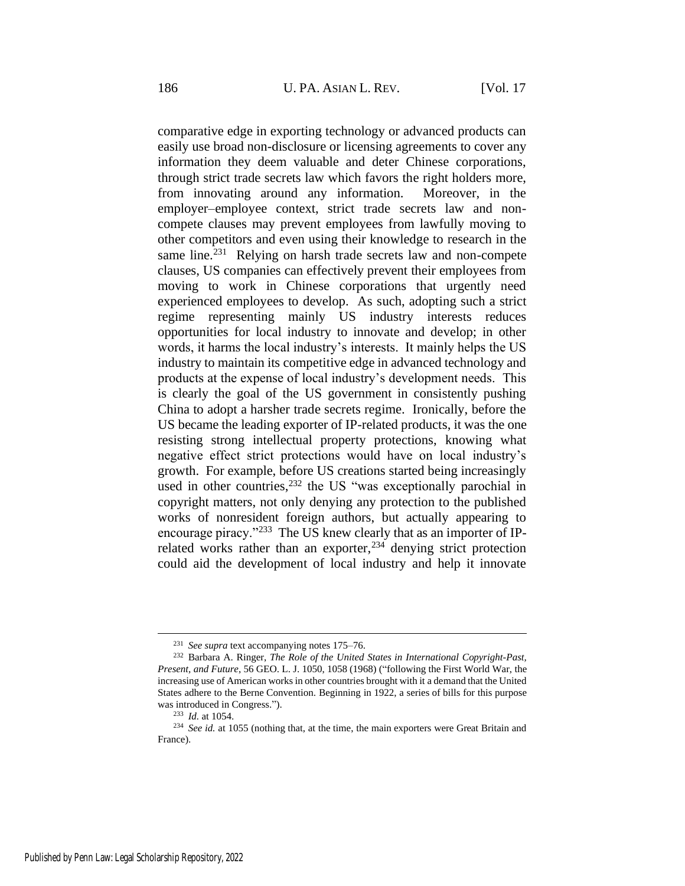comparative edge in exporting technology or advanced products can easily use broad non-disclosure or licensing agreements to cover any information they deem valuable and deter Chinese corporations, through strict trade secrets law which favors the right holders more, from innovating around any information. Moreover, in the employer–employee context, strict trade secrets law and non-compete clauses may prevent employees from lawfully moving to other competitors and even using their knowledge to research in the same line.[231] Relying on harsh trade secrets law and non-compete clauses, US companies can effectively prevent their employees from moving to work in Chinese corporations that urgently need experienced employees to develop. As such, adopting such a strict regime representing mainly US industry interests reduces opportunities for local industry to innovate and develop; in other words, it harms the local industry's interests. It mainly helps the US industry to maintain its competitive edge in advanced technology and products at the expense of local industry's development needs. This is clearly the goal of the US government in consistently pushing China to adopt a harsher trade secrets regime. Ironically, before the US became the leading exporter of IP-related products, it was the one resisting strong intellectual property protections, knowing what negative effect strict protections would have on local industry's growth. For example, before US creations started being increasingly used in other countries,[232] the US "was exceptionally parochial in copyright matters, not only denying any protection to the published works of nonresident foreign authors, but actually appearing to encourage piracy."[233] The US knew clearly that as an importer of IP-related works rather than an exporter,[234] denying strict protection could aid the development of local industry and help it innovate

---

[231] *See supra* text accompanying notes 175–76.

[232] Barbara A. Ringer, *The Role of the United States in International Copyright-Past, Present, and Future*, 56 GEO. L. J. 1050, 1058 (1968) ("following the First World War, the increasing use of American works in other countries brought with it a demand that the United States adhere to the Berne Convention. Beginning in 1922, a series of bills for this purpose was introduced in Congress.").

[233] *Id.* at 1054.

[234] *See id.* at 1055 (nothing that, at the time, the main exporters were Great Britain and France).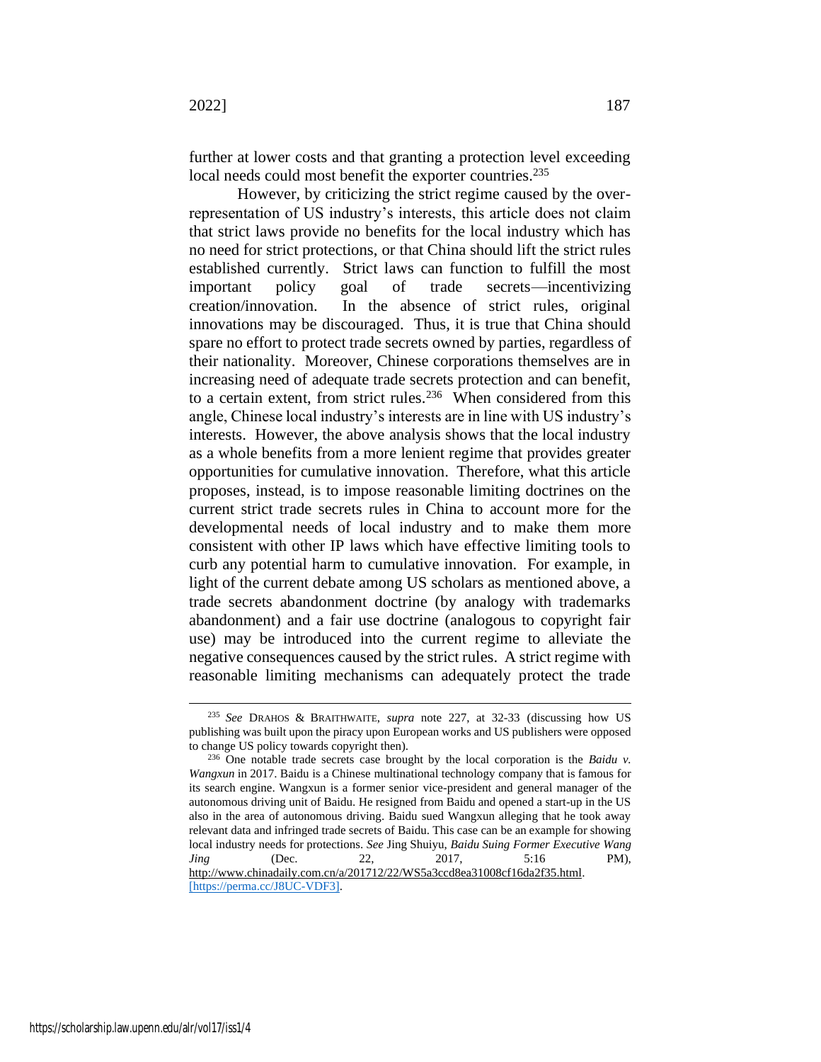further at lower costs and that granting a protection level exceeding local needs could most benefit the exporter countries.[235]

However, by criticizing the strict regime caused by the over-representation of US industry's interests, this article does not claim that strict laws provide no benefits for the local industry which has no need for strict protections, or that China should lift the strict rules established currently. Strict laws can function to fulfill the most important policy goal of trade secrets—incentivizing creation/innovation. In the absence of strict rules, original innovations may be discouraged. Thus, it is true that China should spare no effort to protect trade secrets owned by parties, regardless of their nationality. Moreover, Chinese corporations themselves are in increasing need of adequate trade secrets protection and can benefit, to a certain extent, from strict rules.[236] When considered from this angle, Chinese local industry's interests are in line with US industry's interests. However, the above analysis shows that the local industry as a whole benefits from a more lenient regime that provides greater opportunities for cumulative innovation. Therefore, what this article proposes, instead, is to impose reasonable limiting doctrines on the current strict trade secrets rules in China to account more for the developmental needs of local industry and to make them more consistent with other IP laws which have effective limiting tools to curb any potential harm to cumulative innovation. For example, in light of the current debate among US scholars as mentioned above, a trade secrets abandonment doctrine (by analogy with trademarks abandonment) and a fair use doctrine (analogous to copyright fair use) may be introduced into the current regime to alleviate the negative consequences caused by the strict rules. A strict regime with reasonable limiting mechanisms can adequately protect the trade

---

[235] *See* DRAHOS & BRAITHWAITE, *supra* note 227, at 32-33 (discussing how US publishing was built upon the piracy upon European works and US publishers were opposed to change US policy towards copyright then).

[236] One notable trade secrets case brought by the local corporation is the *Baidu v. Wangxun* in 2017. Baidu is a Chinese multinational technology company that is famous for its search engine. Wangxun is a former senior vice-president and general manager of the autonomous driving unit of Baidu. He resigned from Baidu and opened a start-up in the US also in the area of autonomous driving. Baidu sued Wangxun alleging that he took away relevant data and infringed trade secrets of Baidu. This case can be an example for showing local industry needs for protections. *See* Jing Shuiyu, *Baidu Suing Former Executive Wang Jing* (Dec. 22, 2017, 5:16 PM), http://www.chinadaily.com.cn/a/201712/22/WS5a3ccd8ea31008cf16da2f35.html. [https://perma.cc/J8UC-VDF3].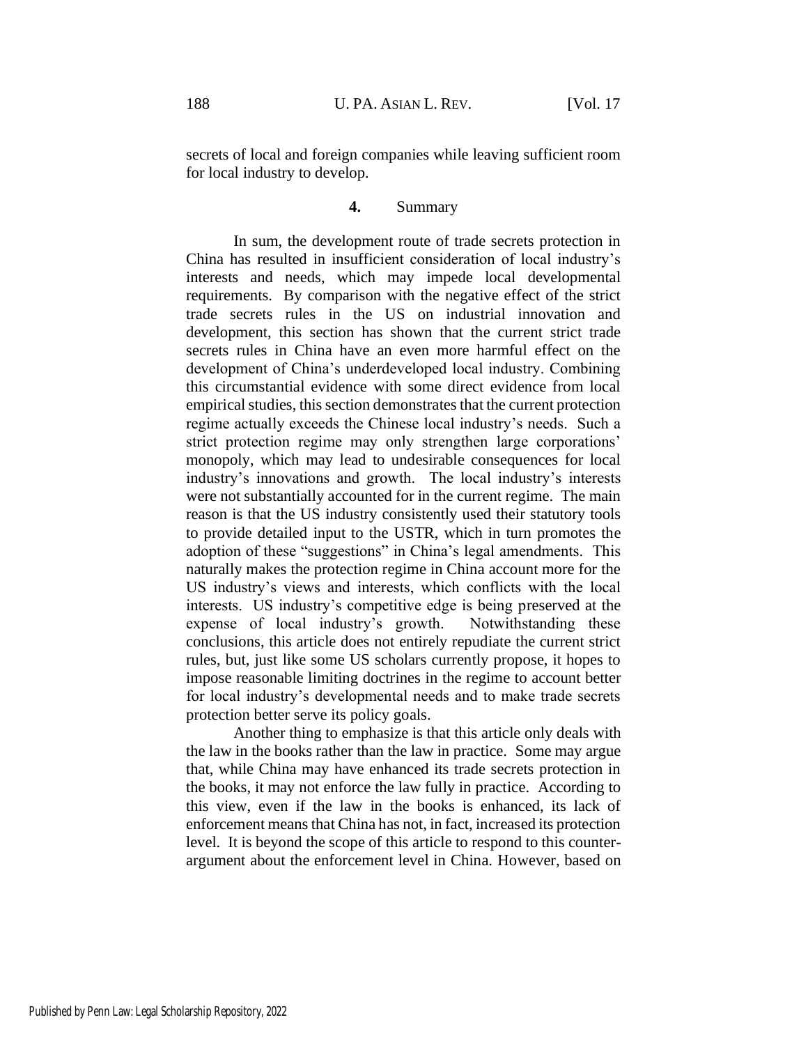secrets of local and foreign companies while leaving sufficient room for local industry to develop.

#### **4.** Summary

In sum, the development route of trade secrets protection in China has resulted in insufficient consideration of local industry's interests and needs, which may impede local developmental requirements. By comparison with the negative effect of the strict trade secrets rules in the US on industrial innovation and development, this section has shown that the current strict trade secrets rules in China have an even more harmful effect on the development of China's underdeveloped local industry. Combining this circumstantial evidence with some direct evidence from local empirical studies, this section demonstrates that the current protection regime actually exceeds the Chinese local industry's needs. Such a strict protection regime may only strengthen large corporations' monopoly, which may lead to undesirable consequences for local industry's innovations and growth. The local industry's interests were not substantially accounted for in the current regime. The main reason is that the US industry consistently used their statutory tools to provide detailed input to the USTR, which in turn promotes the adoption of these "suggestions" in China's legal amendments. This naturally makes the protection regime in China account more for the US industry's views and interests, which conflicts with the local interests. US industry's competitive edge is being preserved at the expense of local industry's growth. Notwithstanding these conclusions, this article does not entirely repudiate the current strict rules, but, just like some US scholars currently propose, it hopes to impose reasonable limiting doctrines in the regime to account better for local industry's developmental needs and to make trade secrets protection better serve its policy goals.

Another thing to emphasize is that this article only deals with the law in the books rather than the law in practice. Some may argue that, while China may have enhanced its trade secrets protection in the books, it may not enforce the law fully in practice. According to this view, even if the law in the books is enhanced, its lack of enforcement means that China has not, in fact, increased its protection level. It is beyond the scope of this article to respond to this counter-argument about the enforcement level in China. However, based on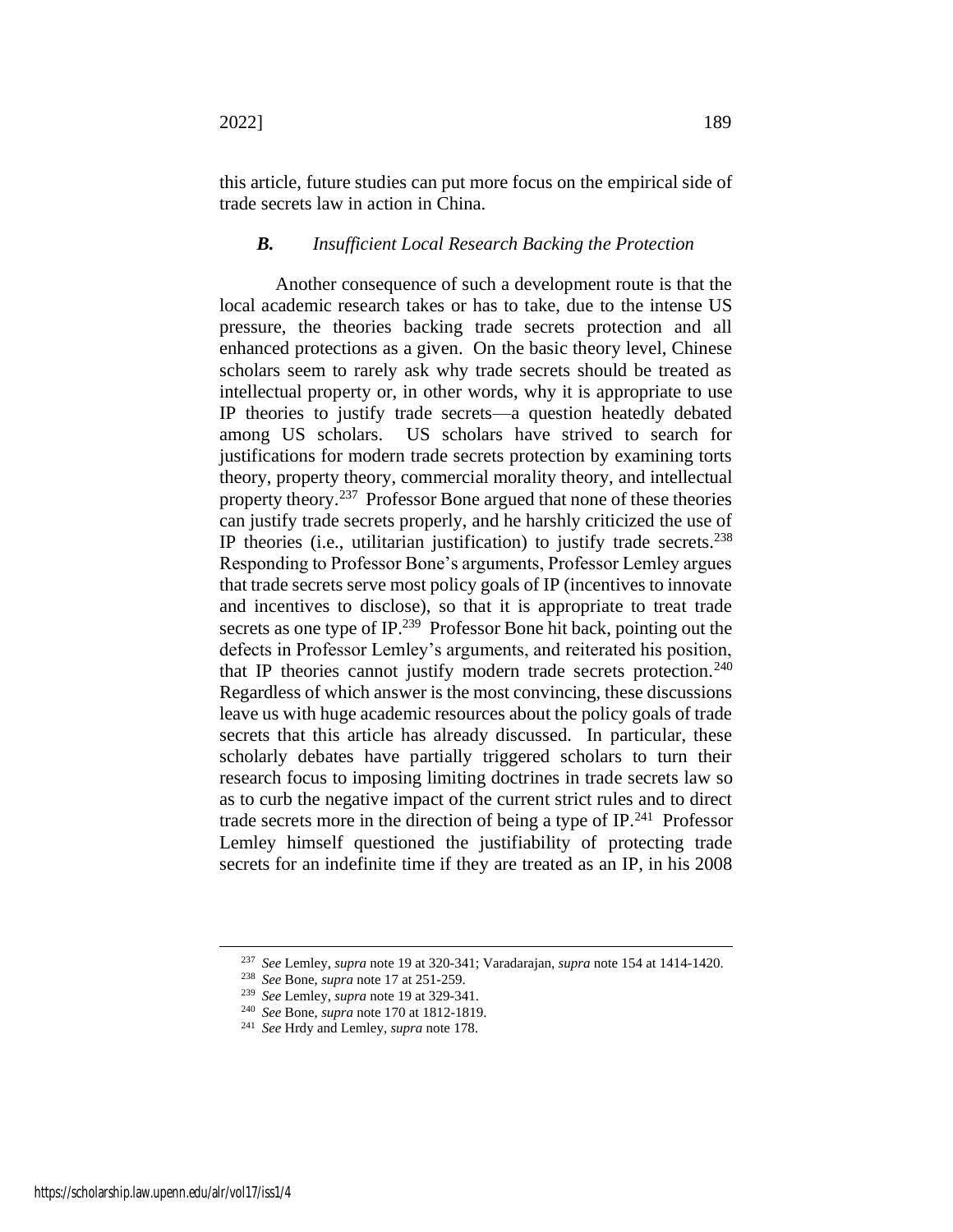this article, future studies can put more focus on the empirical side of trade secrets law in action in China.

### *B. Insufficient Local Research Backing the Protection*

Another consequence of such a development route is that the local academic research takes or has to take, due to the intense US pressure, the theories backing trade secrets protection and all enhanced protections as a given. On the basic theory level, Chinese scholars seem to rarely ask why trade secrets should be treated as intellectual property or, in other words, why it is appropriate to use IP theories to justify trade secrets—a question heatedly debated among US scholars. US scholars have strived to search for justifications for modern trade secrets protection by examining torts theory, property theory, commercial morality theory, and intellectual property theory.[237] Professor Bone argued that none of these theories can justify trade secrets properly, and he harshly criticized the use of IP theories (i.e., utilitarian justification) to justify trade secrets.[238] Responding to Professor Bone's arguments, Professor Lemley argues that trade secrets serve most policy goals of IP (incentives to innovate and incentives to disclose), so that it is appropriate to treat trade secrets as one type of IP.[239] Professor Bone hit back, pointing out the defects in Professor Lemley's arguments, and reiterated his position, that IP theories cannot justify modern trade secrets protection.[240] Regardless of which answer is the most convincing, these discussions leave us with huge academic resources about the policy goals of trade secrets that this article has already discussed. In particular, these scholarly debates have partially triggered scholars to turn their research focus to imposing limiting doctrines in trade secrets law so as to curb the negative impact of the current strict rules and to direct trade secrets more in the direction of being a type of IP.[241] Professor Lemley himself questioned the justifiability of protecting trade secrets for an indefinite time if they are treated as an IP, in his 2008

---

[237] *See* Lemley, *supra* note 19 at 320-341; Varadarajan, *supra* note 154 at 1414-1420.

[238] *See* Bone, *supra* note 17 at 251-259.

[239] *See* Lemley, *supra* note 19 at 329-341.

[240] *See* Bone, *supra* note 170 at 1812-1819.

[241] *See* Hrdy and Lemley, *supra* note 178.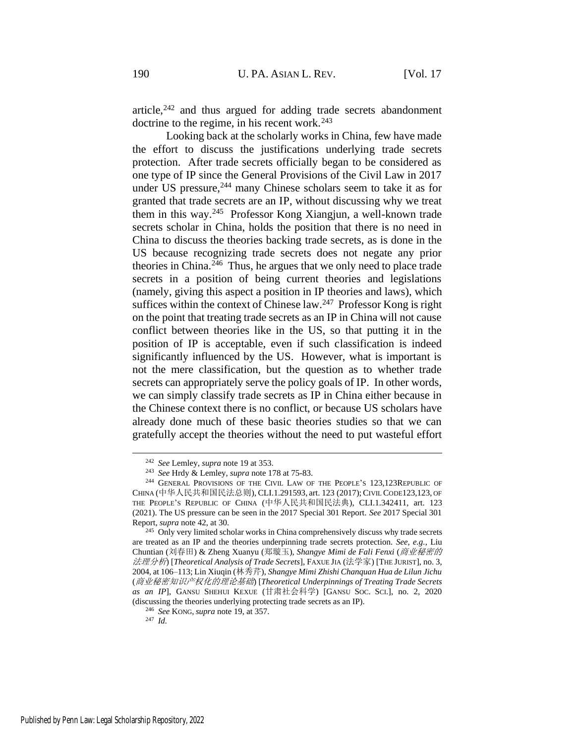article,[242] and thus argued for adding trade secrets abandonment doctrine to the regime, in his recent work.[243]

Looking back at the scholarly works in China, few have made the effort to discuss the justifications underlying trade secrets protection. After trade secrets officially began to be considered as one type of IP since the General Provisions of the Civil Law in 2017 under US pressure,[244] many Chinese scholars seem to take it as for granted that trade secrets are an IP, without discussing why we treat them in this way.[245] Professor Kong Xiangjun, a well-known trade secrets scholar in China, holds the position that there is no need in China to discuss the theories backing trade secrets, as is done in the US because recognizing trade secrets does not negate any prior theories in China.[246] Thus, he argues that we only need to place trade secrets in a position of being current theories and legislations (namely, giving this aspect a position in IP theories and laws), which suffices within the context of Chinese law.[247] Professor Kong is right on the point that treating trade secrets as an IP in China will not cause conflict between theories like in the US, so that putting it in the position of IP is acceptable, even if such classification is indeed significantly influenced by the US. However, what is important is not the mere classification, but the question as to whether trade secrets can appropriately serve the policy goals of IP. In other words, we can simply classify trade secrets as IP in China either because in the Chinese context there is no conflict, or because US scholars have already done much of these basic theories studies so that we can gratefully accept the theories without the need to put wasteful effort

---

[242] *See* Lemley, *supra* note 19 at 353.

[243] *See* Hrdy & Lemley, *supra* note 178 at 75-83.

[244] GENERAL PROVISIONS OF THE CIVIL LAW OF THE PEOPLE'S 123,123REPUBLIC OF CHINA (中华人民共和国民法总则), CLI.1.291593, art. 123 (2017); CIVIL CODE123,123, OF THE PEOPLE'S REPUBLIC OF CHINA (中华人民共和国民法典), CLI.1.342411, art. 123 (2021). The US pressure can be seen in the 2017 Special 301 Report. *See* 2017 Special 301 Report, *supra* note 42, at 30.

[245] Only very limited scholar works in China comprehensively discuss why trade secrets are treated as an IP and the theories underpinning trade secrets protection. *See, e.g.*, Liu Chuntian (刘春田) & Zheng Xuanyu (郑璇玉), *Shangye Mimi de Fali Fenxi* (*商业秘密的法理分析*) [*Theoretical Analysis of Trade Secrets*], FAXUE JIA (法学家) [THE JURIST], no. 3, 2004, at 106–113; Lin Xiuqin (林秀芹), *Shangye Mimi Zhishi Chanquan Hua de Lilun Jichu* (*商业秘密知识产权化的理论基础*) [*Theoretical Underpinnings of Treating Trade Secrets as an IP*], GANSU SHEHUI KEXUE (甘肃社会科学) [GANSU SOC. SCI.], no. 2, 2020 (discussing the theories underlying protecting trade secrets as an IP).

[246] *See* KONG, *supra* note 19, at 357.

[247] *Id.*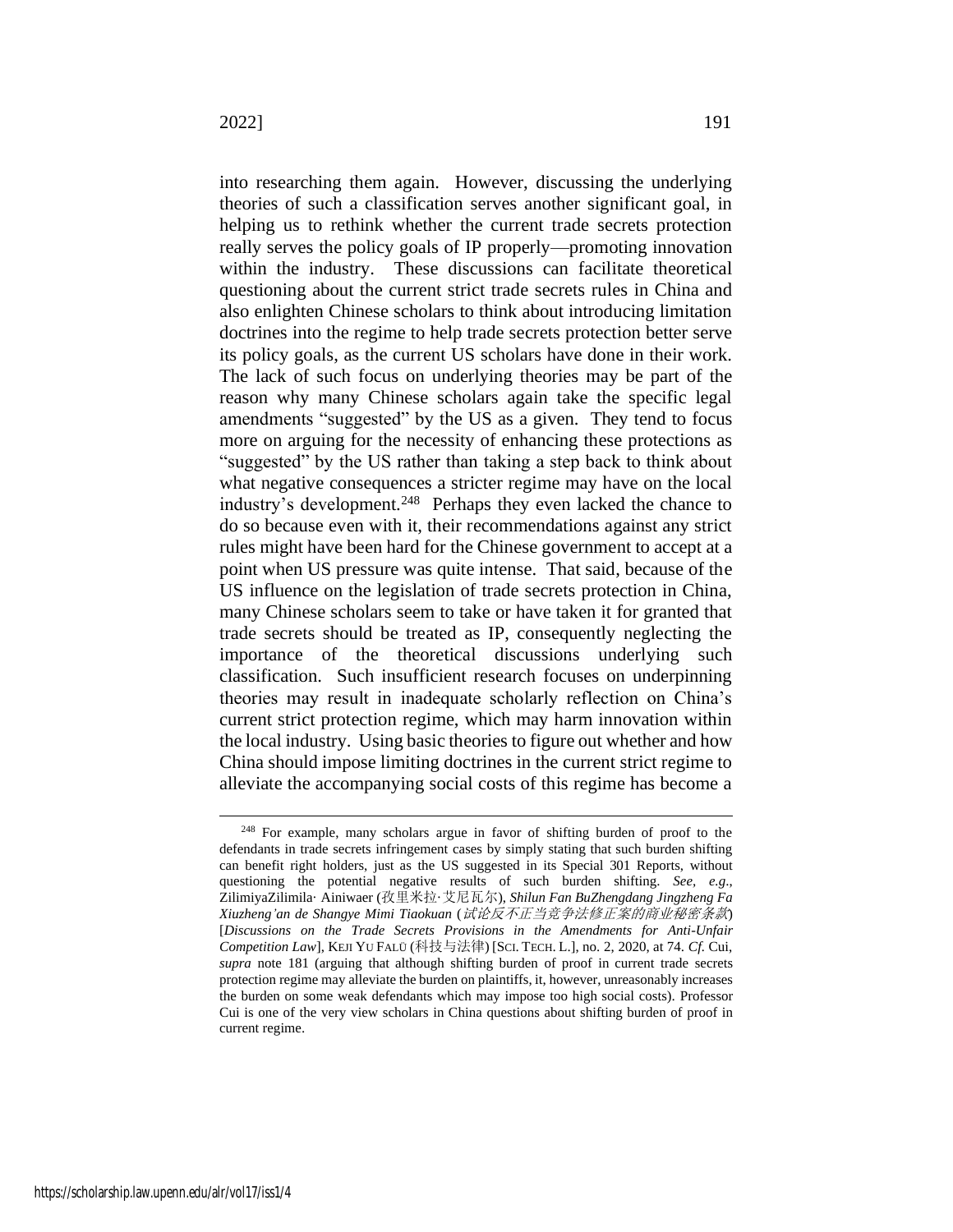into researching them again. However, discussing the underlying theories of such a classification serves another significant goal, in helping us to rethink whether the current trade secrets protection really serves the policy goals of IP properly—promoting innovation within the industry. These discussions can facilitate theoretical questioning about the current strict trade secrets rules in China and also enlighten Chinese scholars to think about introducing limitation doctrines into the regime to help trade secrets protection better serve its policy goals, as the current US scholars have done in their work. The lack of such focus on underlying theories may be part of the reason why many Chinese scholars again take the specific legal amendments "suggested" by the US as a given. They tend to focus more on arguing for the necessity of enhancing these protections as "suggested" by the US rather than taking a step back to think about what negative consequences a stricter regime may have on the local industry's development.[248] Perhaps they even lacked the chance to do so because even with it, their recommendations against any strict rules might have been hard for the Chinese government to accept at a point when US pressure was quite intense. That said, because of the US influence on the legislation of trade secrets protection in China, many Chinese scholars seem to take or have taken it for granted that trade secrets should be treated as IP, consequently neglecting the importance of the theoretical discussions underlying such classification. Such insufficient research focuses on underpinning theories may result in inadequate scholarly reflection on China's current strict protection regime, which may harm innovation within the local industry. Using basic theories to figure out whether and how China should impose limiting doctrines in the current strict regime to alleviate the accompanying social costs of this regime has become a

[248] For example, many scholars argue in favor of shifting burden of proof to the defendants in trade secrets infringement cases by simply stating that such burden shifting can benefit right holders, just as the US suggested in its Special 301 Reports, without questioning the potential negative results of such burden shifting. *See, e.g.*, ZilimiyaZilimila· Ainiwaer (孜里米拉·艾尼瓦尔), *Shilun Fan BuZhengdang Jingzheng Fa Xiuzheng'an de Shangye Mimi Tiaokuan* (*试论反不正当竞争法修正案的商业秘密条款*) [*Discussions on the Trade Secrets Provisions in the Amendments for Anti-Unfair Competition Law*], KEJI YU FALÜ (科技与法律) [SCI. TECH. L.], no. 2, 2020, at 74. *Cf.* Cui, *supra* note 181 (arguing that although shifting burden of proof in current trade secrets protection regime may alleviate the burden on plaintiffs, it, however, unreasonably increases the burden on some weak defendants which may impose too high social costs). Professor Cui is one of the very view scholars in China questions about shifting burden of proof in current regime.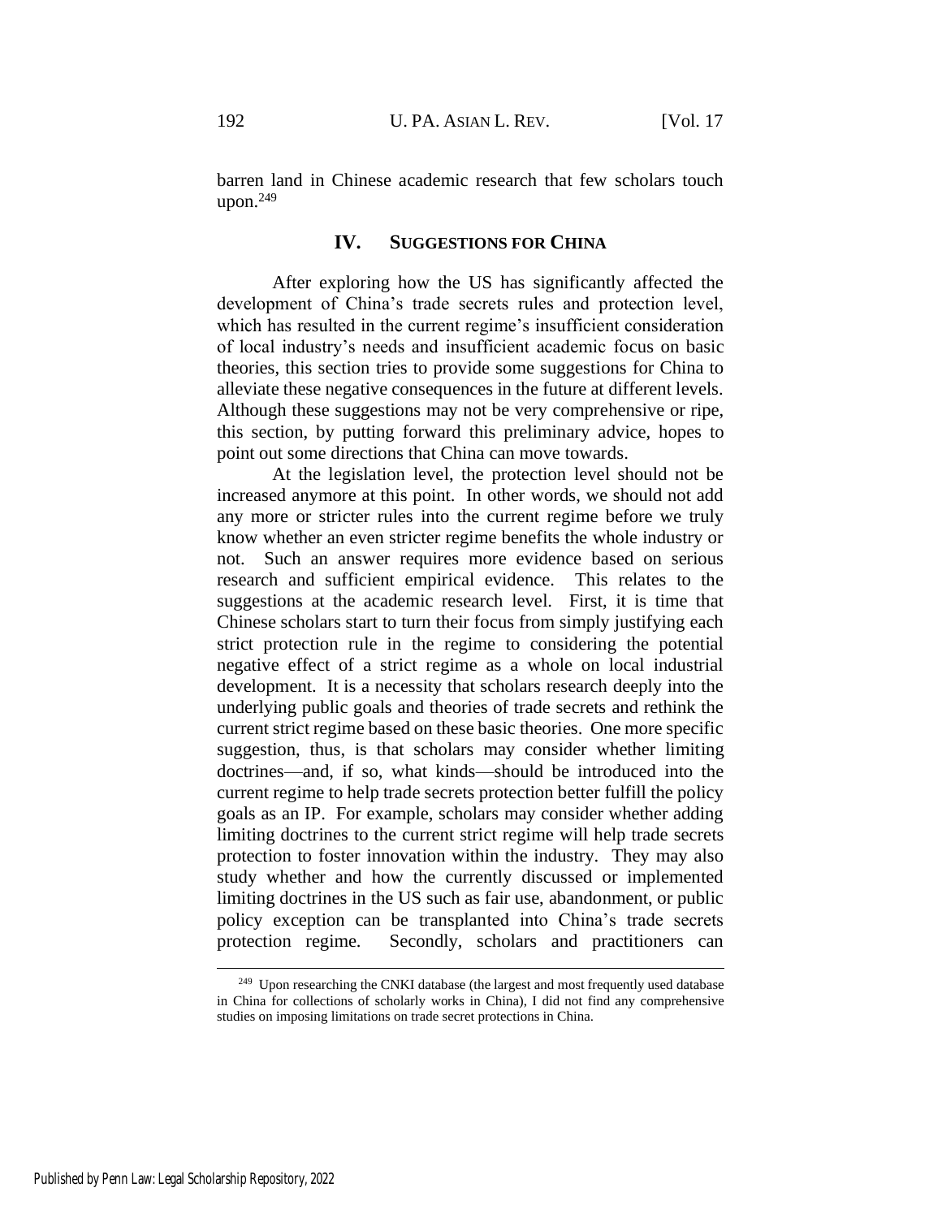barren land in Chinese academic research that few scholars touch upon.[249]

## IV. SUGGESTIONS FOR CHINA

After exploring how the US has significantly affected the development of China's trade secrets rules and protection level, which has resulted in the current regime's insufficient consideration of local industry's needs and insufficient academic focus on basic theories, this section tries to provide some suggestions for China to alleviate these negative consequences in the future at different levels. Although these suggestions may not be very comprehensive or ripe, this section, by putting forward this preliminary advice, hopes to point out some directions that China can move towards.

At the legislation level, the protection level should not be increased anymore at this point. In other words, we should not add any more or stricter rules into the current regime before we truly know whether an even stricter regime benefits the whole industry or not. Such an answer requires more evidence based on serious research and sufficient empirical evidence. This relates to the suggestions at the academic research level. First, it is time that Chinese scholars start to turn their focus from simply justifying each strict protection rule in the regime to considering the potential negative effect of a strict regime as a whole on local industrial development. It is a necessity that scholars research deeply into the underlying public goals and theories of trade secrets and rethink the current strict regime based on these basic theories. One more specific suggestion, thus, is that scholars may consider whether limiting doctrines—and, if so, what kinds—should be introduced into the current regime to help trade secrets protection better fulfill the policy goals as an IP. For example, scholars may consider whether adding limiting doctrines to the current strict regime will help trade secrets protection to foster innovation within the industry. They may also study whether and how the currently discussed or implemented limiting doctrines in the US such as fair use, abandonment, or public policy exception can be transplanted into China's trade secrets protection regime. Secondly, scholars and practitioners can

[249] Upon researching the CNKI database (the largest and most frequently used database in China for collections of scholarly works in China), I did not find any comprehensive studies on imposing limitations on trade secret protections in China.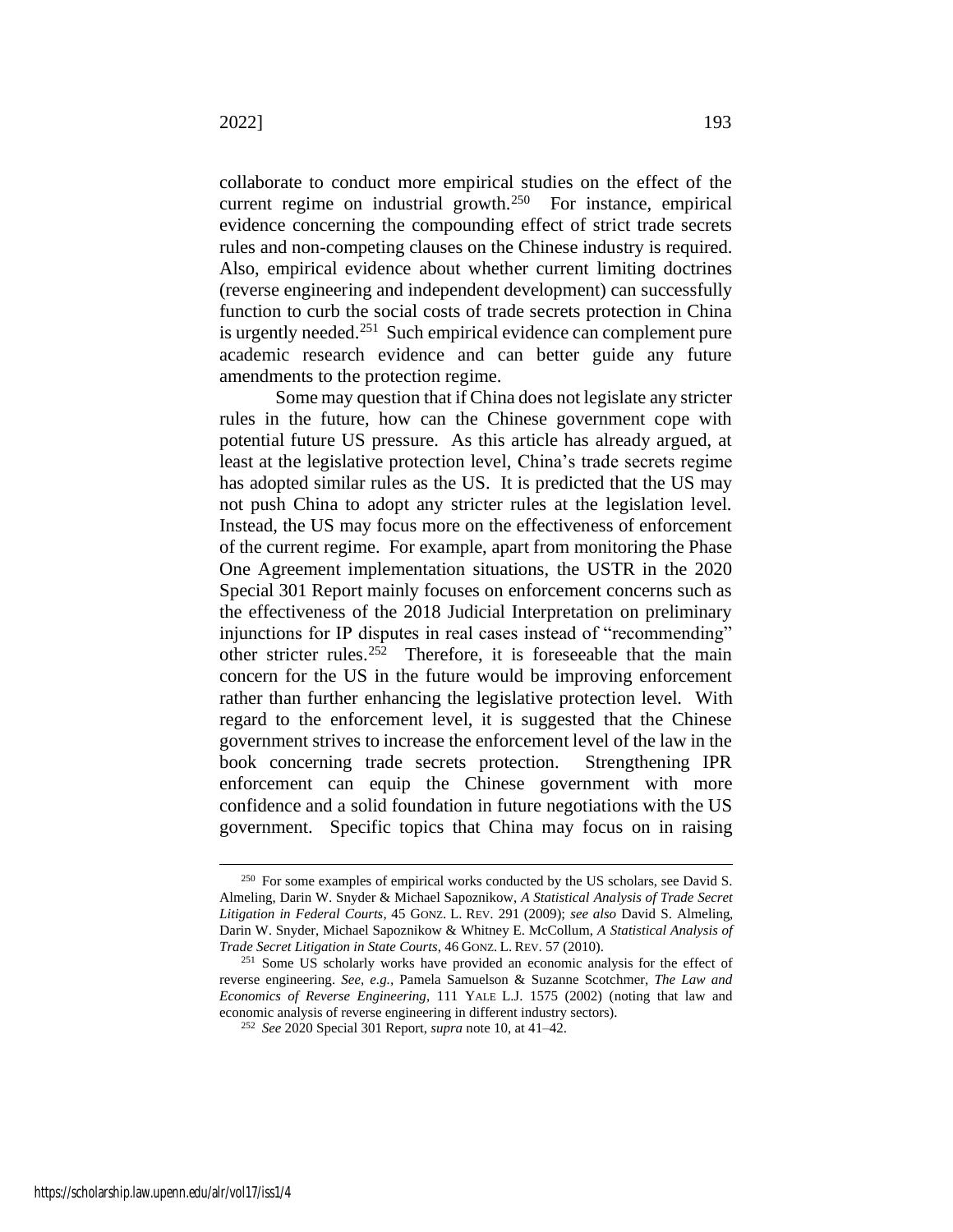collaborate to conduct more empirical studies on the effect of the current regime on industrial growth.[250] For instance, empirical evidence concerning the compounding effect of strict trade secrets rules and non-competing clauses on the Chinese industry is required. Also, empirical evidence about whether current limiting doctrines (reverse engineering and independent development) can successfully function to curb the social costs of trade secrets protection in China is urgently needed.[251] Such empirical evidence can complement pure academic research evidence and can better guide any future amendments to the protection regime.

Some may question that if China does not legislate any stricter rules in the future, how can the Chinese government cope with potential future US pressure. As this article has already argued, at least at the legislative protection level, China's trade secrets regime has adopted similar rules as the US. It is predicted that the US may not push China to adopt any stricter rules at the legislation level. Instead, the US may focus more on the effectiveness of enforcement of the current regime. For example, apart from monitoring the Phase One Agreement implementation situations, the USTR in the 2020 Special 301 Report mainly focuses on enforcement concerns such as the effectiveness of the 2018 Judicial Interpretation on preliminary injunctions for IP disputes in real cases instead of "recommending" other stricter rules.[252] Therefore, it is foreseeable that the main concern for the US in the future would be improving enforcement rather than further enhancing the legislative protection level. With regard to the enforcement level, it is suggested that the Chinese government strives to increase the enforcement level of the law in the book concerning trade secrets protection. Strengthening IPR enforcement can equip the Chinese government with more confidence and a solid foundation in future negotiations with the US government. Specific topics that China may focus on in raising

---

[250] For some examples of empirical works conducted by the US scholars, see David S. Almeling, Darin W. Snyder & Michael Sapoznikow, *A Statistical Analysis of Trade Secret Litigation in Federal Courts*, 45 GONZ. L. REV. 291 (2009); *see also* David S. Almeling, Darin W. Snyder, Michael Sapoznikow & Whitney E. McCollum, *A Statistical Analysis of Trade Secret Litigation in State Courts*, 46 GONZ. L. REV. 57 (2010).

[251] Some US scholarly works have provided an economic analysis for the effect of reverse engineering. *See, e.g.*, Pamela Samuelson & Suzanne Scotchmer, *The Law and Economics of Reverse Engineering*, 111 YALE L.J. 1575 (2002) (noting that law and economic analysis of reverse engineering in different industry sectors).

[252] *See* 2020 Special 301 Report, *supra* note 10, at 41–42.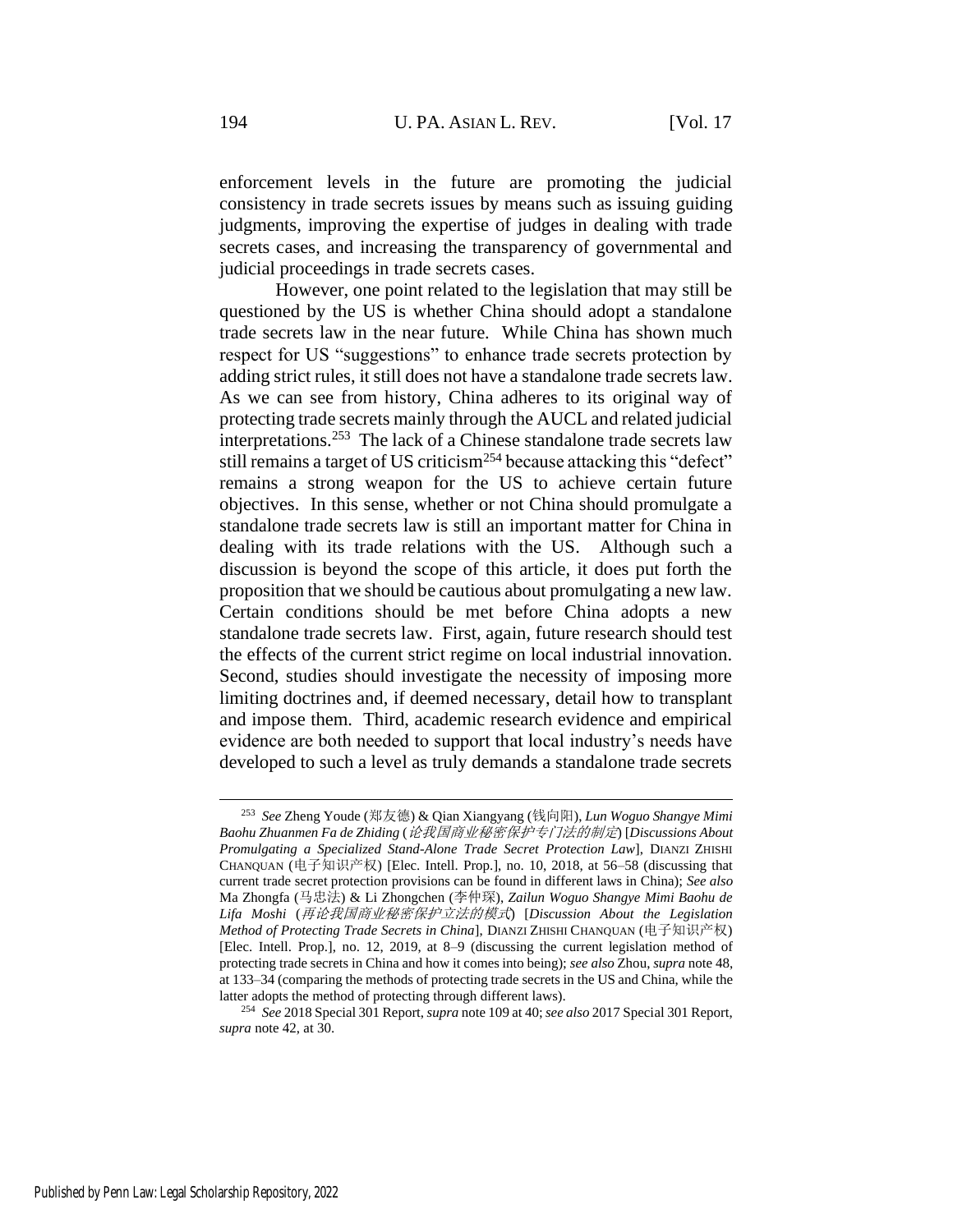enforcement levels in the future are promoting the judicial consistency in trade secrets issues by means such as issuing guiding judgments, improving the expertise of judges in dealing with trade secrets cases, and increasing the transparency of governmental and judicial proceedings in trade secrets cases.

However, one point related to the legislation that may still be questioned by the US is whether China should adopt a standalone trade secrets law in the near future. While China has shown much respect for US "suggestions" to enhance trade secrets protection by adding strict rules, it still does not have a standalone trade secrets law. As we can see from history, China adheres to its original way of protecting trade secrets mainly through the AUCL and related judicial interpretations.[253] The lack of a Chinese standalone trade secrets law still remains a target of US criticism[254] because attacking this "defect" remains a strong weapon for the US to achieve certain future objectives. In this sense, whether or not China should promulgate a standalone trade secrets law is still an important matter for China in dealing with its trade relations with the US. Although such a discussion is beyond the scope of this article, it does put forth the proposition that we should be cautious about promulgating a new law. Certain conditions should be met before China adopts a new standalone trade secrets law. First, again, future research should test the effects of the current strict regime on local industrial innovation. Second, studies should investigate the necessity of imposing more limiting doctrines and, if deemed necessary, detail how to transplant and impose them. Third, academic research evidence and empirical evidence are both needed to support that local industry's needs have developed to such a level as truly demands a standalone trade secrets

---

[253] *See* Zheng Youde (郑友德) & Qian Xiangyang (钱向阳), *Lun Woguo Shangye Mimi Baohu Zhuanmen Fa de Zhiding* (*论我国商业秘密保护专门法的制定*) [*Discussions About Promulgating a Specialized Stand-Alone Trade Secret Protection Law*], DIANZI ZHISHI CHANQUAN (电子知识产权) [Elec. Intell. Prop.], no. 10, 2018, at 56–58 (discussing that current trade secret protection provisions can be found in different laws in China); *See also* Ma Zhongfa (马忠法) & Li Zhongchen (李仲琛), *Zailun Woguo Shangye Mimi Baohu de Lifa Moshi* (*再论我国商业秘密保护立法的模式*) [*Discussion About the Legislation Method of Protecting Trade Secrets in China*], DIANZI ZHISHI CHANQUAN (电子知识产权) [Elec. Intell. Prop.], no. 12, 2019, at 8–9 (discussing the current legislation method of protecting trade secrets in China and how it comes into being); *see also* Zhou, *supra* note 48, at 133–34 (comparing the methods of protecting trade secrets in the US and China, while the latter adopts the method of protecting through different laws).

[254] *See* 2018 Special 301 Report, *supra* note 109 at 40; *see also* 2017 Special 301 Report, *supra* note 42, at 30.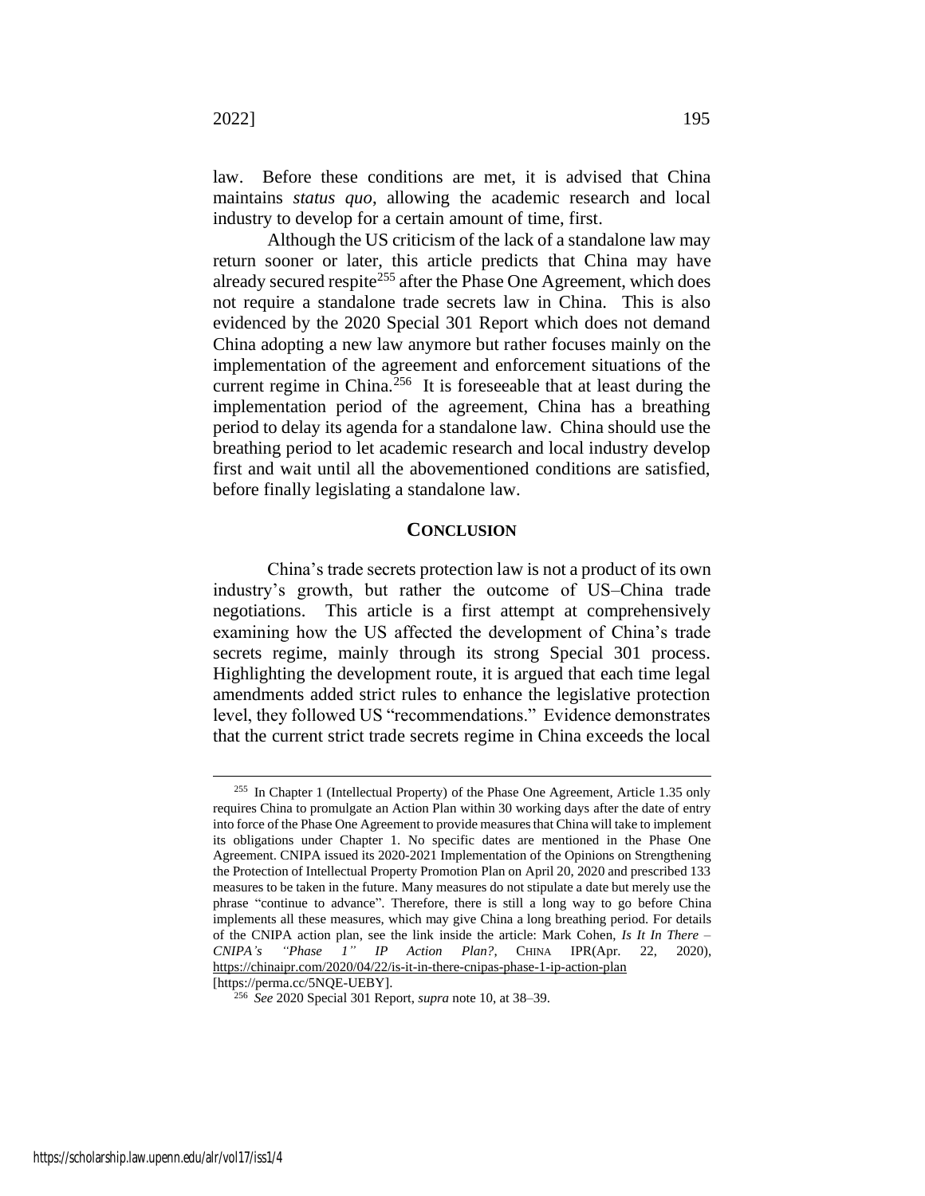law. Before these conditions are met, it is advised that China maintains *status quo*, allowing the academic research and local industry to develop for a certain amount of time, first.

Although the US criticism of the lack of a standalone law may return sooner or later, this article predicts that China may have already secured respite[255] after the Phase One Agreement, which does not require a standalone trade secrets law in China. This is also evidenced by the 2020 Special 301 Report which does not demand China adopting a new law anymore but rather focuses mainly on the implementation of the agreement and enforcement situations of the current regime in China.[256] It is foreseeable that at least during the implementation period of the agreement, China has a breathing period to delay its agenda for a standalone law. China should use the breathing period to let academic research and local industry develop first and wait until all the abovementioned conditions are satisfied, before finally legislating a standalone law.

## CONCLUSION

China's trade secrets protection law is not a product of its own industry's growth, but rather the outcome of US–China trade negotiations. This article is a first attempt at comprehensively examining how the US affected the development of China's trade secrets regime, mainly through its strong Special 301 process. Highlighting the development route, it is argued that each time legal amendments added strict rules to enhance the legislative protection level, they followed US "recommendations." Evidence demonstrates that the current strict trade secrets regime in China exceeds the local

---

[255] In Chapter 1 (Intellectual Property) of the Phase One Agreement, Article 1.35 only requires China to promulgate an Action Plan within 30 working days after the date of entry into force of the Phase One Agreement to provide measures that China will take to implement its obligations under Chapter 1. No specific dates are mentioned in the Phase One Agreement. CNIPA issued its 2020-2021 Implementation of the Opinions on Strengthening the Protection of Intellectual Property Promotion Plan on April 20, 2020 and prescribed 133 measures to be taken in the future. Many measures do not stipulate a date but merely use the phrase "continue to advance". Therefore, there is still a long way to go before China implements all these measures, which may give China a long breathing period. For details of the CNIPA action plan, see the link inside the article: Mark Cohen, *Is It In There – CNIPA's "Phase 1" IP Action Plan?*, CHINA IPR(Apr. 22, 2020), https://chinaipr.com/2020/04/22/is-it-in-there-cnipas-phase-1-ip-action-plan [https://perma.cc/5NQE-UEBY].

[256] *See* 2020 Special 301 Report, *supra* note 10, at 38–39.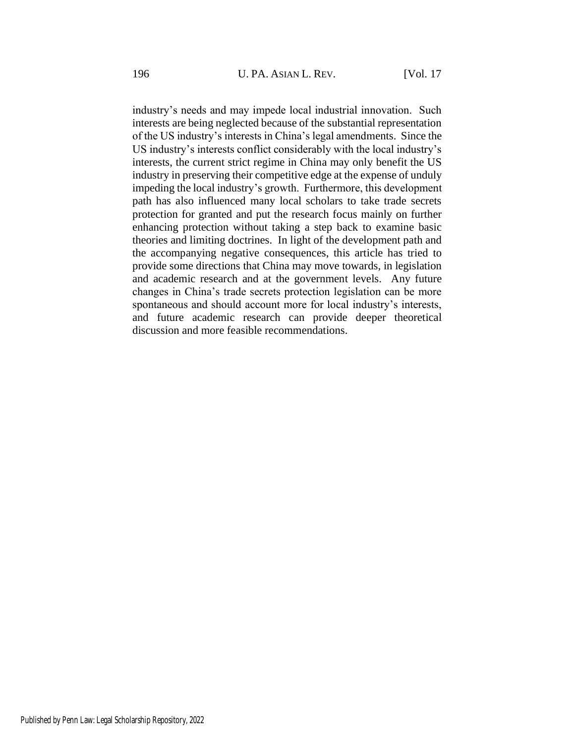industry's needs and may impede local industrial innovation. Such interests are being neglected because of the substantial representation of the US industry's interests in China's legal amendments. Since the US industry's interests conflict considerably with the local industry's interests, the current strict regime in China may only benefit the US industry in preserving their competitive edge at the expense of unduly impeding the local industry's growth. Furthermore, this development path has also influenced many local scholars to take trade secrets protection for granted and put the research focus mainly on further enhancing protection without taking a step back to examine basic theories and limiting doctrines. In light of the development path and the accompanying negative consequences, this article has tried to provide some directions that China may move towards, in legislation and academic research and at the government levels. Any future changes in China's trade secrets protection legislation can be more spontaneous and should account more for local industry's interests, and future academic research can provide deeper theoretical discussion and more feasible recommendations.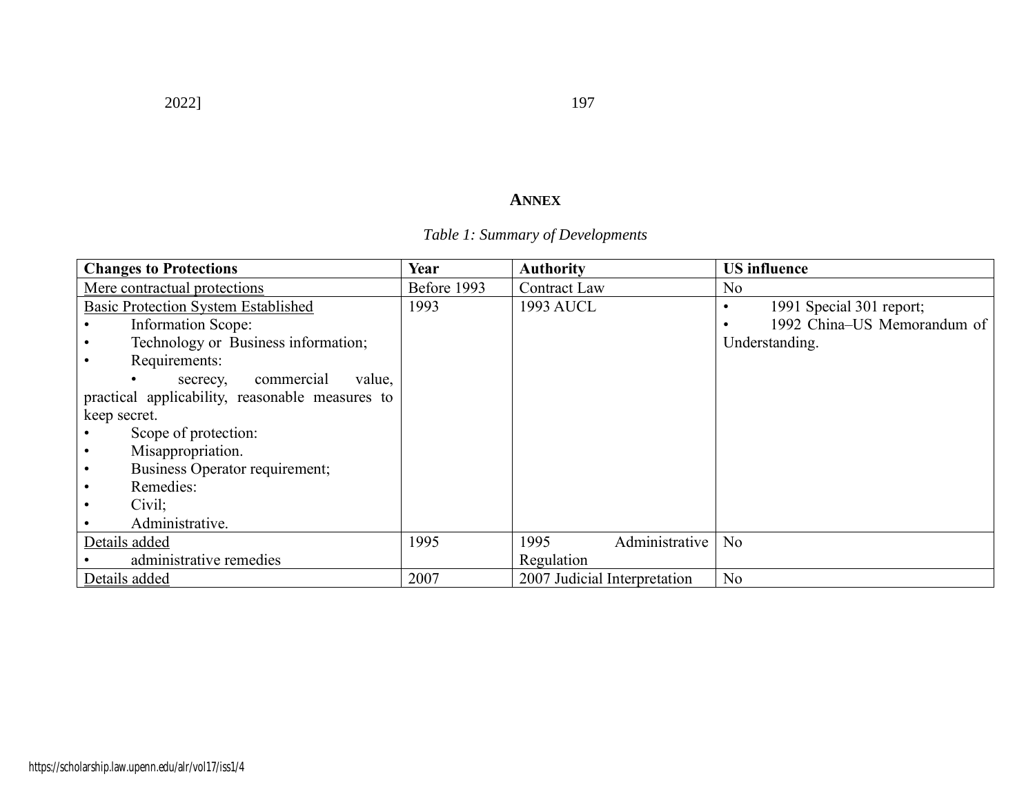## ANNEX

*Table 1: Summary of Developments*

| Changes to Protections | Year | Authority | US influence |
|---|---|---|---|
| Mere contractual protections | Before 1993 | Contract Law | No |
| Basic Protection System Established<br>• Information Scope:<br>• Technology or Business information;<br>• Requirements:<br>• secrecy, commercial value, practical applicability, reasonable measures to keep secret.<br>• Scope of protection:<br>• Misappropriation.<br>• Business Operator requirement;<br>• Remedies:<br>• Civil;<br>• Administrative. | 1993 | 1993 AUCL | • 1991 Special 301 report;<br>• 1992 China–US Memorandum of Understanding. |
| Details added<br>• administrative remedies | 1995 | 1995 Administrative Regulation | No |
| Details added | 2007 | 2007 Judicial Interpretation | No |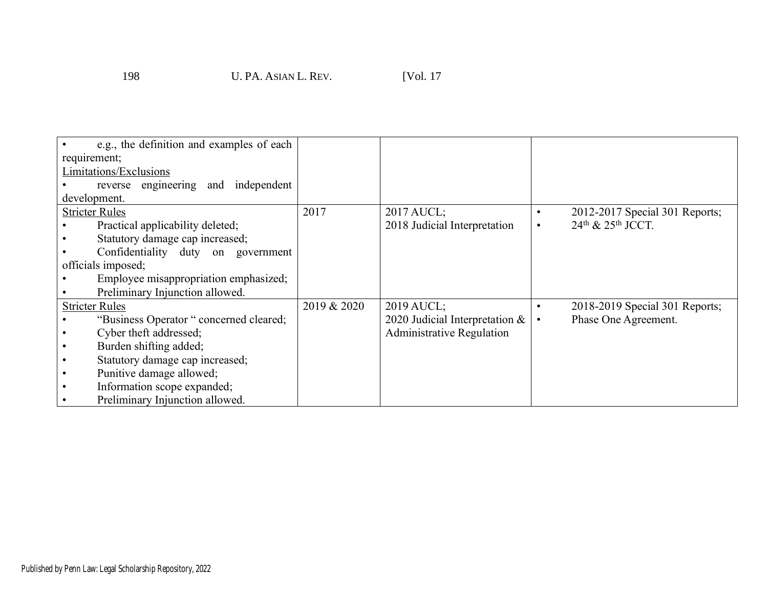| | | | |
|---|---|---|---|
| • e.g., the definition and examples of each requirement;<br>Limitations/Exclusions<br>• reverse engineering and independent development. | | | |
| Stricter Rules<br>• Practical applicability deleted;<br>• Statutory damage cap increased;<br>• Confidentiality duty on government officials imposed;<br>• Employee misappropriation emphasized;<br>• Preliminary Injunction allowed. | 2017 | 2017 AUCL;<br>2018 Judicial Interpretation | • 2012-2017 Special 301 Reports;<br>• 24th & 25th JCCT. |
| Stricter Rules<br>• "Business Operator " concerned cleared;<br>• Cyber theft addressed;<br>• Burden shifting added;<br>• Statutory damage cap increased;<br>• Punitive damage allowed;<br>• Information scope expanded;<br>• Preliminary Injunction allowed. | 2019 & 2020 | 2019 AUCL;<br>2020 Judicial Interpretation & Administrative Regulation | • 2018-2019 Special 301 Reports;<br>• Phase One Agreement. |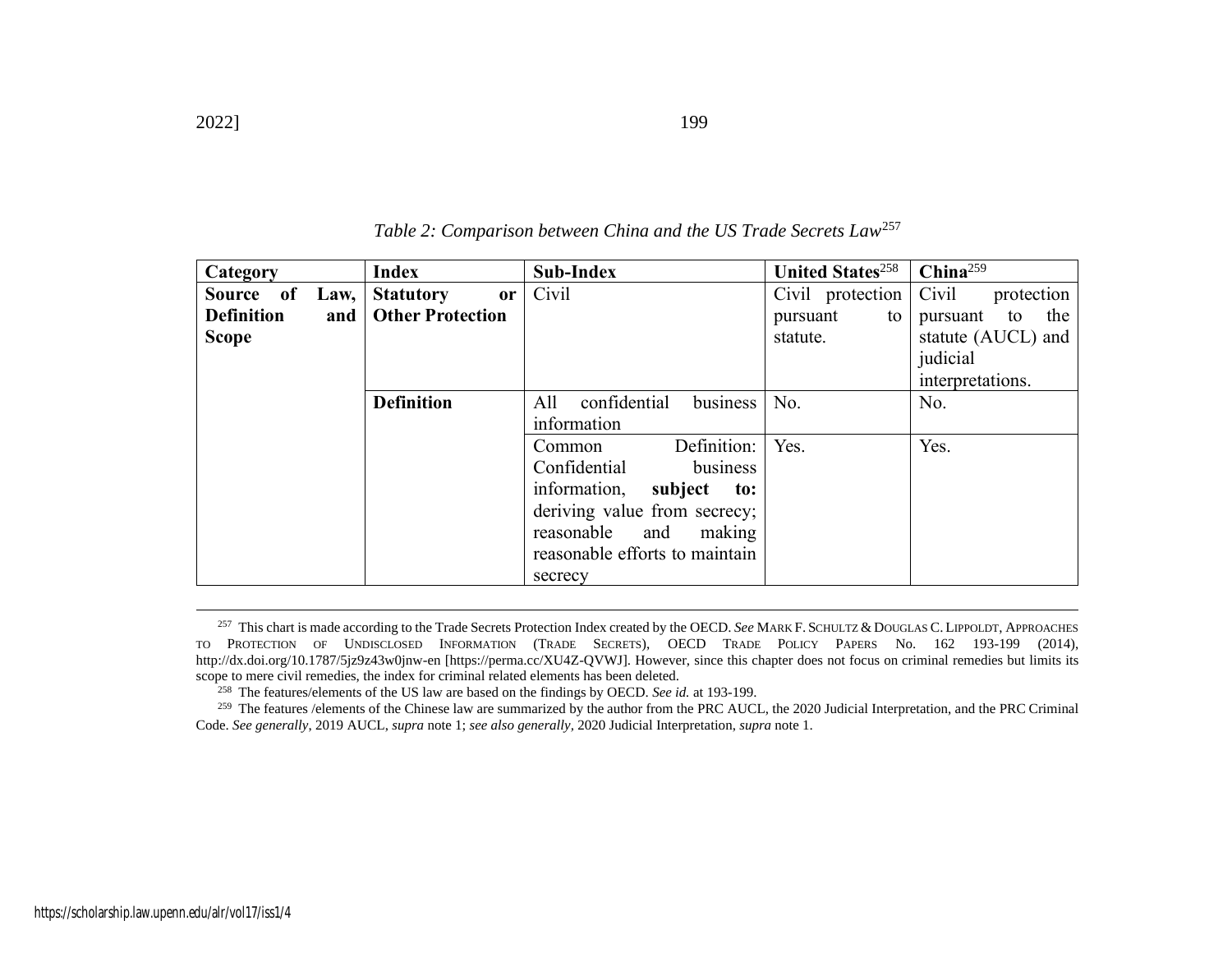*Table 2: Comparison between China and the US Trade Secrets Law*[257]

| Category | Index | Sub-Index | United States[258] | China[259] |
| --- | --- | --- | --- | --- |
| **Source of Law, Definition and Scope** | **Statutory or Other Protection** | Civil | Civil protection pursuant to statute. | Civil protection pursuant to the statute (AUCL) and judicial interpretations. |
| | **Definition** | All confidential business information | No. | No. |
| | | Common Definition: Confidential business information, **subject to:** deriving value from secrecy; reasonable and making reasonable efforts to maintain secrecy | Yes. | Yes. |

[257] This chart is made according to the Trade Secrets Protection Index created by the OECD. *See* MARK F. SCHULTZ & DOUGLAS C. LIPPOLDT, APPROACHES TO PROTECTION OF UNDISCLOSED INFORMATION (TRADE SECRETS), OECD TRADE POLICY PAPERS No. 162 193-199 (2014), http://dx.doi.org/10.1787/5jz9z43w0jnw-en [https://perma.cc/XU4Z-QVWJ]. However, since this chapter does not focus on criminal remedies but limits its scope to mere civil remedies, the index for criminal related elements has been deleted.

[258] The features/elements of the US law are based on the findings by OECD. *See id.* at 193-199.

[259] The features /elements of the Chinese law are summarized by the author from the PRC AUCL, the 2020 Judicial Interpretation, and the PRC Criminal Code. *See generally*, 2019 AUCL, *supra* note 1; *see also generally*, 2020 Judicial Interpretation, *supra* note 1.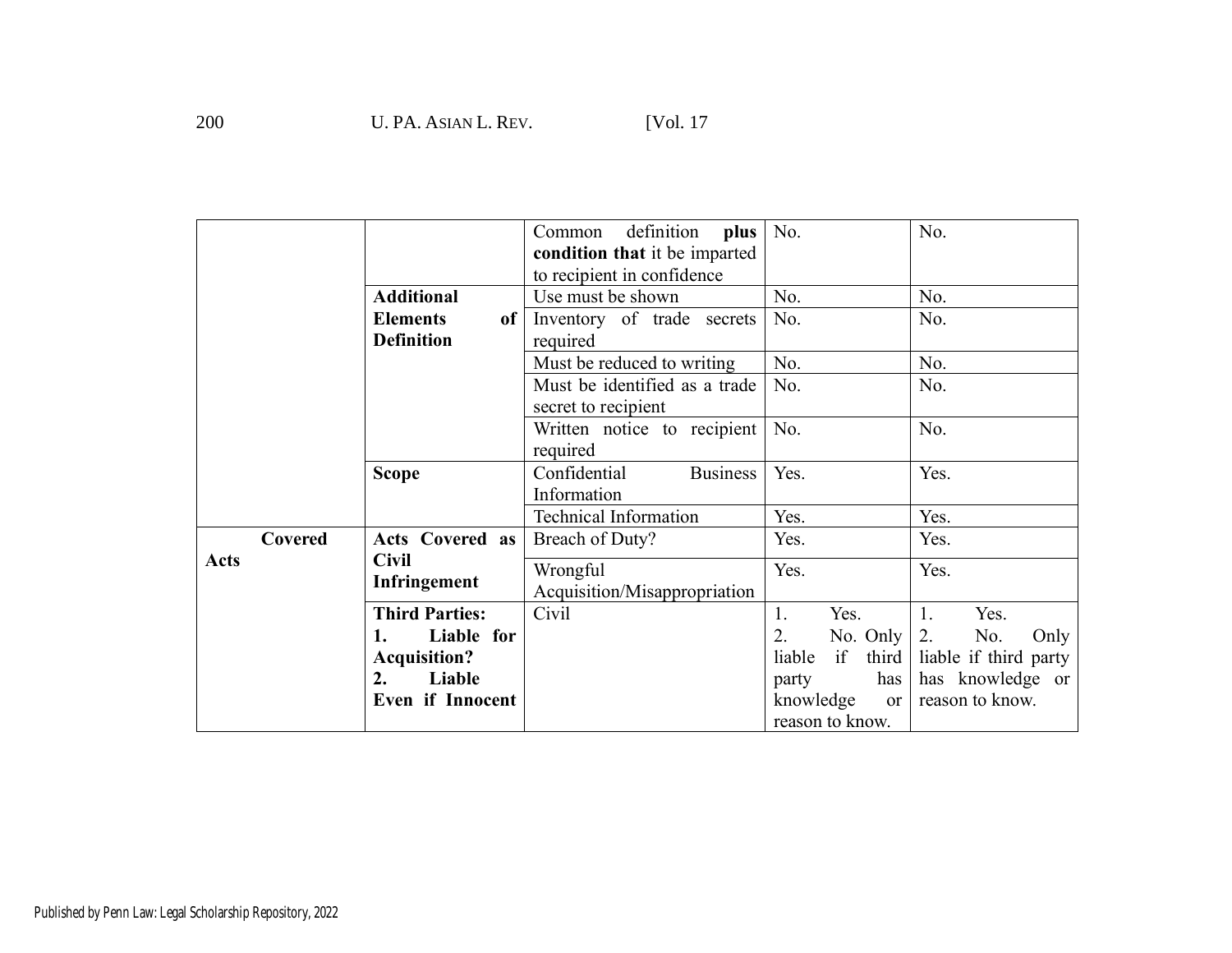| | | | | |
|---|---|---|---|---|
| | | Common definition **plus condition that** it be imparted to recipient in confidence | No. | No. |
| | **Additional Elements of Definition** | Use must be shown | No. | No. |
| | | Inventory of trade secrets required | No. | No. |
| | | Must be reduced to writing | No. | No. |
| | | Must be identified as a trade secret to recipient | No. | No. |
| | | Written notice to recipient required | No. | No. |
| | **Scope** | Confidential Business Information | Yes. | Yes. |
| | | Technical Information | Yes. | Yes. |
| **Covered Acts** | **Acts Covered as Civil Infringement** | Breach of Duty? | Yes. | Yes. |
| | | Wrongful Acquisition/Misappropriation | Yes. | Yes. |
| | **Third Parties: 1. Liable for Acquisition? 2. Liable Even if Innocent** | Civil | 1. Yes. 2. No. Only liable if third party has knowledge or reason to know. | 1. Yes. 2. No. Only liable if third party has knowledge or reason to know. |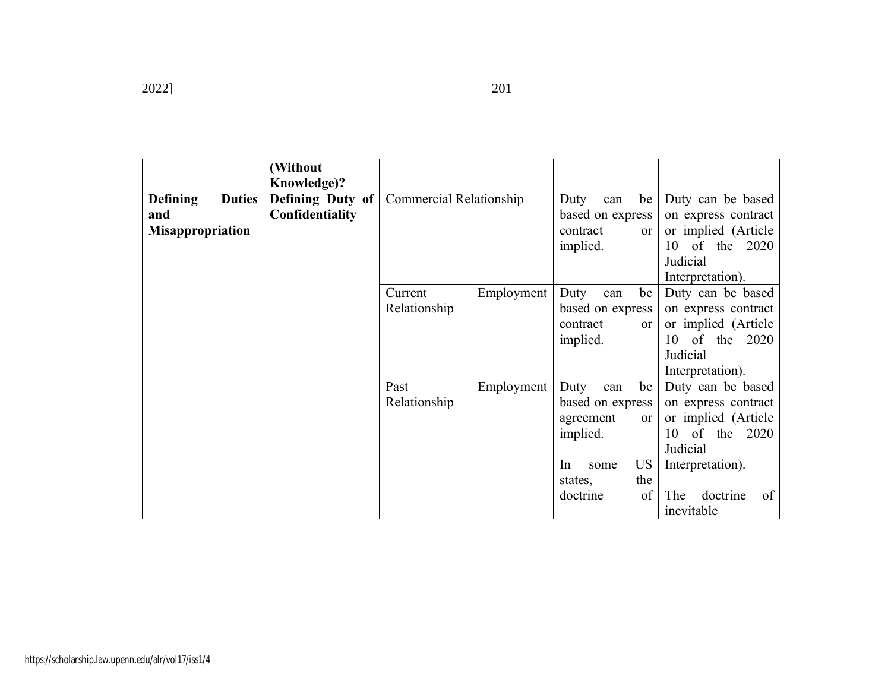| | (Without Knowledge)? | | | |
|---|---|---|---|---|
| **Defining Duties and Misappropriation** | **Defining Duty of Confidentiality** | Commercial Relationship | Duty can be based on express contract or implied. | Duty can be based on express contract or implied (Article 10 of the 2020 Judicial Interpretation). |
| | | Current Employment Relationship | Duty can be based on express contract or implied. | Duty can be based on express contract or implied (Article 10 of the 2020 Judicial Interpretation). |
| | | Past Employment Relationship | Duty can be based on express agreement or implied.<br><br>In some US states, the doctrine of | Duty can be based on express contract or implied (Article 10 of the 2020 Judicial Interpretation).<br><br>The doctrine of inevitable |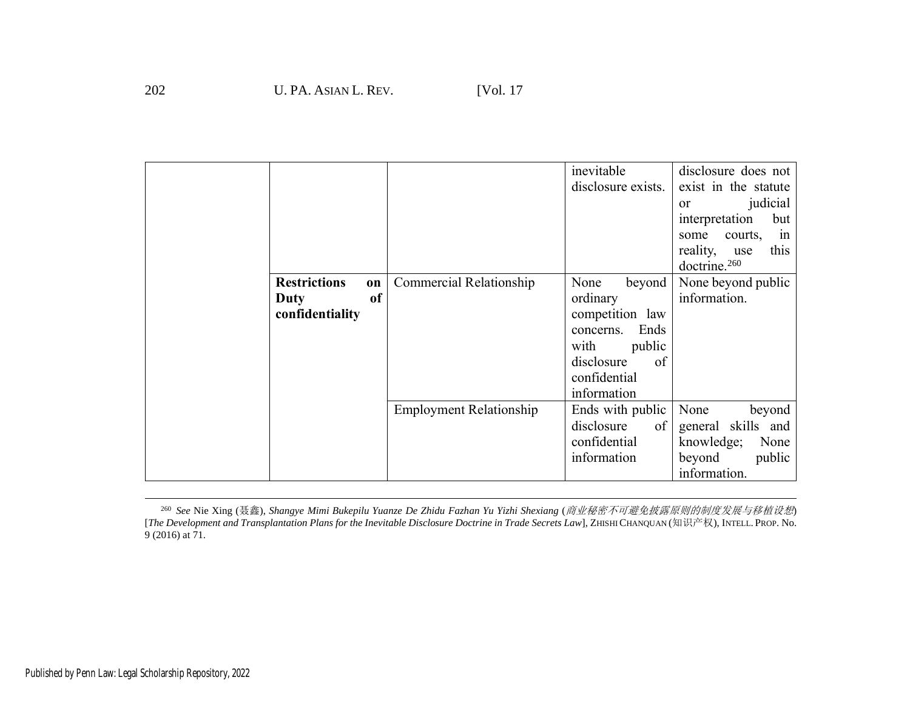| | | | | |
|---|---|---|---|---|
| | | | inevitable disclosure exists. | disclosure does not exist in the statute or judicial interpretation but some courts, in reality, use this doctrine.[260] |
| | **Restrictions on Duty of confidentiality** | Commercial Relationship | None beyond ordinary competition law concerns. Ends with public disclosure of confidential information | None beyond public information. |
| | | Employment Relationship | Ends with public disclosure of confidential information | None beyond general skills and knowledge; None beyond public information. |

[260] *See* Nie Xing (聂鑫), *Shangye Mimi Bukepilu Yuanze De Zhidu Fazhan Yu Yizhi Shexiang* (*商业秘密不可避免披露原则的制度发展与移植设想*) [*The Development and Transplantation Plans for the Inevitable Disclosure Doctrine in Trade Secrets Law*], ZHISHI CHANQUAN (知识产权), INTELL. PROP. No. 9 (2016) at 71.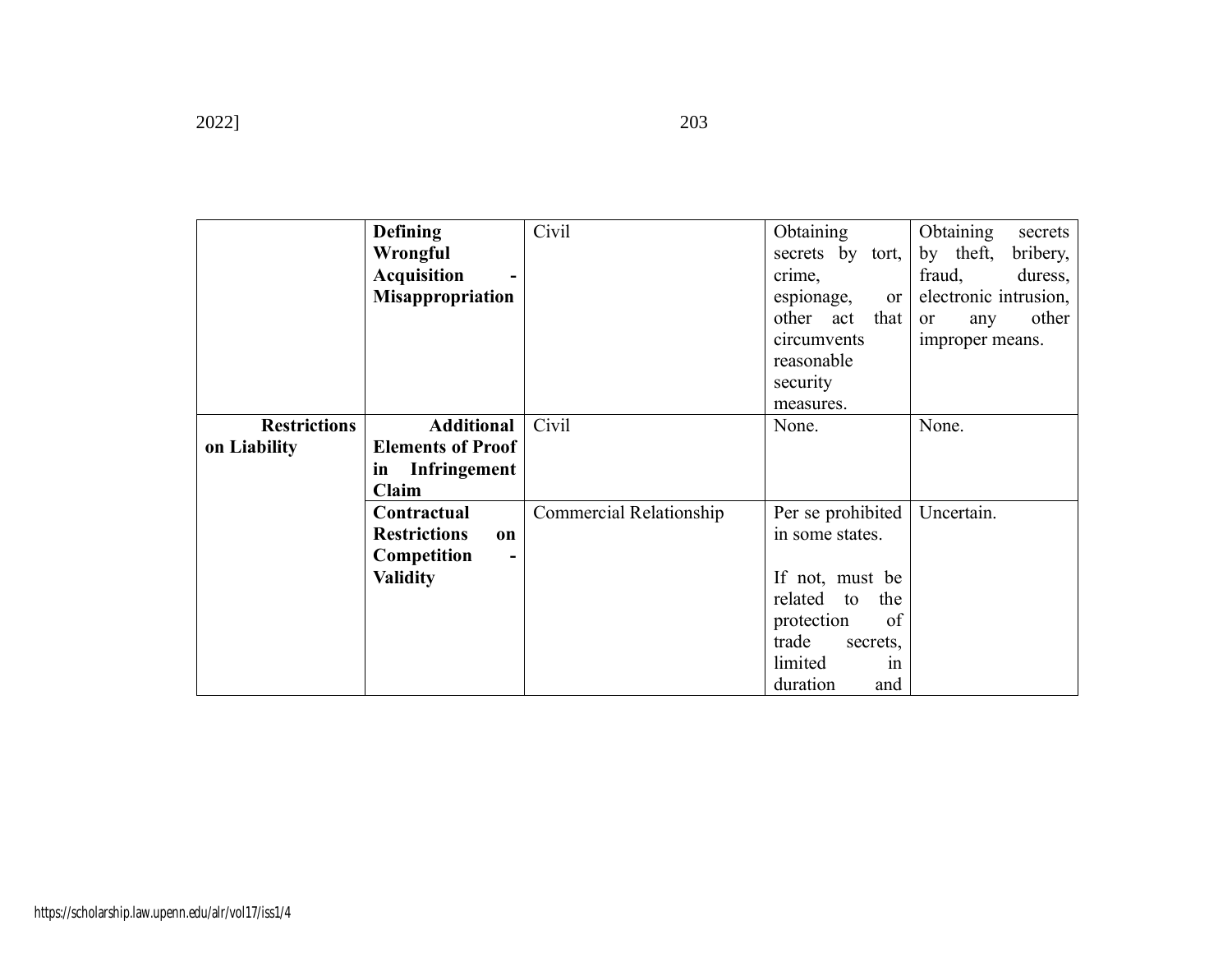| | | | | |
|---|---|---|---|---|
| | **Defining Wrongful Acquisition - Misappropriation** | Civil | Obtaining secrets by tort, crime, espionage, or other act that circumvents reasonable security measures. | Obtaining secrets by theft, bribery, fraud, duress, electronic intrusion, or any other improper means. |
| **Restrictions on Liability** | **Additional Elements of Proof in Infringement Claim** | Civil | None. | None. |
| | **Contractual Restrictions on Competition - Validity** | Commercial Relationship | Per se prohibited in some states.<br><br>If not, must be related to the protection of trade secrets, limited in duration and | Uncertain. |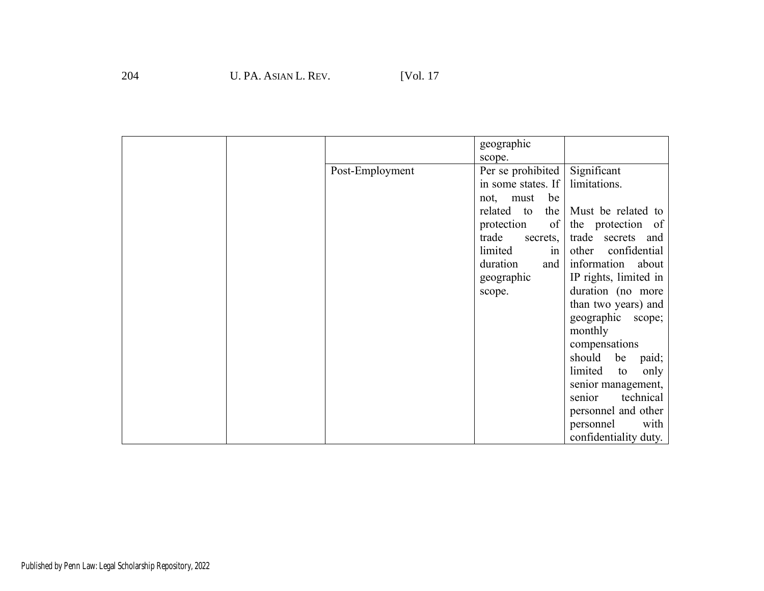| | | | | |
|---|---|---|---|---|
| | | | geographic scope. | |
| | | Post-Employment | Per se prohibited in some states. If not, must be related to the protection of trade secrets, limited in duration and geographic scope. | Significant limitations.<br><br>Must be related to the protection of trade secrets and other confidential information about IP rights, limited in duration (no more than two years) and geographic scope; monthly compensations should be paid; limited to only senior management, senior technical personnel and other personnel with confidentiality duty. |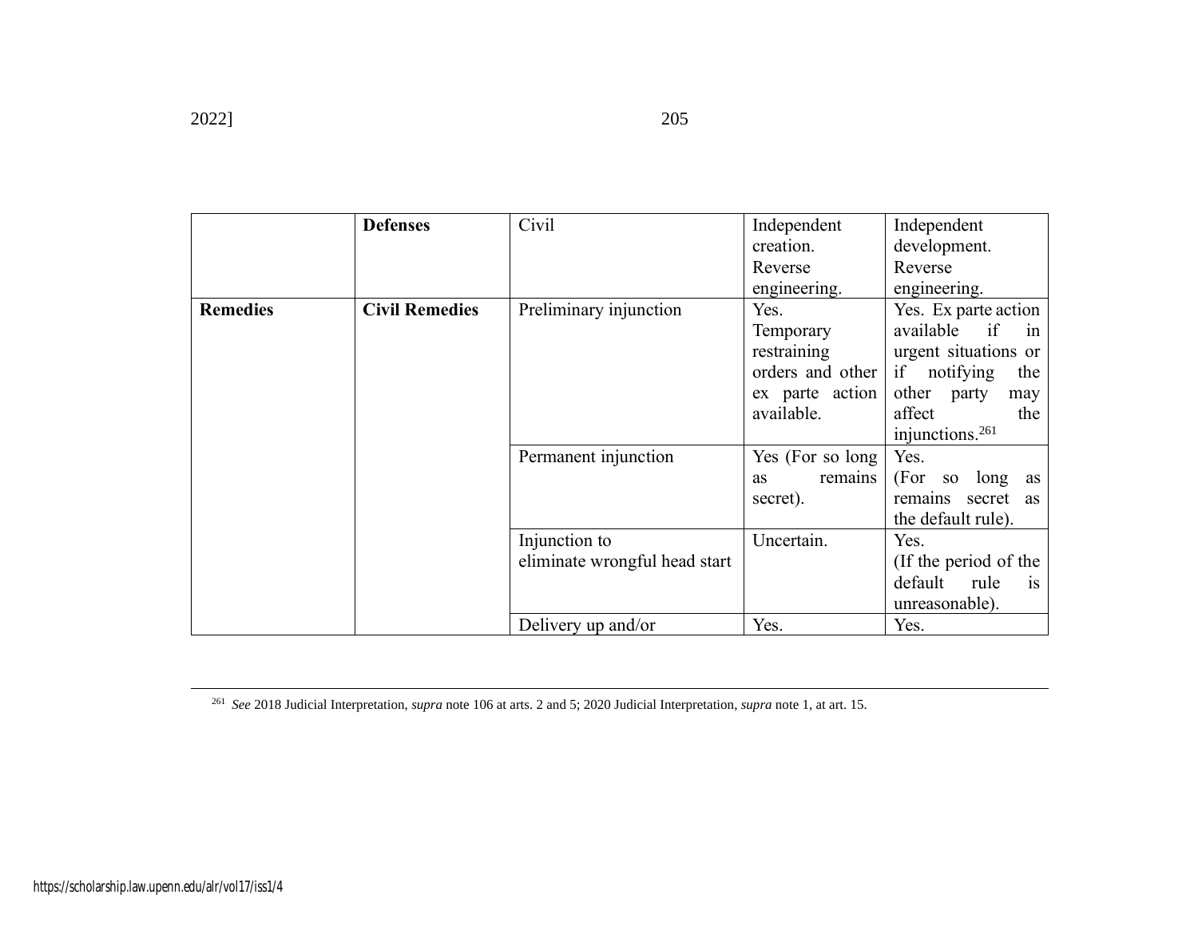| | | | | |
|---|---|---|---|---|
| | **Defenses** | Civil | Independent creation. Reverse engineering. | Independent development. Reverse engineering. |
| **Remedies** | **Civil Remedies** | Preliminary injunction | Yes. Temporary restraining orders and other ex parte action available. | Yes. Ex parte action available if in urgent situations or if notifying the other party may affect the injunctions.[261] |
| | | Permanent injunction | Yes (For so long as remains secret). | Yes. (For so long as remains secret as the default rule). |
| | | Injunction to eliminate wrongful head start | Uncertain. | Yes. (If the period of the default rule is unreasonable). |
| | | Delivery up and/or | Yes. | Yes. |

[261] *See* 2018 Judicial Interpretation, *supra* note 106 at arts. 2 and 5; 2020 Judicial Interpretation, *supra* note 1, at art. 15.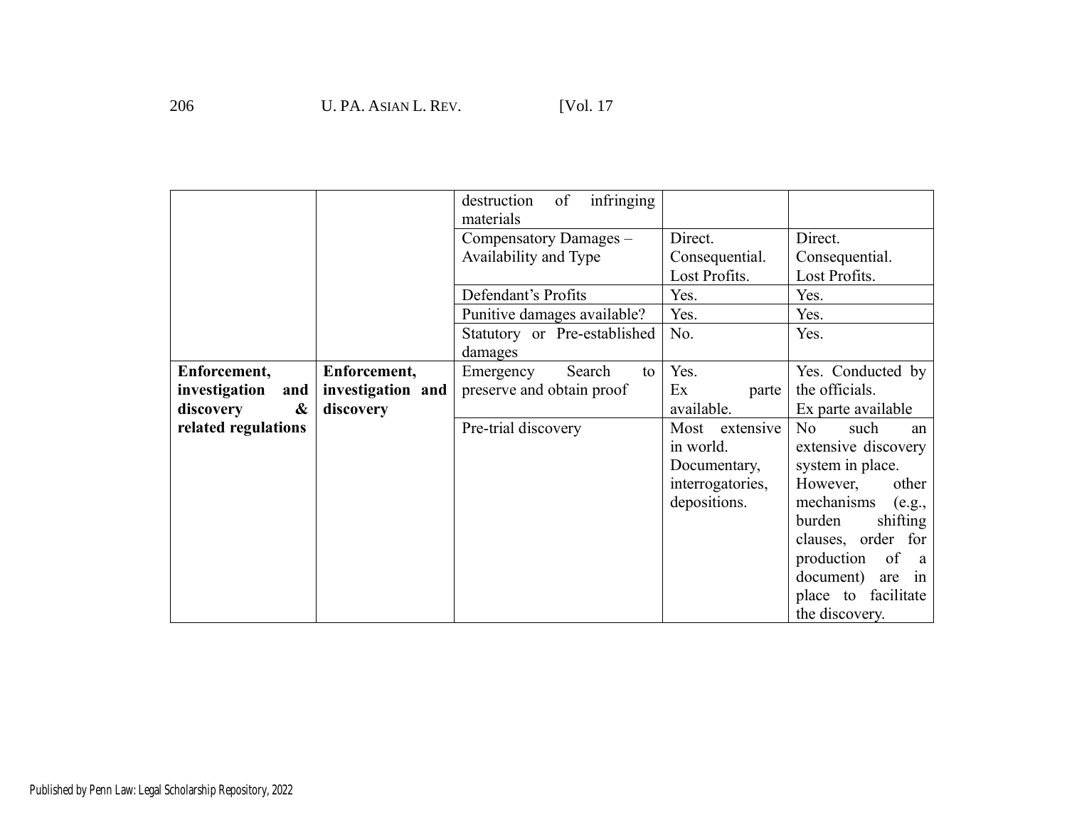| | | | | |
|---|---|---|---|---|
| | | destruction of infringing materials | | |
| | | Compensatory Damages – Availability and Type | Direct.<br>Consequential.<br>Lost Profits. | Direct.<br>Consequential.<br>Lost Profits. |
| | | Defendant's Profits | Yes. | Yes. |
| | | Punitive damages available? | Yes. | Yes. |
| | | Statutory or Pre-established damages | No. | Yes. |
| **Enforcement, investigation and discovery & related regulations** | **Enforcement, investigation and discovery** | Emergency Search to preserve and obtain proof | Yes.<br>Ex parte available. | Yes. Conducted by the officials.<br>Ex parte available |
| | | Pre-trial discovery | Most extensive in world.<br>Documentary, interrogatories, depositions. | No such an extensive discovery system in place.<br>However, other mechanisms (e.g., burden shifting clauses, order for production of a document) are in place to facilitate the discovery. |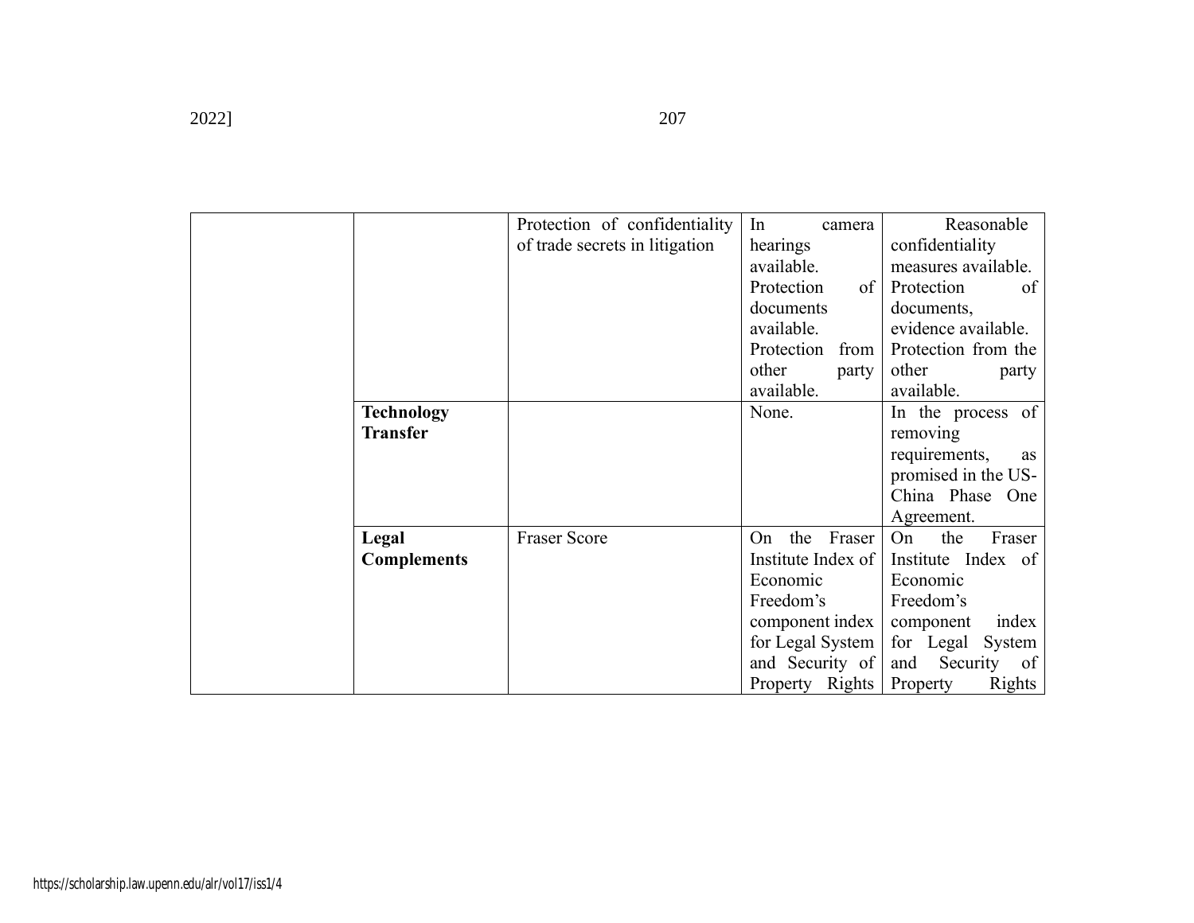| | | | | |
|---|---|---|---|---|
| | | Protection of confidentiality of trade secrets in litigation | In camera hearings available. Protection of documents available. Protection from other party available. | Reasonable confidentiality measures available. Protection of documents, evidence available. Protection from the other party available. |
| | **Technology Transfer** | | None. | In the process of removing requirements, as promised in the US-China Phase One Agreement. |
| | **Legal Complements** | Fraser Score | On the Fraser Institute Index of Economic Freedom's component index for Legal System and Security of Property Rights | On the Fraser Institute Index of Economic Freedom's component index for Legal System and Security of Property Rights |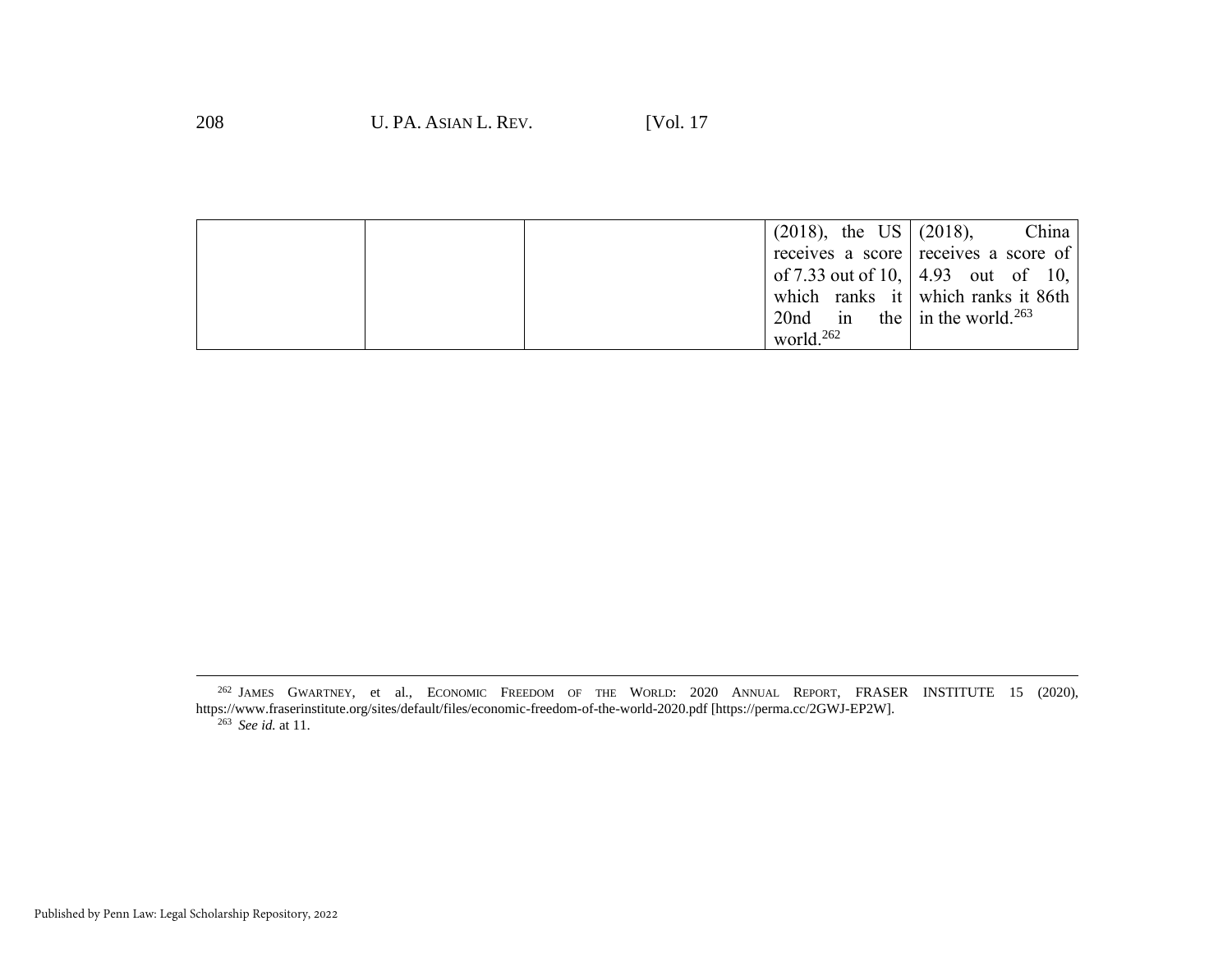| | | | | |
|---|---|---|---|---|
| | | | (2018), the US receives a score of 7.33 out of 10, which ranks it 20nd in the world.[262] | (2018), China receives a score of 4.93 out of 10, which ranks it 86th in the world.[263] |

---

[262] JAMES GWARTNEY, et al., ECONOMIC FREEDOM OF THE WORLD: 2020 ANNUAL REPORT, FRASER INSTITUTE 15 (2020), https://www.fraserinstitute.org/sites/default/files/economic-freedom-of-the-world-2020.pdf [https://perma.cc/2GWJ-EP2W].

[263] *See id.* at 11.

Published by Penn Law: Legal Scholarship Repository, 2022